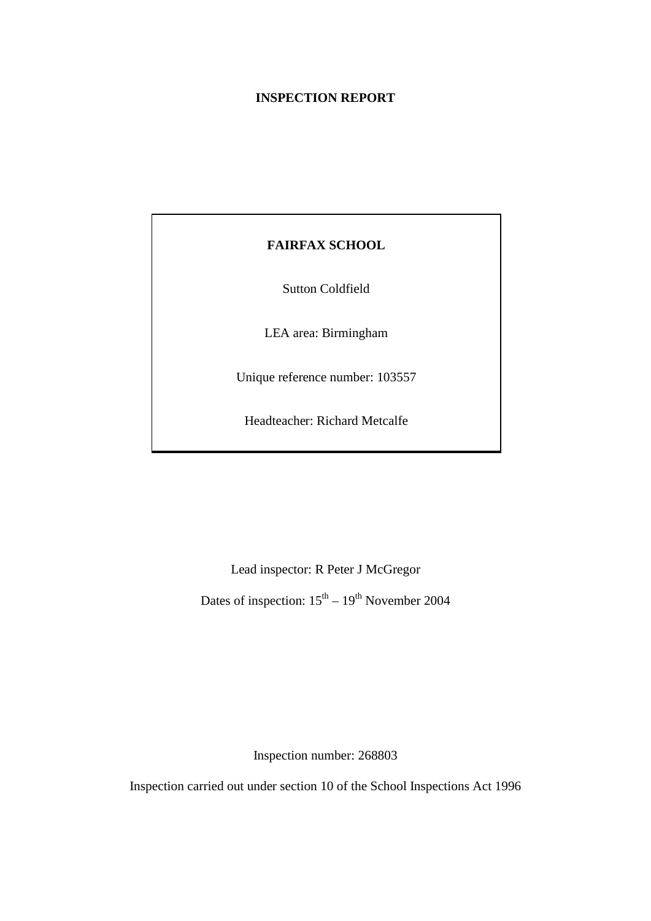# INSPECTION REPORT

**FAIRFAX SCHOOL**

Sutton Coldfield

LEA area: Birmingham

Unique reference number: 103557

Headteacher: Richard Metcalfe

Lead inspector: R Peter J McGregor

Dates of inspection: 15th – 19th November 2004

Inspection number: 268803

Inspection carried out under section 10 of the School Inspections Act 1996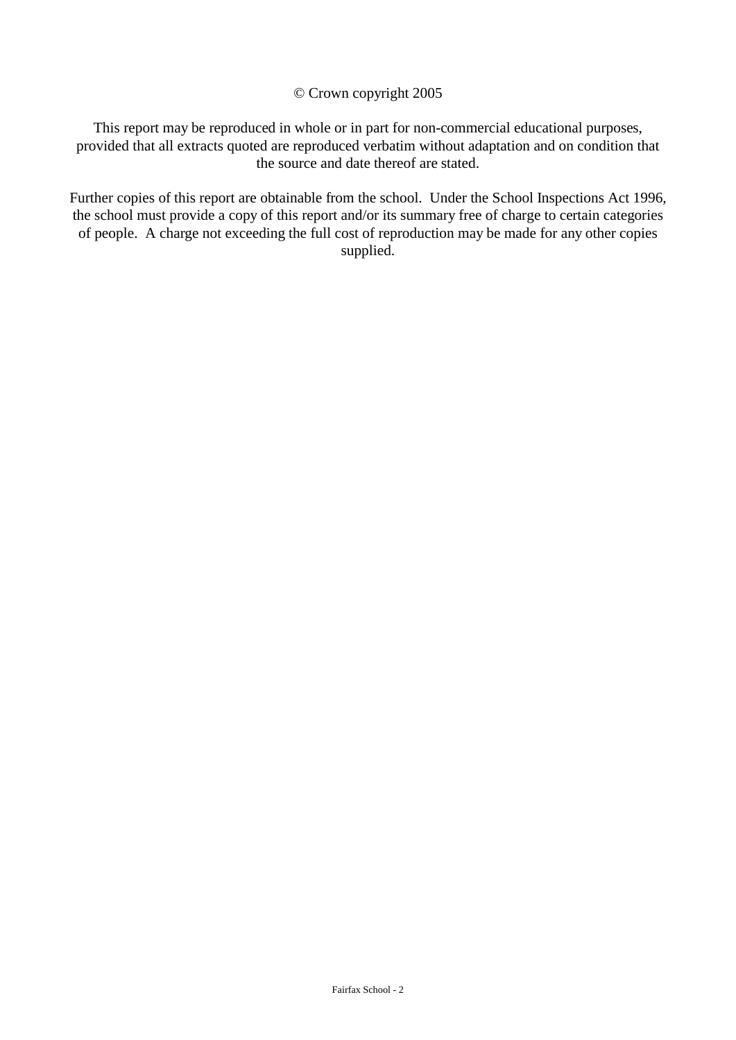© Crown copyright 2005

This report may be reproduced in whole or in part for non-commercial educational purposes, provided that all extracts quoted are reproduced verbatim without adaptation and on condition that the source and date thereof are stated.

Further copies of this report are obtainable from the school. Under the School Inspections Act 1996, the school must provide a copy of this report and/or its summary free of charge to certain categories of people. A charge not exceeding the full cost of reproduction may be made for any other copies supplied.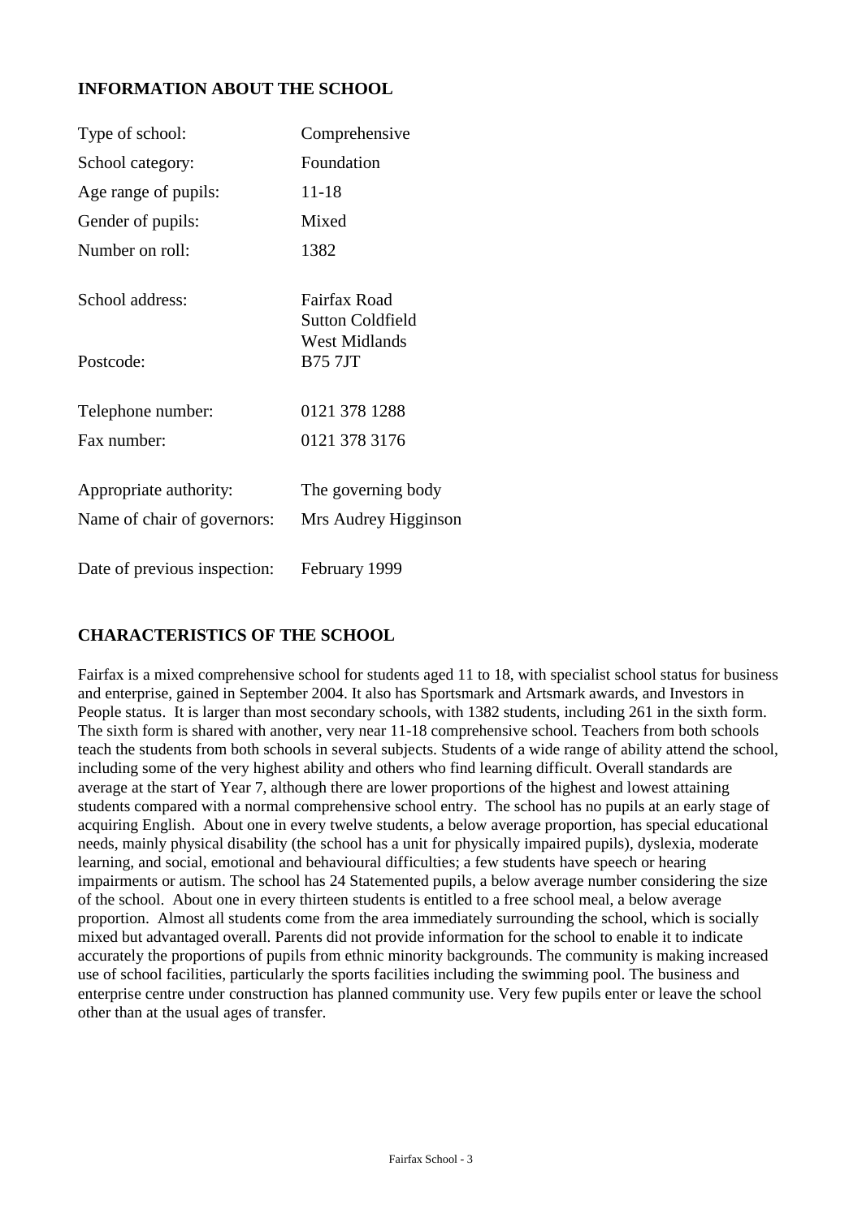## INFORMATION ABOUT THE SCHOOL

| | |
|---|---|
| Type of school: | Comprehensive |
| School category: | Foundation |
| Age range of pupils: | 11-18 |
| Gender of pupils: | Mixed |
| Number on roll: | 1382 |
| School address: | Fairfax Road<br>Sutton Coldfield<br>West Midlands |
| Postcode: | B75 7JT |
| Telephone number: | 0121 378 1288 |
| Fax number: | 0121 378 3176 |
| Appropriate authority: | The governing body |
| Name of chair of governors: | Mrs Audrey Higginson |
| Date of previous inspection: | February 1999 |

## CHARACTERISTICS OF THE SCHOOL

Fairfax is a mixed comprehensive school for students aged 11 to 18, with specialist school status for business and enterprise, gained in September 2004. It also has Sportsmark and Artsmark awards, and Investors in People status. It is larger than most secondary schools, with 1382 students, including 261 in the sixth form. The sixth form is shared with another, very near 11-18 comprehensive school. Teachers from both schools teach the students from both schools in several subjects. Students of a wide range of ability attend the school, including some of the very highest ability and others who find learning difficult. Overall standards are average at the start of Year 7, although there are lower proportions of the highest and lowest attaining students compared with a normal comprehensive school entry. The school has no pupils at an early stage of acquiring English. About one in every twelve students, a below average proportion, has special educational needs, mainly physical disability (the school has a unit for physically impaired pupils), dyslexia, moderate learning, and social, emotional and behavioural difficulties; a few students have speech or hearing impairments or autism. The school has 24 Statemented pupils, a below average number considering the size of the school. About one in every thirteen students is entitled to a free school meal, a below average proportion. Almost all students come from the area immediately surrounding the school, which is socially mixed but advantaged overall. Parents did not provide information for the school to enable it to indicate accurately the proportions of pupils from ethnic minority backgrounds. The community is making increased use of school facilities, particularly the sports facilities including the swimming pool. The business and enterprise centre under construction has planned community use. Very few pupils enter or leave the school other than at the usual ages of transfer.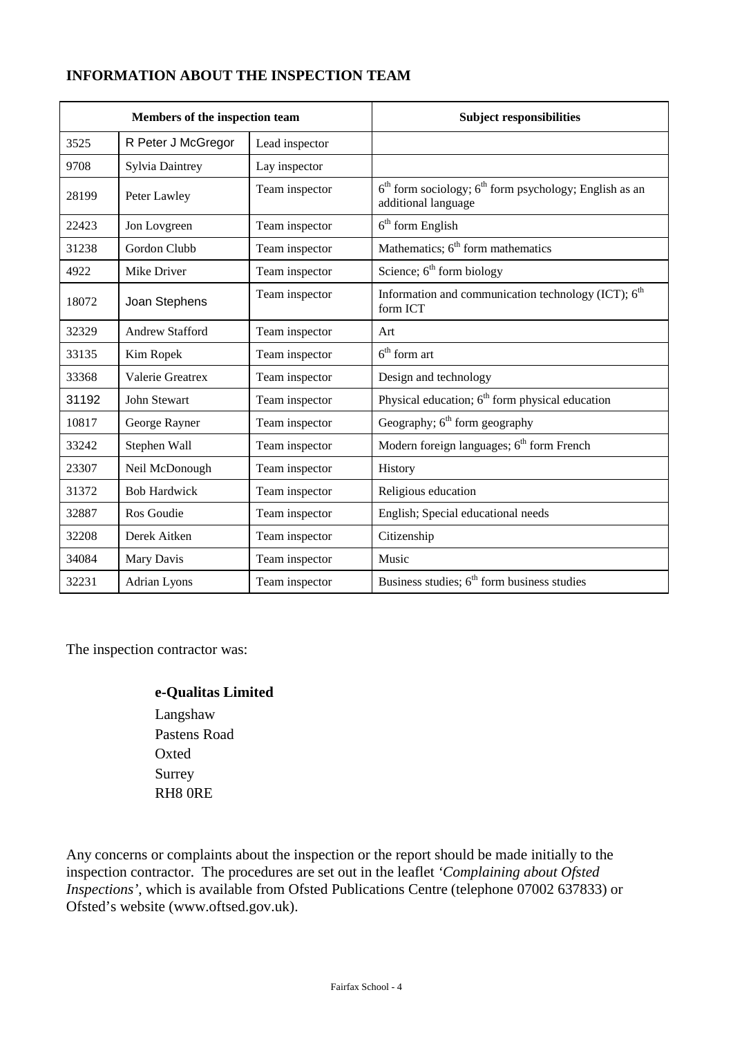## INFORMATION ABOUT THE INSPECTION TEAM

| Members of the inspection team | | | Subject responsibilities |
|---|---|---|---|
| 3525 | R Peter J McGregor | Lead inspector | |
| 9708 | Sylvia Daintrey | Lay inspector | |
| 28199 | Peter Lawley | Team inspector | 6th form sociology; 6th form psychology; English as an additional language |
| 22423 | Jon Lovgreen | Team inspector | 6th form English |
| 31238 | Gordon Clubb | Team inspector | Mathematics; 6th form mathematics |
| 4922 | Mike Driver | Team inspector | Science; 6th form biology |
| 18072 | Joan Stephens | Team inspector | Information and communication technology (ICT); 6th form ICT |
| 32329 | Andrew Stafford | Team inspector | Art |
| 33135 | Kim Ropek | Team inspector | 6th form art |
| 33368 | Valerie Greatrex | Team inspector | Design and technology |
| 31192 | John Stewart | Team inspector | Physical education; 6th form physical education |
| 10817 | George Rayner | Team inspector | Geography; 6th form geography |
| 33242 | Stephen Wall | Team inspector | Modern foreign languages; 6th form French |
| 23307 | Neil McDonough | Team inspector | History |
| 31372 | Bob Hardwick | Team inspector | Religious education |
| 32887 | Ros Goudie | Team inspector | English; Special educational needs |
| 32208 | Derek Aitken | Team inspector | Citizenship |
| 34084 | Mary Davis | Team inspector | Music |
| 32231 | Adrian Lyons | Team inspector | Business studies; 6th form business studies |

The inspection contractor was:

**e-Qualitas Limited**
Langshaw
Pastens Road
Oxted
Surrey
RH8 0RE

Any concerns or complaints about the inspection or the report should be made initially to the inspection contractor. The procedures are set out in the leaflet *'Complaining about Ofsted Inspections'*, which is available from Ofsted Publications Centre (telephone 07002 637833) or Ofsted's website (www.oftsed.gov.uk).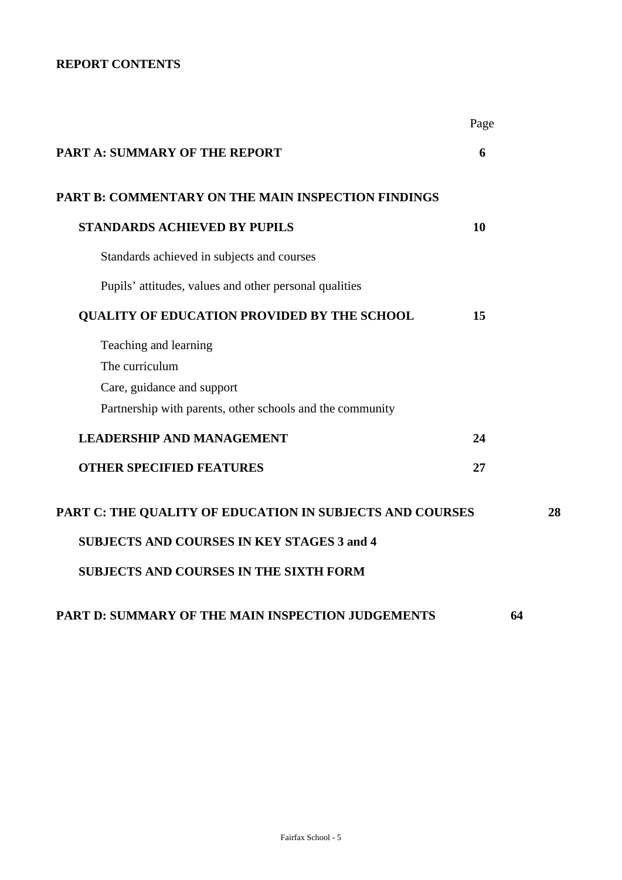**REPORT CONTENTS**

| | Page |
|---|---|
| **PART A: SUMMARY OF THE REPORT** | **6** |
| **PART B: COMMENTARY ON THE MAIN INSPECTION FINDINGS** | |
| **STANDARDS ACHIEVED BY PUPILS** | **10** |
| Standards achieved in subjects and courses | |
| Pupils' attitudes, values and other personal qualities | |
| **QUALITY OF EDUCATION PROVIDED BY THE SCHOOL** | **15** |
| Teaching and learning | |
| The curriculum | |
| Care, guidance and support | |
| Partnership with parents, other schools and the community | |
| **LEADERSHIP AND MANAGEMENT** | **24** |
| **OTHER SPECIFIED FEATURES** | **27** |
| **PART C: THE QUALITY OF EDUCATION IN SUBJECTS AND COURSES** | **28** |
| **SUBJECTS AND COURSES IN KEY STAGES 3 and 4** | |
| **SUBJECTS AND COURSES IN THE SIXTH FORM** | |
| **PART D: SUMMARY OF THE MAIN INSPECTION JUDGEMENTS** | **64** |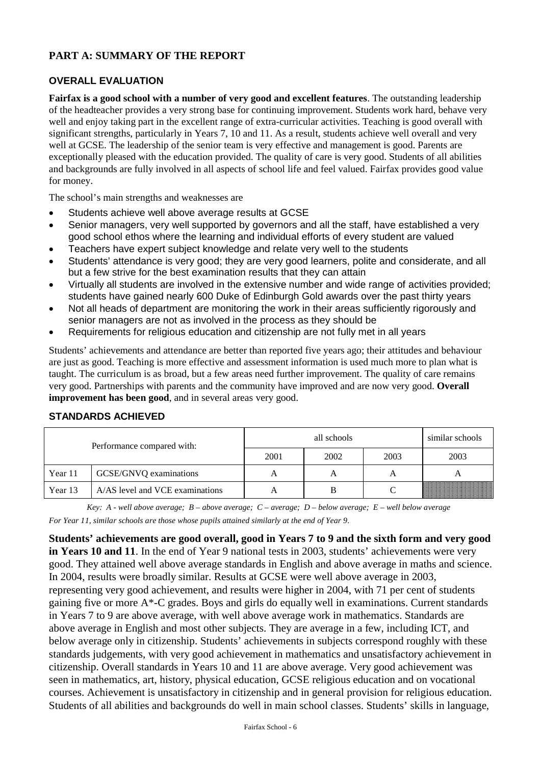# PART A: SUMMARY OF THE REPORT

## OVERALL EVALUATION

**Fairfax is a good school with a number of very good and excellent features**. The outstanding leadership of the headteacher provides a very strong base for continuing improvement. Students work hard, behave very well and enjoy taking part in the excellent range of extra-curricular activities. Teaching is good overall with significant strengths, particularly in Years 7, 10 and 11. As a result, students achieve well overall and very well at GCSE. The leadership of the senior team is very effective and management is good. Parents are exceptionally pleased with the education provided. The quality of care is very good. Students of all abilities and backgrounds are fully involved in all aspects of school life and feel valued. Fairfax provides good value for money.

The school's main strengths and weaknesses are

- Students achieve well above average results at GCSE
- Senior managers, very well supported by governors and all the staff, have established a very good school ethos where the learning and individual efforts of every student are valued
- Teachers have expert subject knowledge and relate very well to the students
- Students' attendance is very good; they are very good learners, polite and considerate, and all but a few strive for the best examination results that they can attain
- Virtually all students are involved in the extensive number and wide range of activities provided; students have gained nearly 600 Duke of Edinburgh Gold awards over the past thirty years
- Not all heads of department are monitoring the work in their areas sufficiently rigorously and senior managers are not as involved in the process as they should be
- Requirements for religious education and citizenship are not fully met in all years

Students' achievements and attendance are better than reported five years ago; their attitudes and behaviour are just as good. Teaching is more effective and assessment information is used much more to plan what is taught. The curriculum is as broad, but a few areas need further improvement. The quality of care remains very good. Partnerships with parents and the community have improved and are now very good. **Overall improvement has been good**, and in several areas very good.

## STANDARDS ACHIEVED

| Performance compared with: | | all schools | | | similar schools |
|---|---|---|---|---|---|
| | | 2001 | 2002 | 2003 | 2003 |
| Year 11 | GCSE/GNVQ examinations | A | A | A | A |
| Year 13 | A/AS level and VCE examinations | A | B | C | |

*Key: A - well above average; B – above average; C – average; D – below average; E – well below average*

*For Year 11, similar schools are those whose pupils attained similarly at the end of Year 9.*

**Students' achievements are good overall, good in Years 7 to 9 and the sixth form and very good in Years 10 and 11**. In the end of Year 9 national tests in 2003, students' achievements were very good. They attained well above average standards in English and above average in maths and science. In 2004, results were broadly similar. Results at GCSE were well above average in 2003, representing very good achievement, and results were higher in 2004, with 71 per cent of students gaining five or more A*-C grades. Boys and girls do equally well in examinations. Current standards in Years 7 to 9 are above average, with well above average work in mathematics. Standards are above average in English and most other subjects. They are average in a few, including ICT, and below average only in citizenship. Students' achievements in subjects correspond roughly with these standards judgements, with very good achievement in mathematics and unsatisfactory achievement in citizenship. Overall standards in Years 10 and 11 are above average. Very good achievement was seen in mathematics, art, history, physical education, GCSE religious education and on vocational courses. Achievement is unsatisfactory in citizenship and in general provision for religious education. Students of all abilities and backgrounds do well in main school classes. Students' skills in language,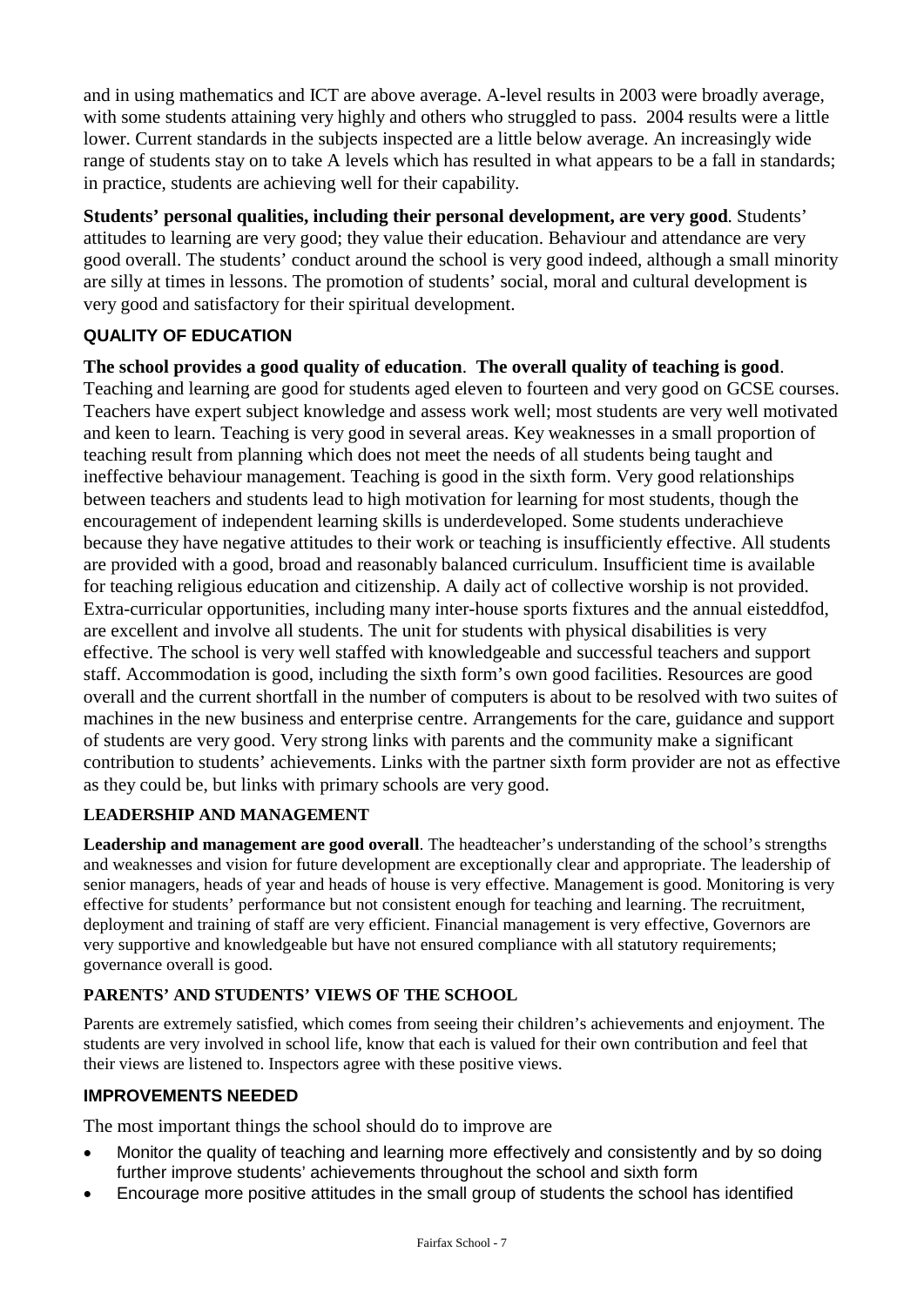and in using mathematics and ICT are above average. A-level results in 2003 were broadly average, with some students attaining very highly and others who struggled to pass. 2004 results were a little lower. Current standards in the subjects inspected are a little below average. An increasingly wide range of students stay on to take A levels which has resulted in what appears to be a fall in standards; in practice, students are achieving well for their capability.

**Students' personal qualities, including their personal development, are very good**. Students' attitudes to learning are very good; they value their education. Behaviour and attendance are very good overall. The students' conduct around the school is very good indeed, although a small minority are silly at times in lessons. The promotion of students' social, moral and cultural development is very good and satisfactory for their spiritual development.

## QUALITY OF EDUCATION

**The school provides a good quality of education**. **The overall quality of teaching is good**. Teaching and learning are good for students aged eleven to fourteen and very good on GCSE courses. Teachers have expert subject knowledge and assess work well; most students are very well motivated and keen to learn. Teaching is very good in several areas. Key weaknesses in a small proportion of teaching result from planning which does not meet the needs of all students being taught and ineffective behaviour management. Teaching is good in the sixth form. Very good relationships between teachers and students lead to high motivation for learning for most students, though the encouragement of independent learning skills is underdeveloped. Some students underachieve because they have negative attitudes to their work or teaching is insufficiently effective. All students are provided with a good, broad and reasonably balanced curriculum. Insufficient time is available for teaching religious education and citizenship. A daily act of collective worship is not provided. Extra-curricular opportunities, including many inter-house sports fixtures and the annual eisteddfod, are excellent and involve all students. The unit for students with physical disabilities is very effective. The school is very well staffed with knowledgeable and successful teachers and support staff. Accommodation is good, including the sixth form's own good facilities. Resources are good overall and the current shortfall in the number of computers is about to be resolved with two suites of machines in the new business and enterprise centre. Arrangements for the care, guidance and support of students are very good. Very strong links with parents and the community make a significant contribution to students' achievements. Links with the partner sixth form provider are not as effective as they could be, but links with primary schools are very good.

## LEADERSHIP AND MANAGEMENT

**Leadership and management are good overall**. The headteacher's understanding of the school's strengths and weaknesses and vision for future development are exceptionally clear and appropriate. The leadership of senior managers, heads of year and heads of house is very effective. Management is good. Monitoring is very effective for students' performance but not consistent enough for teaching and learning. The recruitment, deployment and training of staff are very efficient. Financial management is very effective, Governors are very supportive and knowledgeable but have not ensured compliance with all statutory requirements; governance overall is good.

## PARENTS' AND STUDENTS' VIEWS OF THE SCHOOL

Parents are extremely satisfied, which comes from seeing their children's achievements and enjoyment. The students are very involved in school life, know that each is valued for their own contribution and feel that their views are listened to. Inspectors agree with these positive views.

## IMPROVEMENTS NEEDED

The most important things the school should do to improve are

- Monitor the quality of teaching and learning more effectively and consistently and by so doing further improve students' achievements throughout the school and sixth form
- Encourage more positive attitudes in the small group of students the school has identified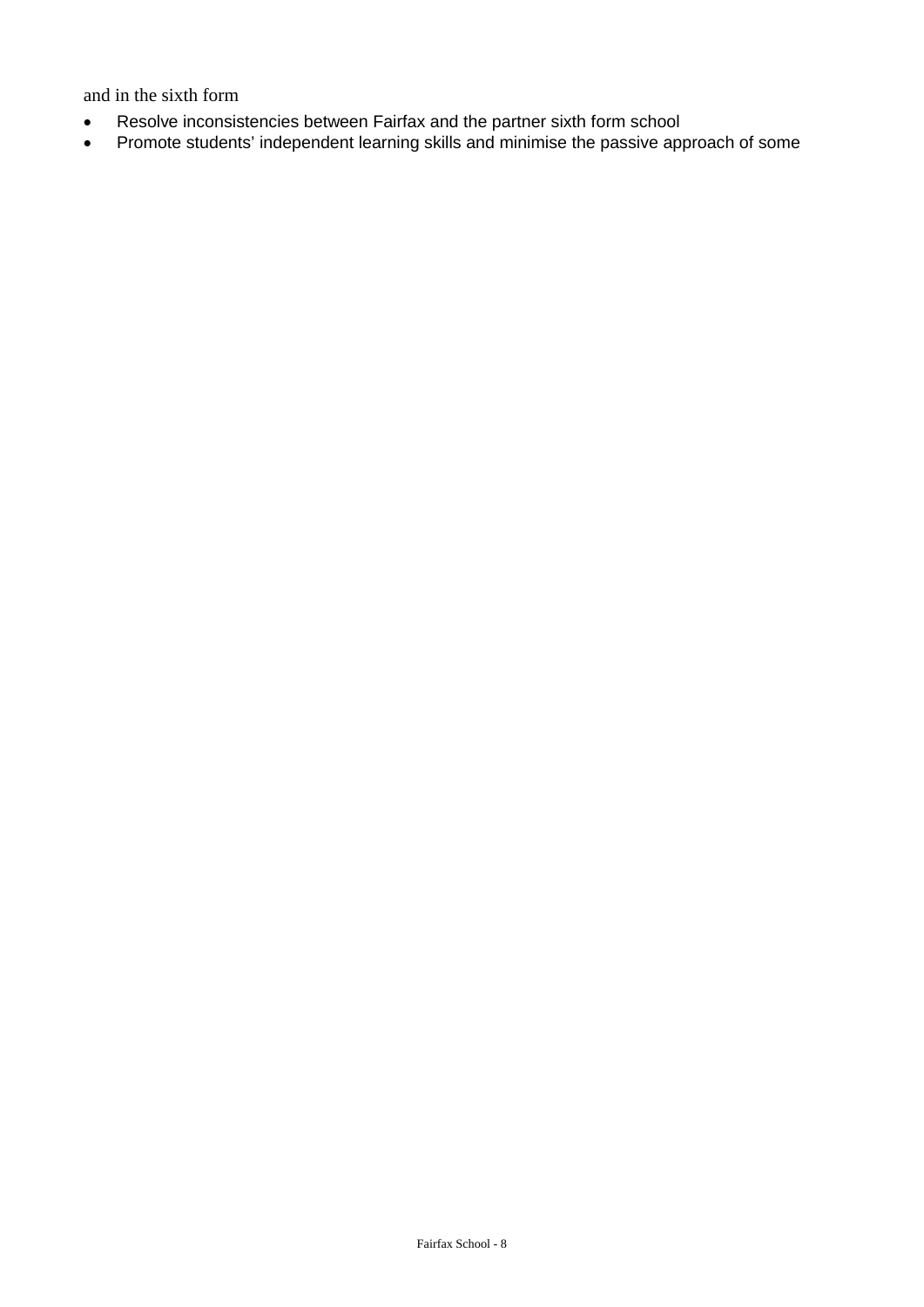and in the sixth form

- Resolve inconsistencies between Fairfax and the partner sixth form school
- Promote students' independent learning skills and minimise the passive approach of some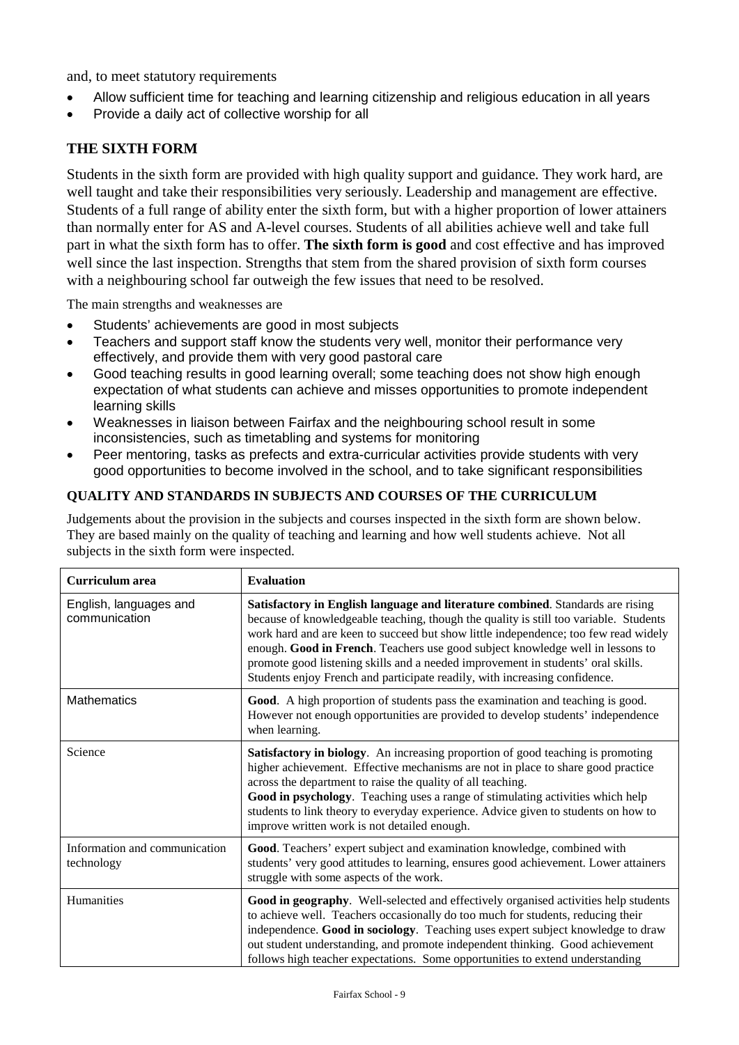and, to meet statutory requirements

- Allow sufficient time for teaching and learning citizenship and religious education in all years
- Provide a daily act of collective worship for all

## THE SIXTH FORM

Students in the sixth form are provided with high quality support and guidance. They work hard, are well taught and take their responsibilities very seriously. Leadership and management are effective. Students of a full range of ability enter the sixth form, but with a higher proportion of lower attainers than normally enter for AS and A-level courses. Students of all abilities achieve well and take full part in what the sixth form has to offer. **The sixth form is good** and cost effective and has improved well since the last inspection. Strengths that stem from the shared provision of sixth form courses with a neighbouring school far outweigh the few issues that need to be resolved.

The main strengths and weaknesses are

- Students' achievements are good in most subjects
- Teachers and support staff know the students very well, monitor their performance very effectively, and provide them with very good pastoral care
- Good teaching results in good learning overall; some teaching does not show high enough expectation of what students can achieve and misses opportunities to promote independent learning skills
- Weaknesses in liaison between Fairfax and the neighbouring school result in some inconsistencies, such as timetabling and systems for monitoring
- Peer mentoring, tasks as prefects and extra-curricular activities provide students with very good opportunities to become involved in the school, and to take significant responsibilities

### QUALITY AND STANDARDS IN SUBJECTS AND COURSES OF THE CURRICULUM

Judgements about the provision in the subjects and courses inspected in the sixth form are shown below. They are based mainly on the quality of teaching and learning and how well students achieve. Not all subjects in the sixth form were inspected.

| Curriculum area | Evaluation |
|---|---|
| English, languages and communication | **Satisfactory in English language and literature combined**. Standards are rising because of knowledgeable teaching, though the quality is still too variable. Students work hard and are keen to succeed but show little independence; too few read widely enough. **Good in French**. Teachers use good subject knowledge well in lessons to promote good listening skills and a needed improvement in students' oral skills. Students enjoy French and participate readily, with increasing confidence. |
| Mathematics | **Good**. A high proportion of students pass the examination and teaching is good. However not enough opportunities are provided to develop students' independence when learning. |
| Science | **Satisfactory in biology**. An increasing proportion of good teaching is promoting higher achievement. Effective mechanisms are not in place to share good practice across the department to raise the quality of all teaching. **Good in psychology**. Teaching uses a range of stimulating activities which help students to link theory to everyday experience. Advice given to students on how to improve written work is not detailed enough. |
| Information and communication technology | **Good**. Teachers' expert subject and examination knowledge, combined with students' very good attitudes to learning, ensures good achievement. Lower attainers struggle with some aspects of the work. |
| Humanities | **Good in geography**. Well-selected and effectively organised activities help students to achieve well. Teachers occasionally do too much for students, reducing their independence. **Good in sociology**. Teaching uses expert subject knowledge to draw out student understanding, and promote independent thinking. Good achievement follows high teacher expectations. Some opportunities to extend understanding |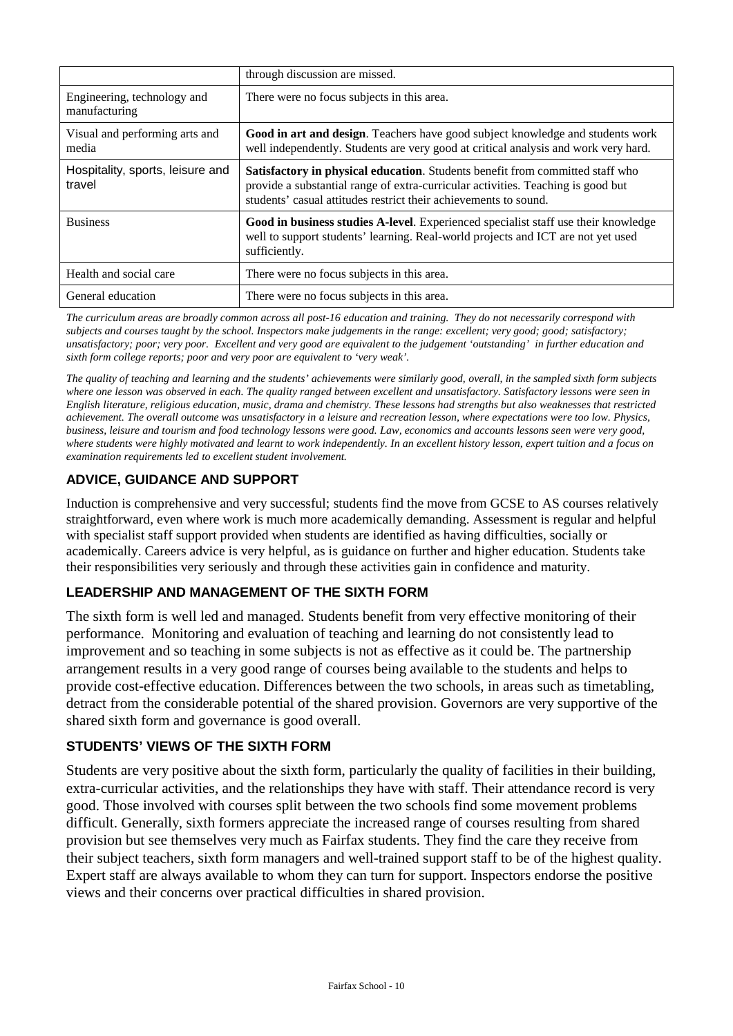| | |
|---|---|
| | through discussion are missed. |
| Engineering, technology and manufacturing | There were no focus subjects in this area. |
| Visual and performing arts and media | **Good in art and design**. Teachers have good subject knowledge and students work well independently. Students are very good at critical analysis and work very hard. |
| Hospitality, sports, leisure and travel | **Satisfactory in physical education**. Students benefit from committed staff who provide a substantial range of extra-curricular activities. Teaching is good but students' casual attitudes restrict their achievements to sound. |
| Business | **Good in business studies A-level**. Experienced specialist staff use their knowledge well to support students' learning. Real-world projects and ICT are not yet used sufficiently. |
| Health and social care | There were no focus subjects in this area. |
| General education | There were no focus subjects in this area. |

*The curriculum areas are broadly common across all post-16 education and training. They do not necessarily correspond with subjects and courses taught by the school. Inspectors make judgements in the range: excellent; very good; good; satisfactory; unsatisfactory; poor; very poor. Excellent and very good are equivalent to the judgement 'outstanding' in further education and sixth form college reports; poor and very poor are equivalent to 'very weak'.*

*The quality of teaching and learning and the students' achievements were similarly good, overall, in the sampled sixth form subjects where one lesson was observed in each. The quality ranged between excellent and unsatisfactory. Satisfactory lessons were seen in English literature, religious education, music, drama and chemistry. These lessons had strengths but also weaknesses that restricted achievement. The overall outcome was unsatisfactory in a leisure and recreation lesson, where expectations were too low. Physics, business, leisure and tourism and food technology lessons were good. Law, economics and accounts lessons seen were very good, where students were highly motivated and learnt to work independently. In an excellent history lesson, expert tuition and a focus on examination requirements led to excellent student involvement.*

## ADVICE, GUIDANCE AND SUPPORT

Induction is comprehensive and very successful; students find the move from GCSE to AS courses relatively straightforward, even where work is much more academically demanding. Assessment is regular and helpful with specialist staff support provided when students are identified as having difficulties, socially or academically. Careers advice is very helpful, as is guidance on further and higher education. Students take their responsibilities very seriously and through these activities gain in confidence and maturity.

## LEADERSHIP AND MANAGEMENT OF THE SIXTH FORM

The sixth form is well led and managed. Students benefit from very effective monitoring of their performance. Monitoring and evaluation of teaching and learning do not consistently lead to improvement and so teaching in some subjects is not as effective as it could be. The partnership arrangement results in a very good range of courses being available to the students and helps to provide cost-effective education. Differences between the two schools, in areas such as timetabling, detract from the considerable potential of the shared provision. Governors are very supportive of the shared sixth form and governance is good overall.

## STUDENTS' VIEWS OF THE SIXTH FORM

Students are very positive about the sixth form, particularly the quality of facilities in their building, extra-curricular activities, and the relationships they have with staff. Their attendance record is very good. Those involved with courses split between the two schools find some movement problems difficult. Generally, sixth formers appreciate the increased range of courses resulting from shared provision but see themselves very much as Fairfax students. They find the care they receive from their subject teachers, sixth form managers and well-trained support staff to be of the highest quality. Expert staff are always available to whom they can turn for support. Inspectors endorse the positive views and their concerns over practical difficulties in shared provision.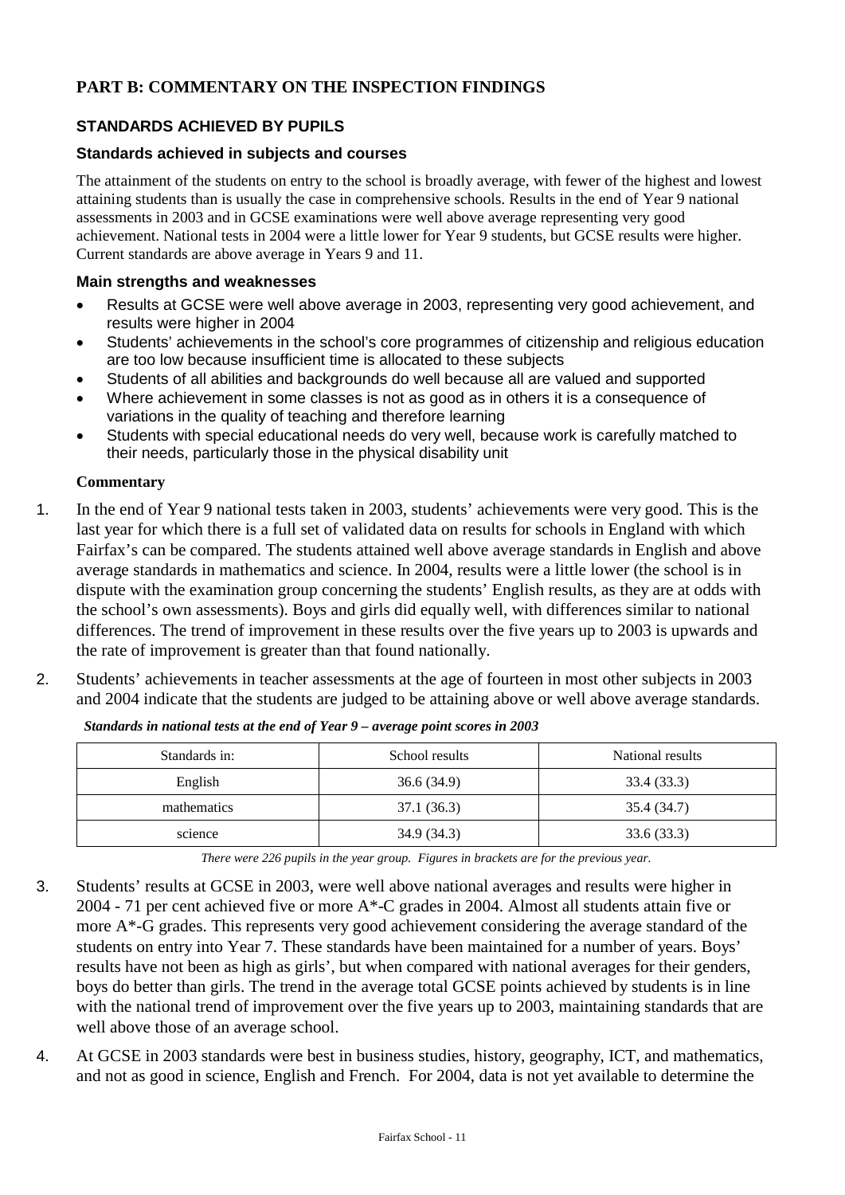## PART B: COMMENTARY ON THE INSPECTION FINDINGS

### STANDARDS ACHIEVED BY PUPILS

#### Standards achieved in subjects and courses

The attainment of the students on entry to the school is broadly average, with fewer of the highest and lowest attaining students than is usually the case in comprehensive schools. Results in the end of Year 9 national assessments in 2003 and in GCSE examinations were well above average representing very good achievement. National tests in 2004 were a little lower for Year 9 students, but GCSE results were higher. Current standards are above average in Years 9 and 11.

#### Main strengths and weaknesses

- Results at GCSE were well above average in 2003, representing very good achievement, and results were higher in 2004
- Students' achievements in the school's core programmes of citizenship and religious education are too low because insufficient time is allocated to these subjects
- Students of all abilities and backgrounds do well because all are valued and supported
- Where achievement in some classes is not as good as in others it is a consequence of variations in the quality of teaching and therefore learning
- Students with special educational needs do very well, because work is carefully matched to their needs, particularly those in the physical disability unit

**Commentary**

1. In the end of Year 9 national tests taken in 2003, students' achievements were very good. This is the last year for which there is a full set of validated data on results for schools in England with which Fairfax's can be compared. The students attained well above average standards in English and above average standards in mathematics and science. In 2004, results were a little lower (the school is in dispute with the examination group concerning the students' English results, as they are at odds with the school's own assessments). Boys and girls did equally well, with differences similar to national differences. The trend of improvement in these results over the five years up to 2003 is upwards and the rate of improvement is greater than that found nationally.

2. Students' achievements in teacher assessments at the age of fourteen in most other subjects in 2003 and 2004 indicate that the students are judged to be attaining above or well above average standards.

*Standards in national tests at the end of Year 9 – average point scores in 2003*

| Standards in: | School results | National results |
|---|---|---|
| English | 36.6 (34.9) | 33.4 (33.3) |
| mathematics | 37.1 (36.3) | 35.4 (34.7) |
| science | 34.9 (34.3) | 33.6 (33.3) |

*There were 226 pupils in the year group. Figures in brackets are for the previous year.*

3. Students' results at GCSE in 2003, were well above national averages and results were higher in 2004 - 71 per cent achieved five or more A*-C grades in 2004. Almost all students attain five or more A*-G grades. This represents very good achievement considering the average standard of the students on entry into Year 7. These standards have been maintained for a number of years. Boys' results have not been as high as girls', but when compared with national averages for their genders, boys do better than girls. The trend in the average total GCSE points achieved by students is in line with the national trend of improvement over the five years up to 2003, maintaining standards that are well above those of an average school.

4. At GCSE in 2003 standards were best in business studies, history, geography, ICT, and mathematics, and not as good in science, English and French. For 2004, data is not yet available to determine the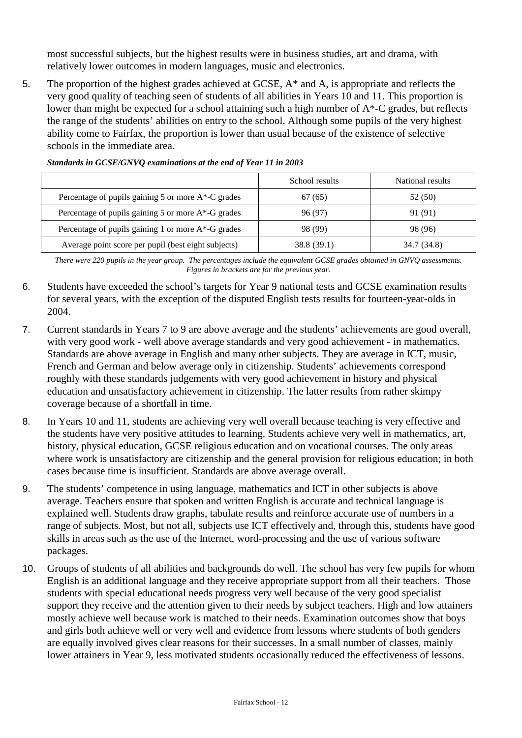most successful subjects, but the highest results were in business studies, art and drama, with relatively lower outcomes in modern languages, music and electronics.

5. The proportion of the highest grades achieved at GCSE, A* and A, is appropriate and reflects the very good quality of teaching seen of students of all abilities in Years 10 and 11. This proportion is lower than might be expected for a school attaining such a high number of A*-C grades, but reflects the range of the students' abilities on entry to the school. Although some pupils of the very highest ability come to Fairfax, the proportion is lower than usual because of the existence of selective schools in the immediate area.

***Standards in GCSE/GNVQ examinations at the end of Year 11 in 2003***

| | School results | National results |
|---|---|---|
| Percentage of pupils gaining 5 or more A*-C grades | 67 (65) | 52 (50) |
| Percentage of pupils gaining 5 or more A*-G grades | 96 (97) | 91 (91) |
| Percentage of pupils gaining 1 or more A*-G grades | 98 (99) | 96 (96) |
| Average point score per pupil (best eight subjects) | 38.8 (39.1) | 34.7 (34.8) |

*There were 220 pupils in the year group. The percentages include the equivalent GCSE grades obtained in GNVQ assessments. Figures in brackets are for the previous year.*

6. Students have exceeded the school's targets for Year 9 national tests and GCSE examination results for several years, with the exception of the disputed English tests results for fourteen-year-olds in 2004.

7. Current standards in Years 7 to 9 are above average and the students' achievements are good overall, with very good work - well above average standards and very good achievement - in mathematics. Standards are above average in English and many other subjects. They are average in ICT, music, French and German and below average only in citizenship. Students' achievements correspond roughly with these standards judgements with very good achievement in history and physical education and unsatisfactory achievement in citizenship. The latter results from rather skimpy coverage because of a shortfall in time.

8. In Years 10 and 11, students are achieving very well overall because teaching is very effective and the students have very positive attitudes to learning. Students achieve very well in mathematics, art, history, physical education, GCSE religious education and on vocational courses. The only areas where work is unsatisfactory are citizenship and the general provision for religious education; in both cases because time is insufficient. Standards are above average overall.

9. The students' competence in using language, mathematics and ICT in other subjects is above average. Teachers ensure that spoken and written English is accurate and technical language is explained well. Students draw graphs, tabulate results and reinforce accurate use of numbers in a range of subjects. Most, but not all, subjects use ICT effectively and, through this, students have good skills in areas such as the use of the Internet, word-processing and the use of various software packages.

10. Groups of students of all abilities and backgrounds do well. The school has very few pupils for whom English is an additional language and they receive appropriate support from all their teachers. Those students with special educational needs progress very well because of the very good specialist support they receive and the attention given to their needs by subject teachers. High and low attainers mostly achieve well because work is matched to their needs. Examination outcomes show that boys and girls both achieve well or very well and evidence from lessons where students of both genders are equally involved gives clear reasons for their successes. In a small number of classes, mainly lower attainers in Year 9, less motivated students occasionally reduced the effectiveness of lessons.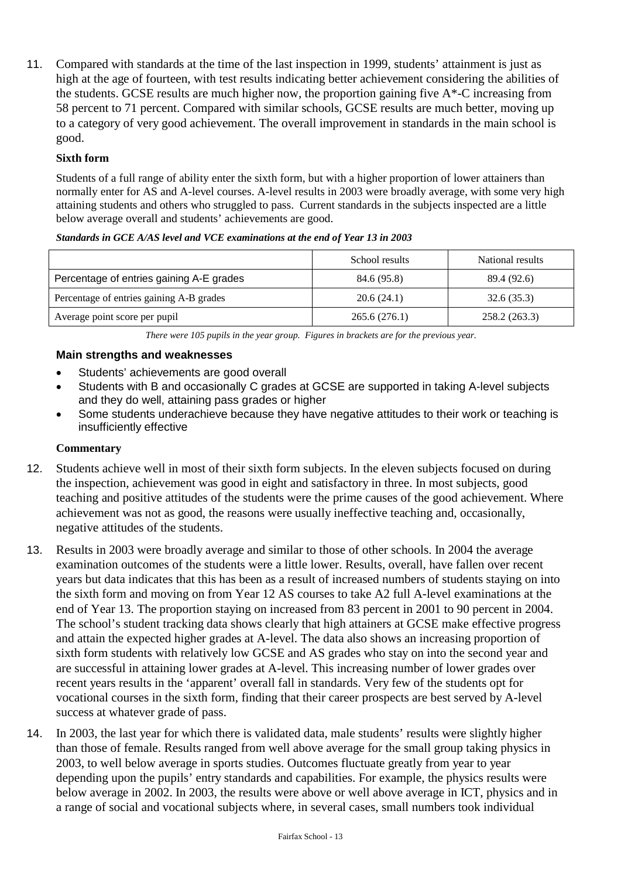11. Compared with standards at the time of the last inspection in 1999, students' attainment is just as high at the age of fourteen, with test results indicating better achievement considering the abilities of the students. GCSE results are much higher now, the proportion gaining five A*-C increasing from 58 percent to 71 percent. Compared with similar schools, GCSE results are much better, moving up to a category of very good achievement. The overall improvement in standards in the main school is good.

**Sixth form**

Students of a full range of ability enter the sixth form, but with a higher proportion of lower attainers than normally enter for AS and A-level courses. A-level results in 2003 were broadly average, with some very high attaining students and others who struggled to pass. Current standards in the subjects inspected are a little below average overall and students' achievements are good.

***Standards in GCE A/AS level and VCE examinations at the end of Year 13 in 2003***

| | School results | National results |
|---|---|---|
| Percentage of entries gaining A-E grades | 84.6 (95.8) | 89.4 (92.6) |
| Percentage of entries gaining A-B grades | 20.6 (24.1) | 32.6 (35.3) |
| Average point score per pupil | 265.6 (276.1) | 258.2 (263.3) |

*There were 105 pupils in the year group. Figures in brackets are for the previous year.*

**Main strengths and weaknesses**

- Students' achievements are good overall
- Students with B and occasionally C grades at GCSE are supported in taking A-level subjects and they do well, attaining pass grades or higher
- Some students underachieve because they have negative attitudes to their work or teaching is insufficiently effective

**Commentary**

12. Students achieve well in most of their sixth form subjects. In the eleven subjects focused on during the inspection, achievement was good in eight and satisfactory in three. In most subjects, good teaching and positive attitudes of the students were the prime causes of the good achievement. Where achievement was not as good, the reasons were usually ineffective teaching and, occasionally, negative attitudes of the students.

13. Results in 2003 were broadly average and similar to those of other schools. In 2004 the average examination outcomes of the students were a little lower. Results, overall, have fallen over recent years but data indicates that this has been as a result of increased numbers of students staying on into the sixth form and moving on from Year 12 AS courses to take A2 full A-level examinations at the end of Year 13. The proportion staying on increased from 83 percent in 2001 to 90 percent in 2004. The school's student tracking data shows clearly that high attainers at GCSE make effective progress and attain the expected higher grades at A-level. The data also shows an increasing proportion of sixth form students with relatively low GCSE and AS grades who stay on into the second year and are successful in attaining lower grades at A-level. This increasing number of lower grades over recent years results in the 'apparent' overall fall in standards. Very few of the students opt for vocational courses in the sixth form, finding that their career prospects are best served by A-level success at whatever grade of pass.

14. In 2003, the last year for which there is validated data, male students' results were slightly higher than those of female. Results ranged from well above average for the small group taking physics in 2003, to well below average in sports studies. Outcomes fluctuate greatly from year to year depending upon the pupils' entry standards and capabilities. For example, the physics results were below average in 2002. In 2003, the results were above or well above average in ICT, physics and in a range of social and vocational subjects where, in several cases, small numbers took individual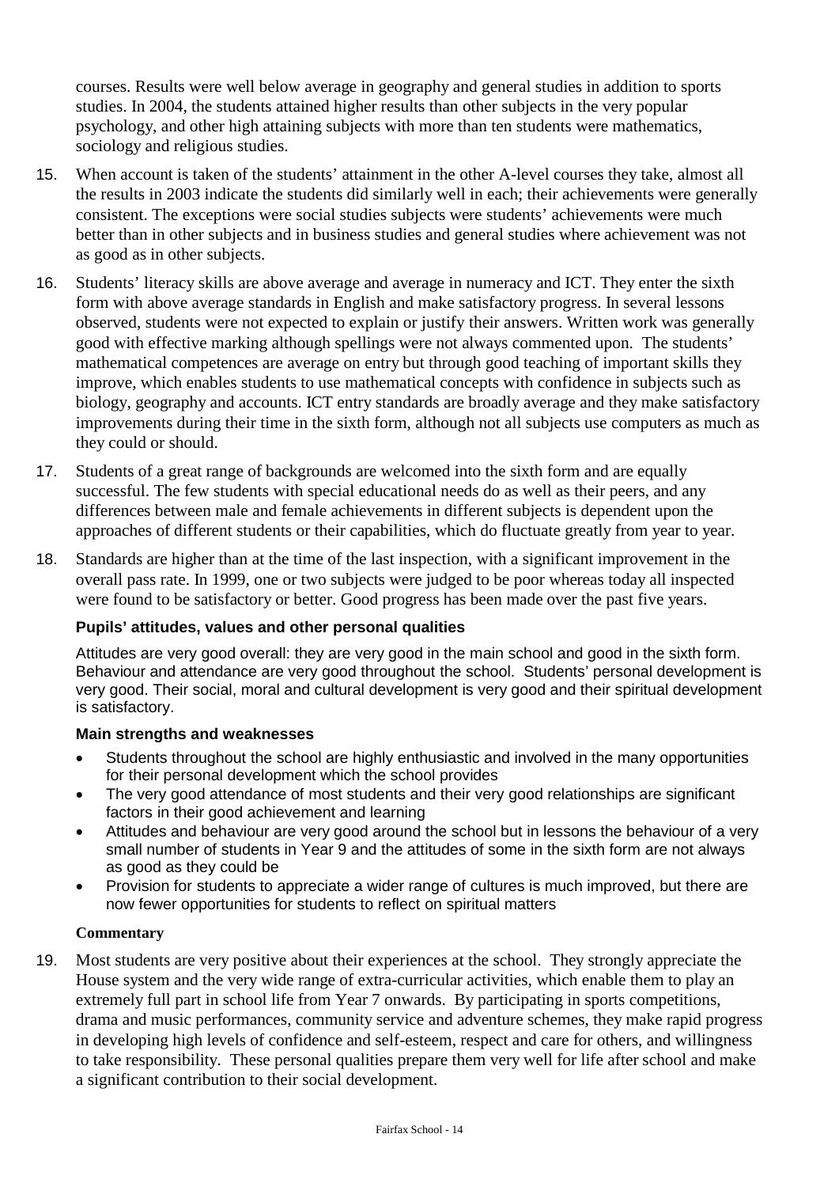courses. Results were well below average in geography and general studies in addition to sports studies. In 2004, the students attained higher results than other subjects in the very popular psychology, and other high attaining subjects with more than ten students were mathematics, sociology and religious studies.

15. When account is taken of the students' attainment in the other A-level courses they take, almost all the results in 2003 indicate the students did similarly well in each; their achievements were generally consistent. The exceptions were social studies subjects were students' achievements were much better than in other subjects and in business studies and general studies where achievement was not as good as in other subjects.

16. Students' literacy skills are above average and average in numeracy and ICT. They enter the sixth form with above average standards in English and make satisfactory progress. In several lessons observed, students were not expected to explain or justify their answers. Written work was generally good with effective marking although spellings were not always commented upon. The students' mathematical competences are average on entry but through good teaching of important skills they improve, which enables students to use mathematical concepts with confidence in subjects such as biology, geography and accounts. ICT entry standards are broadly average and they make satisfactory improvements during their time in the sixth form, although not all subjects use computers as much as they could or should.

17. Students of a great range of backgrounds are welcomed into the sixth form and are equally successful. The few students with special educational needs do as well as their peers, and any differences between male and female achievements in different subjects is dependent upon the approaches of different students or their capabilities, which do fluctuate greatly from year to year.

18. Standards are higher than at the time of the last inspection, with a significant improvement in the overall pass rate. In 1999, one or two subjects were judged to be poor whereas today all inspected were found to be satisfactory or better. Good progress has been made over the past five years.

### Pupils' attitudes, values and other personal qualities

Attitudes are very good overall: they are very good in the main school and good in the sixth form. Behaviour and attendance are very good throughout the school. Students' personal development is very good. Their social, moral and cultural development is very good and their spiritual development is satisfactory.

#### Main strengths and weaknesses

- Students throughout the school are highly enthusiastic and involved in the many opportunities for their personal development which the school provides
- The very good attendance of most students and their very good relationships are significant factors in their good achievement and learning
- Attitudes and behaviour are very good around the school but in lessons the behaviour of a very small number of students in Year 9 and the attitudes of some in the sixth form are not always as good as they could be
- Provision for students to appreciate a wider range of cultures is much improved, but there are now fewer opportunities for students to reflect on spiritual matters

#### Commentary

19. Most students are very positive about their experiences at the school. They strongly appreciate the House system and the very wide range of extra-curricular activities, which enable them to play an extremely full part in school life from Year 7 onwards. By participating in sports competitions, drama and music performances, community service and adventure schemes, they make rapid progress in developing high levels of confidence and self-esteem, respect and care for others, and willingness to take responsibility. These personal qualities prepare them very well for life after school and make a significant contribution to their social development.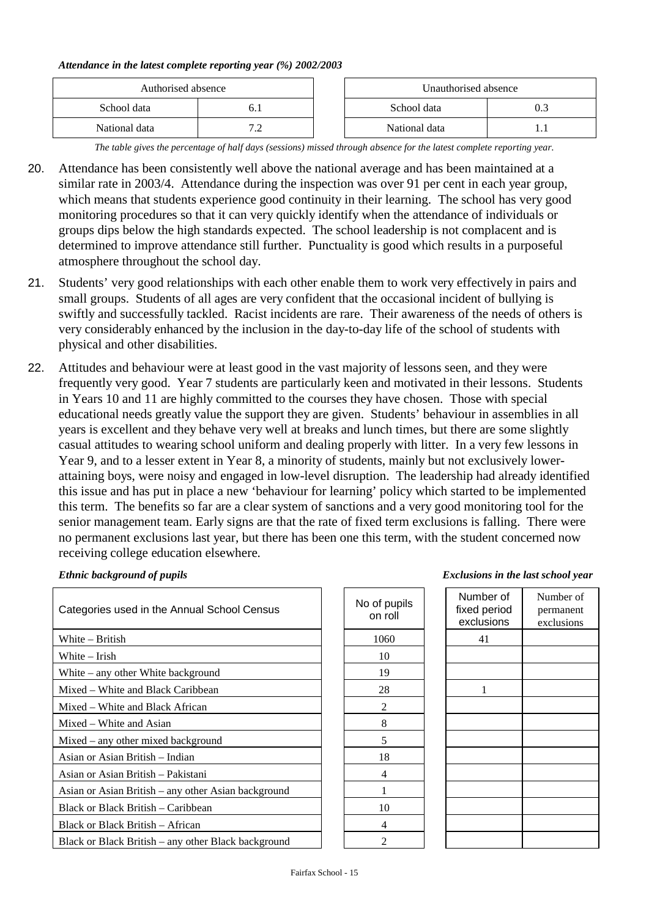*Attendance in the latest complete reporting year (%) 2002/2003*

| Authorised absence | |
|---|---|
| School data | 6.1 |
| National data | 7.2 |

| Unauthorised absence | |
|---|---|
| School data | 0.3 |
| National data | 1.1 |

*The table gives the percentage of half days (sessions) missed through absence for the latest complete reporting year.*

20. Attendance has been consistently well above the national average and has been maintained at a similar rate in 2003/4. Attendance during the inspection was over 91 per cent in each year group, which means that students experience good continuity in their learning. The school has very good monitoring procedures so that it can very quickly identify when the attendance of individuals or groups dips below the high standards expected. The school leadership is not complacent and is determined to improve attendance still further. Punctuality is good which results in a purposeful atmosphere throughout the school day.

21. Students' very good relationships with each other enable them to work very effectively in pairs and small groups. Students of all ages are very confident that the occasional incident of bullying is swiftly and successfully tackled. Racist incidents are rare. Their awareness of the needs of others is very considerably enhanced by the inclusion in the day-to-day life of the school of students with physical and other disabilities.

22. Attitudes and behaviour were at least good in the vast majority of lessons seen, and they were frequently very good. Year 7 students are particularly keen and motivated in their lessons. Students in Years 10 and 11 are highly committed to the courses they have chosen. Those with special educational needs greatly value the support they are given. Students' behaviour in assemblies in all years is excellent and they behave very well at breaks and lunch times, but there are some slightly casual attitudes to wearing school uniform and dealing properly with litter. In a very few lessons in Year 9, and to a lesser extent in Year 8, a minority of students, mainly but not exclusively lower-attaining boys, were noisy and engaged in low-level disruption. The leadership had already identified this issue and has put in place a new 'behaviour for learning' policy which started to be implemented this term. The benefits so far are a clear system of sanctions and a very good monitoring tool for the senior management team. Early signs are that the rate of fixed term exclusions is falling. There were no permanent exclusions last year, but there has been one this term, with the student concerned now receiving college education elsewhere.

*Ethnic background of pupils* — *Exclusions in the last school year*

| Categories used in the Annual School Census | No of pupils on roll | Number of fixed period exclusions | Number of permanent exclusions |
|---|---|---|---|
| White – British | 1060 | 41 | |
| White – Irish | 10 | | |
| White – any other White background | 19 | | |
| Mixed – White and Black Caribbean | 28 | 1 | |
| Mixed – White and Black African | 2 | | |
| Mixed – White and Asian | 8 | | |
| Mixed – any other mixed background | 5 | | |
| Asian or Asian British – Indian | 18 | | |
| Asian or Asian British – Pakistani | 4 | | |
| Asian or Asian British – any other Asian background | 1 | | |
| Black or Black British – Caribbean | 10 | | |
| Black or Black British – African | 4 | | |
| Black or Black British – any other Black background | 2 | | |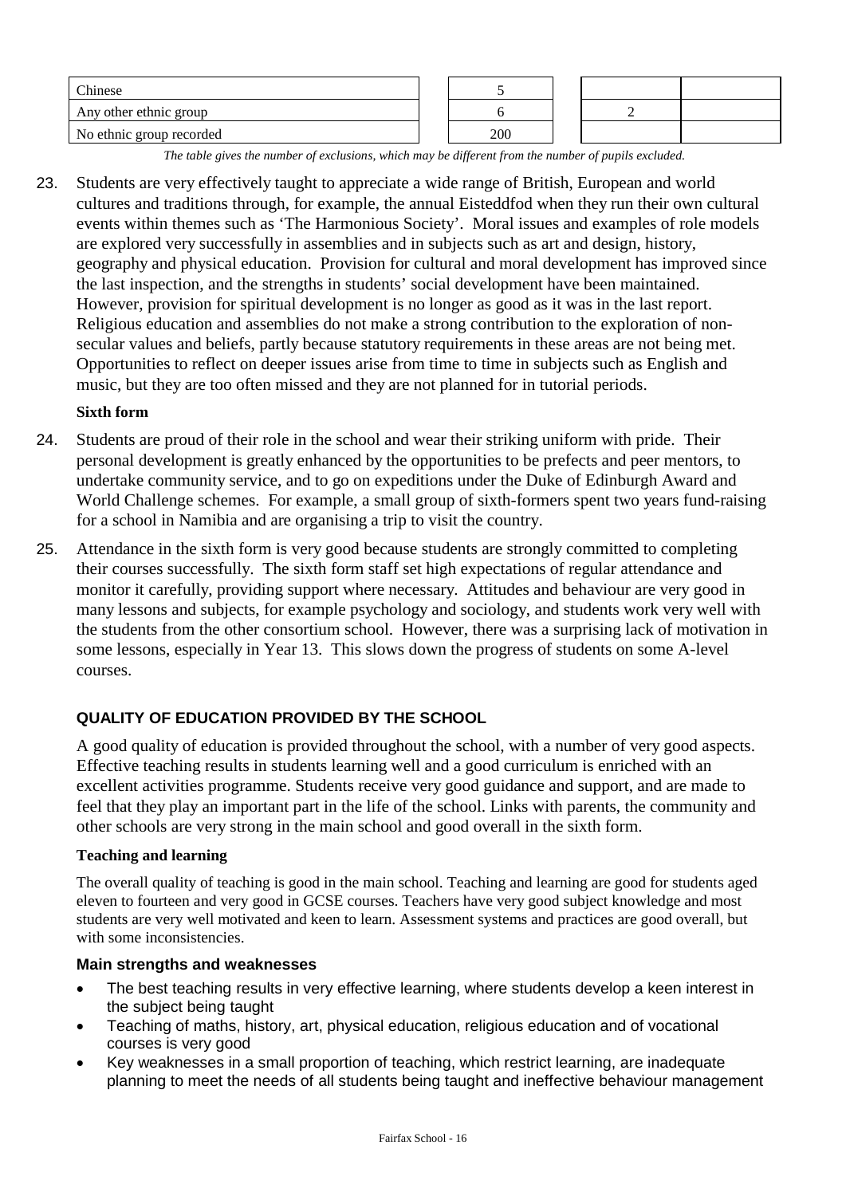| | | | |
|---|---|---|---|
| Chinese | 5 | | |
| Any other ethnic group | 6 | 2 | |
| No ethnic group recorded | 200 | | |

*The table gives the number of exclusions, which may be different from the number of pupils excluded.*

23. Students are very effectively taught to appreciate a wide range of British, European and world cultures and traditions through, for example, the annual Eisteddfod when they run their own cultural events within themes such as 'The Harmonious Society'. Moral issues and examples of role models are explored very successfully in assemblies and in subjects such as art and design, history, geography and physical education. Provision for cultural and moral development has improved since the last inspection, and the strengths in students' social development have been maintained. However, provision for spiritual development is no longer as good as it was in the last report. Religious education and assemblies do not make a strong contribution to the exploration of non-secular values and beliefs, partly because statutory requirements in these areas are not being met. Opportunities to reflect on deeper issues arise from time to time in subjects such as English and music, but they are too often missed and they are not planned for in tutorial periods.

**Sixth form**

24. Students are proud of their role in the school and wear their striking uniform with pride. Their personal development is greatly enhanced by the opportunities to be prefects and peer mentors, to undertake community service, and to go on expeditions under the Duke of Edinburgh Award and World Challenge schemes. For example, a small group of sixth-formers spent two years fund-raising for a school in Namibia and are organising a trip to visit the country.

25. Attendance in the sixth form is very good because students are strongly committed to completing their courses successfully. The sixth form staff set high expectations of regular attendance and monitor it carefully, providing support where necessary. Attitudes and behaviour are very good in many lessons and subjects, for example psychology and sociology, and students work very well with the students from the other consortium school. However, there was a surprising lack of motivation in some lessons, especially in Year 13. This slows down the progress of students on some A-level courses.

## QUALITY OF EDUCATION PROVIDED BY THE SCHOOL

A good quality of education is provided throughout the school, with a number of very good aspects. Effective teaching results in students learning well and a good curriculum is enriched with an excellent activities programme. Students receive very good guidance and support, and are made to feel that they play an important part in the life of the school. Links with parents, the community and other schools are very strong in the main school and good overall in the sixth form.

### Teaching and learning

The overall quality of teaching is good in the main school. Teaching and learning are good for students aged eleven to fourteen and very good in GCSE courses. Teachers have very good subject knowledge and most students are very well motivated and keen to learn. Assessment systems and practices are good overall, but with some inconsistencies.

**Main strengths and weaknesses**

- The best teaching results in very effective learning, where students develop a keen interest in the subject being taught
- Teaching of maths, history, art, physical education, religious education and of vocational courses is very good
- Key weaknesses in a small proportion of teaching, which restrict learning, are inadequate planning to meet the needs of all students being taught and ineffective behaviour management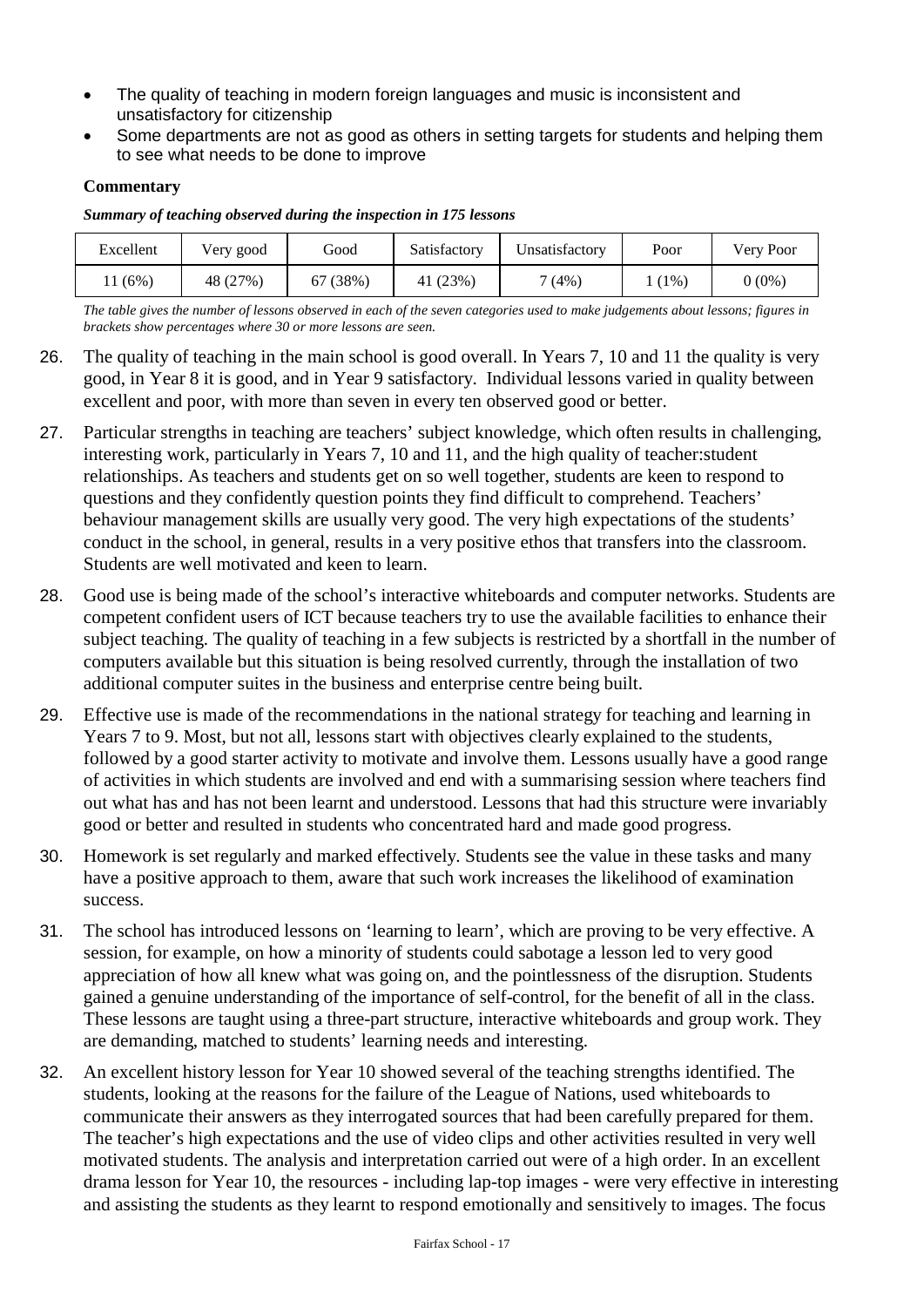- The quality of teaching in modern foreign languages and music is inconsistent and unsatisfactory for citizenship
- Some departments are not as good as others in setting targets for students and helping them to see what needs to be done to improve

**Commentary**

***Summary of teaching observed during the inspection in 175 lessons***

| Excellent | Very good | Good | Satisfactory | Unsatisfactory | Poor | Very Poor |
|---|---|---|---|---|---|---|
| 11 (6%) | 48 (27%) | 67 (38%) | 41 (23%) | 7 (4%) | 1 (1%) | 0 (0%) |

*The table gives the number of lessons observed in each of the seven categories used to make judgements about lessons; figures in brackets show percentages where 30 or more lessons are seen.*

26. The quality of teaching in the main school is good overall. In Years 7, 10 and 11 the quality is very good, in Year 8 it is good, and in Year 9 satisfactory. Individual lessons varied in quality between excellent and poor, with more than seven in every ten observed good or better.

27. Particular strengths in teaching are teachers' subject knowledge, which often results in challenging, interesting work, particularly in Years 7, 10 and 11, and the high quality of teacher:student relationships. As teachers and students get on so well together, students are keen to respond to questions and they confidently question points they find difficult to comprehend. Teachers' behaviour management skills are usually very good. The very high expectations of the students' conduct in the school, in general, results in a very positive ethos that transfers into the classroom. Students are well motivated and keen to learn.

28. Good use is being made of the school's interactive whiteboards and computer networks. Students are competent confident users of ICT because teachers try to use the available facilities to enhance their subject teaching. The quality of teaching in a few subjects is restricted by a shortfall in the number of computers available but this situation is being resolved currently, through the installation of two additional computer suites in the business and enterprise centre being built.

29. Effective use is made of the recommendations in the national strategy for teaching and learning in Years 7 to 9. Most, but not all, lessons start with objectives clearly explained to the students, followed by a good starter activity to motivate and involve them. Lessons usually have a good range of activities in which students are involved and end with a summarising session where teachers find out what has and has not been learnt and understood. Lessons that had this structure were invariably good or better and resulted in students who concentrated hard and made good progress.

30. Homework is set regularly and marked effectively. Students see the value in these tasks and many have a positive approach to them, aware that such work increases the likelihood of examination success.

31. The school has introduced lessons on 'learning to learn', which are proving to be very effective. A session, for example, on how a minority of students could sabotage a lesson led to very good appreciation of how all knew what was going on, and the pointlessness of the disruption. Students gained a genuine understanding of the importance of self-control, for the benefit of all in the class. These lessons are taught using a three-part structure, interactive whiteboards and group work. They are demanding, matched to students' learning needs and interesting.

32. An excellent history lesson for Year 10 showed several of the teaching strengths identified. The students, looking at the reasons for the failure of the League of Nations, used whiteboards to communicate their answers as they interrogated sources that had been carefully prepared for them. The teacher's high expectations and the use of video clips and other activities resulted in very well motivated students. The analysis and interpretation carried out were of a high order. In an excellent drama lesson for Year 10, the resources - including lap-top images - were very effective in interesting and assisting the students as they learnt to respond emotionally and sensitively to images. The focus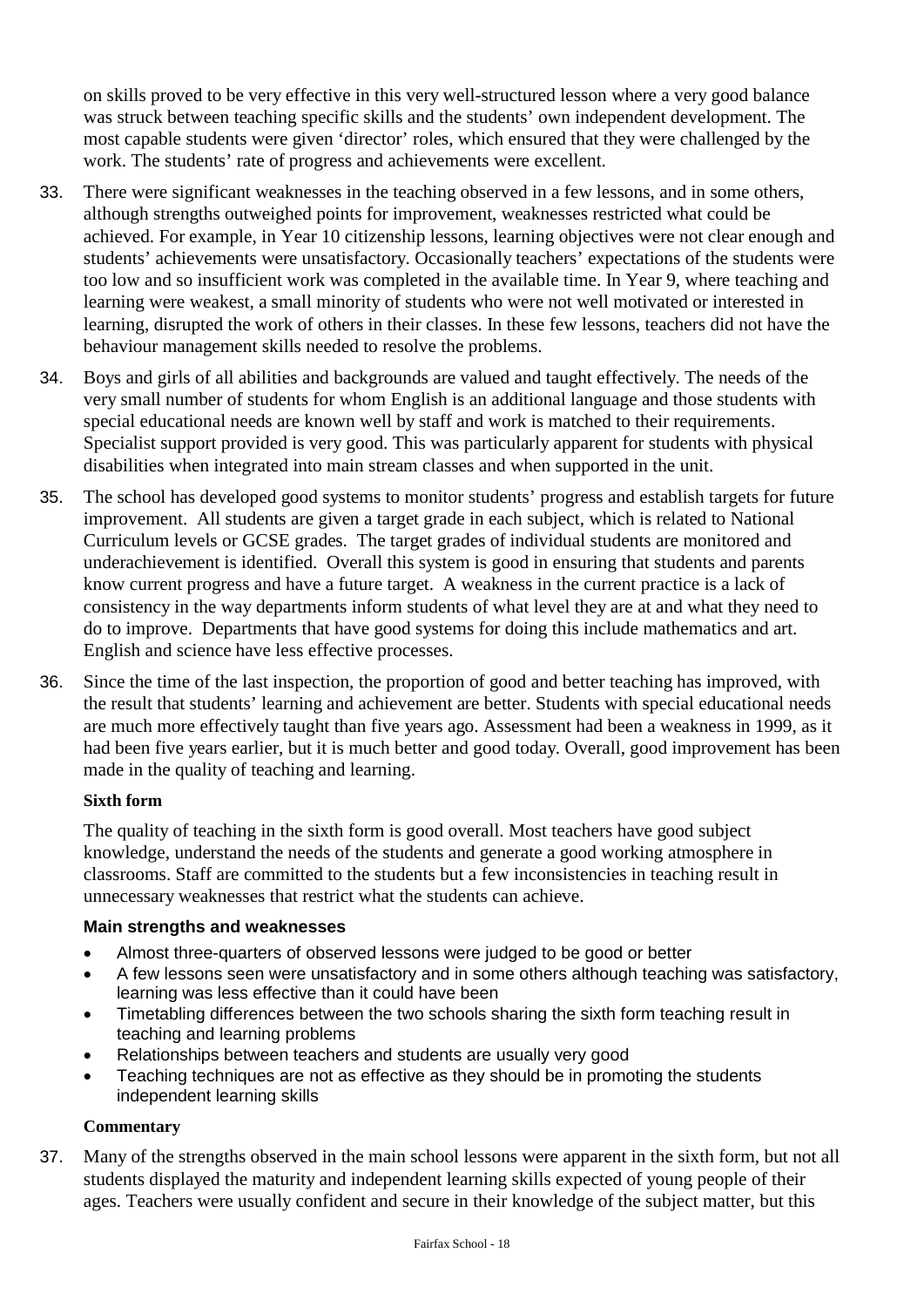on skills proved to be very effective in this very well-structured lesson where a very good balance was struck between teaching specific skills and the students' own independent development. The most capable students were given 'director' roles, which ensured that they were challenged by the work. The students' rate of progress and achievements were excellent.

33. There were significant weaknesses in the teaching observed in a few lessons, and in some others, although strengths outweighed points for improvement, weaknesses restricted what could be achieved. For example, in Year 10 citizenship lessons, learning objectives were not clear enough and students' achievements were unsatisfactory. Occasionally teachers' expectations of the students were too low and so insufficient work was completed in the available time. In Year 9, where teaching and learning were weakest, a small minority of students who were not well motivated or interested in learning, disrupted the work of others in their classes. In these few lessons, teachers did not have the behaviour management skills needed to resolve the problems.

34. Boys and girls of all abilities and backgrounds are valued and taught effectively. The needs of the very small number of students for whom English is an additional language and those students with special educational needs are known well by staff and work is matched to their requirements. Specialist support provided is very good. This was particularly apparent for students with physical disabilities when integrated into main stream classes and when supported in the unit.

35. The school has developed good systems to monitor students' progress and establish targets for future improvement. All students are given a target grade in each subject, which is related to National Curriculum levels or GCSE grades. The target grades of individual students are monitored and underachievement is identified. Overall this system is good in ensuring that students and parents know current progress and have a future target. A weakness in the current practice is a lack of consistency in the way departments inform students of what level they are at and what they need to do to improve. Departments that have good systems for doing this include mathematics and art. English and science have less effective processes.

36. Since the time of the last inspection, the proportion of good and better teaching has improved, with the result that students' learning and achievement are better. Students with special educational needs are much more effectively taught than five years ago. Assessment had been a weakness in 1999, as it had been five years earlier, but it is much better and good today. Overall, good improvement has been made in the quality of teaching and learning.

**Sixth form**

The quality of teaching in the sixth form is good overall. Most teachers have good subject knowledge, understand the needs of the students and generate a good working atmosphere in classrooms. Staff are committed to the students but a few inconsistencies in teaching result in unnecessary weaknesses that restrict what the students can achieve.

**Main strengths and weaknesses**

- Almost three-quarters of observed lessons were judged to be good or better
- A few lessons seen were unsatisfactory and in some others although teaching was satisfactory, learning was less effective than it could have been
- Timetabling differences between the two schools sharing the sixth form teaching result in teaching and learning problems
- Relationships between teachers and students are usually very good
- Teaching techniques are not as effective as they should be in promoting the students independent learning skills

**Commentary**

37. Many of the strengths observed in the main school lessons were apparent in the sixth form, but not all students displayed the maturity and independent learning skills expected of young people of their ages. Teachers were usually confident and secure in their knowledge of the subject matter, but this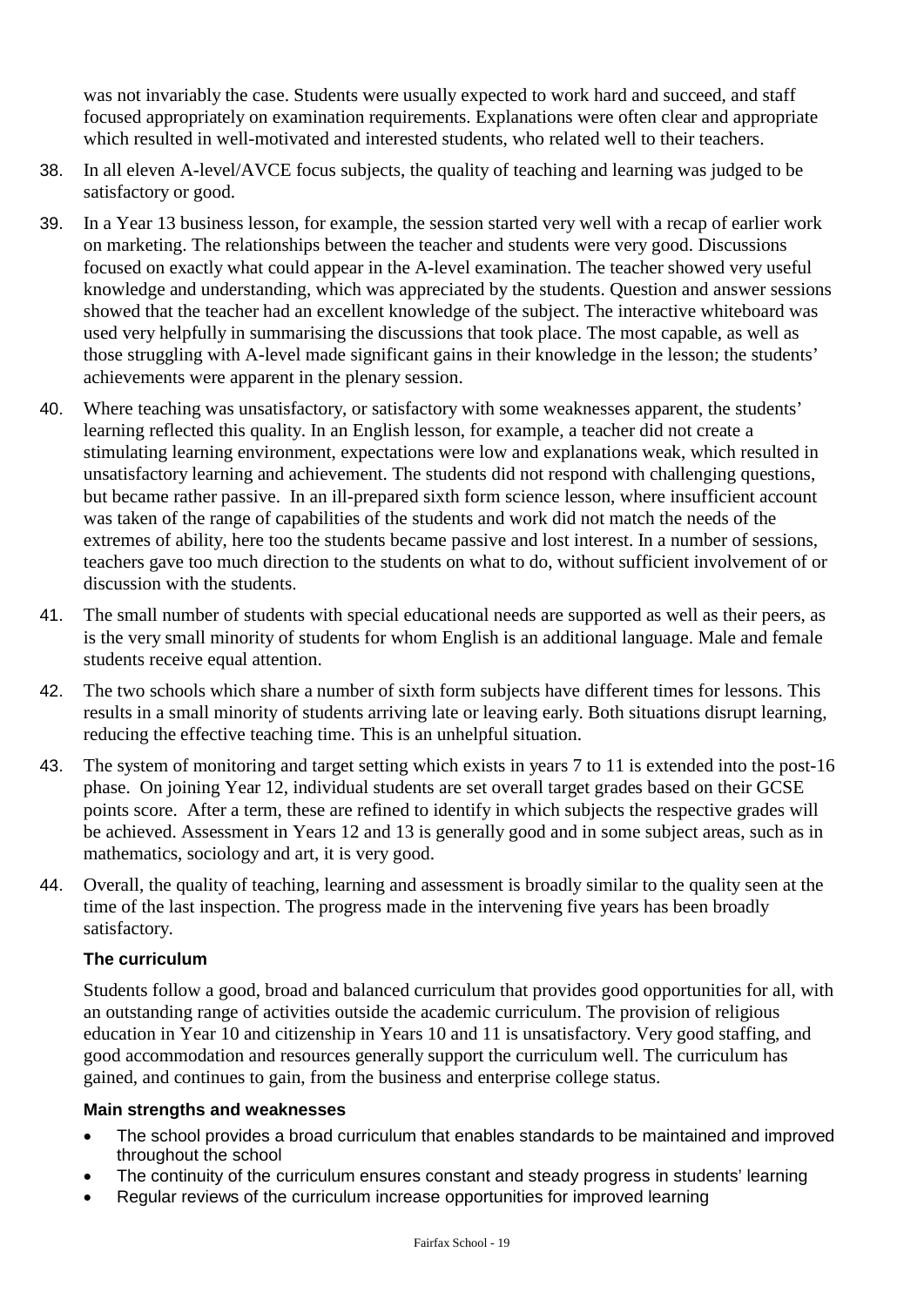was not invariably the case. Students were usually expected to work hard and succeed, and staff focused appropriately on examination requirements. Explanations were often clear and appropriate which resulted in well-motivated and interested students, who related well to their teachers.

38. In all eleven A-level/AVCE focus subjects, the quality of teaching and learning was judged to be satisfactory or good.

39. In a Year 13 business lesson, for example, the session started very well with a recap of earlier work on marketing. The relationships between the teacher and students were very good. Discussions focused on exactly what could appear in the A-level examination. The teacher showed very useful knowledge and understanding, which was appreciated by the students. Question and answer sessions showed that the teacher had an excellent knowledge of the subject. The interactive whiteboard was used very helpfully in summarising the discussions that took place. The most capable, as well as those struggling with A-level made significant gains in their knowledge in the lesson; the students' achievements were apparent in the plenary session.

40. Where teaching was unsatisfactory, or satisfactory with some weaknesses apparent, the students' learning reflected this quality. In an English lesson, for example, a teacher did not create a stimulating learning environment, expectations were low and explanations weak, which resulted in unsatisfactory learning and achievement. The students did not respond with challenging questions, but became rather passive. In an ill-prepared sixth form science lesson, where insufficient account was taken of the range of capabilities of the students and work did not match the needs of the extremes of ability, here too the students became passive and lost interest. In a number of sessions, teachers gave too much direction to the students on what to do, without sufficient involvement of or discussion with the students.

41. The small number of students with special educational needs are supported as well as their peers, as is the very small minority of students for whom English is an additional language. Male and female students receive equal attention.

42. The two schools which share a number of sixth form subjects have different times for lessons. This results in a small minority of students arriving late or leaving early. Both situations disrupt learning, reducing the effective teaching time. This is an unhelpful situation.

43. The system of monitoring and target setting which exists in years 7 to 11 is extended into the post-16 phase. On joining Year 12, individual students are set overall target grades based on their GCSE points score. After a term, these are refined to identify in which subjects the respective grades will be achieved. Assessment in Years 12 and 13 is generally good and in some subject areas, such as in mathematics, sociology and art, it is very good.

44. Overall, the quality of teaching, learning and assessment is broadly similar to the quality seen at the time of the last inspection. The progress made in the intervening five years has been broadly satisfactory.

### The curriculum

Students follow a good, broad and balanced curriculum that provides good opportunities for all, with an outstanding range of activities outside the academic curriculum. The provision of religious education in Year 10 and citizenship in Years 10 and 11 is unsatisfactory. Very good staffing, and good accommodation and resources generally support the curriculum well. The curriculum has gained, and continues to gain, from the business and enterprise college status.

#### Main strengths and weaknesses

- The school provides a broad curriculum that enables standards to be maintained and improved throughout the school
- The continuity of the curriculum ensures constant and steady progress in students' learning
- Regular reviews of the curriculum increase opportunities for improved learning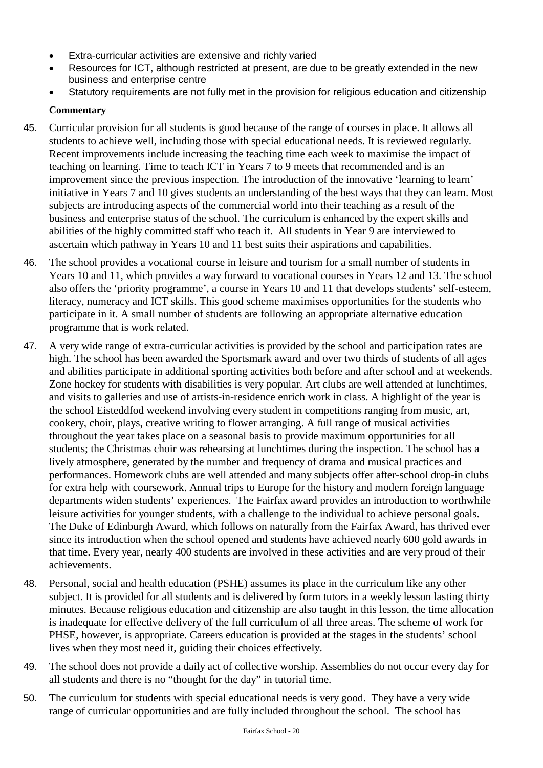- Extra-curricular activities are extensive and richly varied
- Resources for ICT, although restricted at present, are due to be greatly extended in the new business and enterprise centre
- Statutory requirements are not fully met in the provision for religious education and citizenship

**Commentary**

45. Curricular provision for all students is good because of the range of courses in place. It allows all students to achieve well, including those with special educational needs. It is reviewed regularly. Recent improvements include increasing the teaching time each week to maximise the impact of teaching on learning. Time to teach ICT in Years 7 to 9 meets that recommended and is an improvement since the previous inspection. The introduction of the innovative 'learning to learn' initiative in Years 7 and 10 gives students an understanding of the best ways that they can learn. Most subjects are introducing aspects of the commercial world into their teaching as a result of the business and enterprise status of the school. The curriculum is enhanced by the expert skills and abilities of the highly committed staff who teach it. All students in Year 9 are interviewed to ascertain which pathway in Years 10 and 11 best suits their aspirations and capabilities.

46. The school provides a vocational course in leisure and tourism for a small number of students in Years 10 and 11, which provides a way forward to vocational courses in Years 12 and 13. The school also offers the 'priority programme', a course in Years 10 and 11 that develops students' self-esteem, literacy, numeracy and ICT skills. This good scheme maximises opportunities for the students who participate in it. A small number of students are following an appropriate alternative education programme that is work related.

47. A very wide range of extra-curricular activities is provided by the school and participation rates are high. The school has been awarded the Sportsmark award and over two thirds of students of all ages and abilities participate in additional sporting activities both before and after school and at weekends. Zone hockey for students with disabilities is very popular. Art clubs are well attended at lunchtimes, and visits to galleries and use of artists-in-residence enrich work in class. A highlight of the year is the school Eisteddfod weekend involving every student in competitions ranging from music, art, cookery, choir, plays, creative writing to flower arranging. A full range of musical activities throughout the year takes place on a seasonal basis to provide maximum opportunities for all students; the Christmas choir was rehearsing at lunchtimes during the inspection. The school has a lively atmosphere, generated by the number and frequency of drama and musical practices and performances. Homework clubs are well attended and many subjects offer after-school drop-in clubs for extra help with coursework. Annual trips to Europe for the history and modern foreign language departments widen students' experiences. The Fairfax award provides an introduction to worthwhile leisure activities for younger students, with a challenge to the individual to achieve personal goals. The Duke of Edinburgh Award, which follows on naturally from the Fairfax Award, has thrived ever since its introduction when the school opened and students have achieved nearly 600 gold awards in that time. Every year, nearly 400 students are involved in these activities and are very proud of their achievements.

48. Personal, social and health education (PSHE) assumes its place in the curriculum like any other subject. It is provided for all students and is delivered by form tutors in a weekly lesson lasting thirty minutes. Because religious education and citizenship are also taught in this lesson, the time allocation is inadequate for effective delivery of the full curriculum of all three areas. The scheme of work for PHSE, however, is appropriate. Careers education is provided at the stages in the students' school lives when they most need it, guiding their choices effectively.

49. The school does not provide a daily act of collective worship. Assemblies do not occur every day for all students and there is no "thought for the day" in tutorial time.

50. The curriculum for students with special educational needs is very good. They have a very wide range of curricular opportunities and are fully included throughout the school. The school has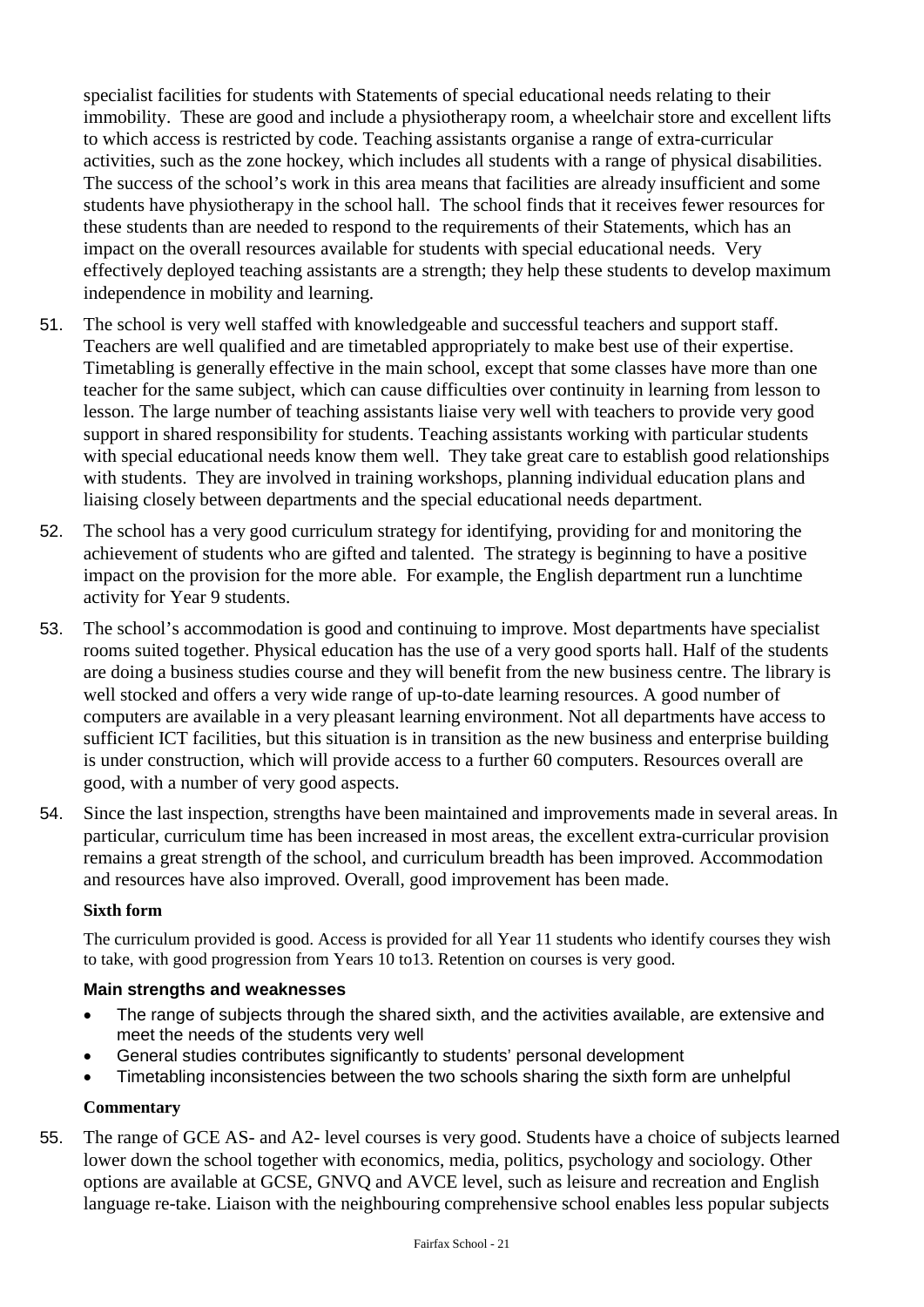specialist facilities for students with Statements of special educational needs relating to their immobility. These are good and include a physiotherapy room, a wheelchair store and excellent lifts to which access is restricted by code. Teaching assistants organise a range of extra-curricular activities, such as the zone hockey, which includes all students with a range of physical disabilities. The success of the school's work in this area means that facilities are already insufficient and some students have physiotherapy in the school hall. The school finds that it receives fewer resources for these students than are needed to respond to the requirements of their Statements, which has an impact on the overall resources available for students with special educational needs. Very effectively deployed teaching assistants are a strength; they help these students to develop maximum independence in mobility and learning.

51. The school is very well staffed with knowledgeable and successful teachers and support staff. Teachers are well qualified and are timetabled appropriately to make best use of their expertise. Timetabling is generally effective in the main school, except that some classes have more than one teacher for the same subject, which can cause difficulties over continuity in learning from lesson to lesson. The large number of teaching assistants liaise very well with teachers to provide very good support in shared responsibility for students. Teaching assistants working with particular students with special educational needs know them well. They take great care to establish good relationships with students. They are involved in training workshops, planning individual education plans and liaising closely between departments and the special educational needs department.

52. The school has a very good curriculum strategy for identifying, providing for and monitoring the achievement of students who are gifted and talented. The strategy is beginning to have a positive impact on the provision for the more able. For example, the English department run a lunchtime activity for Year 9 students.

53. The school's accommodation is good and continuing to improve. Most departments have specialist rooms suited together. Physical education has the use of a very good sports hall. Half of the students are doing a business studies course and they will benefit from the new business centre. The library is well stocked and offers a very wide range of up-to-date learning resources. A good number of computers are available in a very pleasant learning environment. Not all departments have access to sufficient ICT facilities, but this situation is in transition as the new business and enterprise building is under construction, which will provide access to a further 60 computers. Resources overall are good, with a number of very good aspects.

54. Since the last inspection, strengths have been maintained and improvements made in several areas. In particular, curriculum time has been increased in most areas, the excellent extra-curricular provision remains a great strength of the school, and curriculum breadth has been improved. Accommodation and resources have also improved. Overall, good improvement has been made.

**Sixth form**

The curriculum provided is good. Access is provided for all Year 11 students who identify courses they wish to take, with good progression from Years 10 to13. Retention on courses is very good.

**Main strengths and weaknesses**

- The range of subjects through the shared sixth, and the activities available, are extensive and meet the needs of the students very well
- General studies contributes significantly to students' personal development
- Timetabling inconsistencies between the two schools sharing the sixth form are unhelpful

**Commentary**

55. The range of GCE AS- and A2- level courses is very good. Students have a choice of subjects learned lower down the school together with economics, media, politics, psychology and sociology. Other options are available at GCSE, GNVQ and AVCE level, such as leisure and recreation and English language re-take. Liaison with the neighbouring comprehensive school enables less popular subjects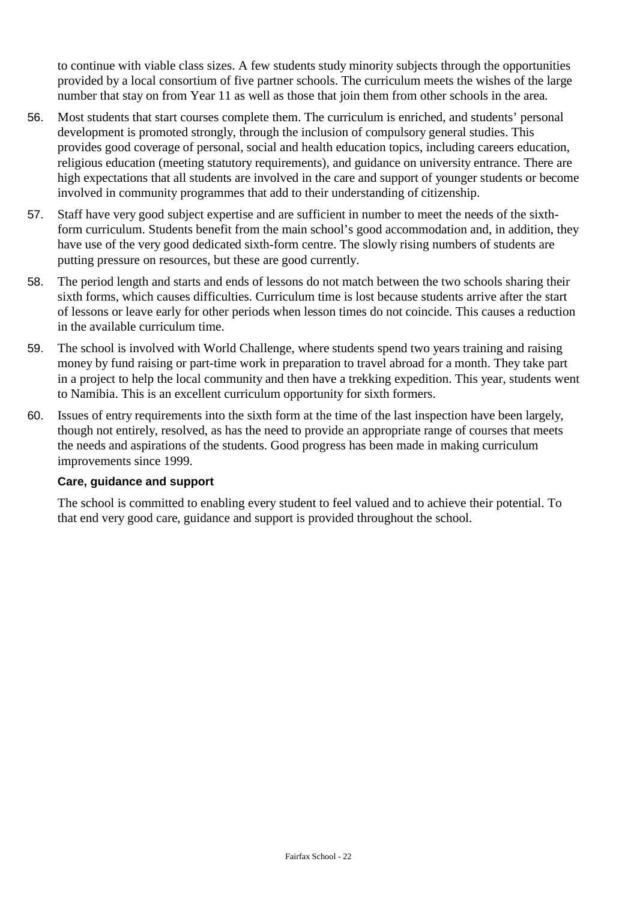to continue with viable class sizes. A few students study minority subjects through the opportunities provided by a local consortium of five partner schools. The curriculum meets the wishes of the large number that stay on from Year 11 as well as those that join them from other schools in the area.

56. Most students that start courses complete them. The curriculum is enriched, and students' personal development is promoted strongly, through the inclusion of compulsory general studies. This provides good coverage of personal, social and health education topics, including careers education, religious education (meeting statutory requirements), and guidance on university entrance. There are high expectations that all students are involved in the care and support of younger students or become involved in community programmes that add to their understanding of citizenship.

57. Staff have very good subject expertise and are sufficient in number to meet the needs of the sixth-form curriculum. Students benefit from the main school's good accommodation and, in addition, they have use of the very good dedicated sixth-form centre. The slowly rising numbers of students are putting pressure on resources, but these are good currently.

58. The period length and starts and ends of lessons do not match between the two schools sharing their sixth forms, which causes difficulties. Curriculum time is lost because students arrive after the start of lessons or leave early for other periods when lesson times do not coincide. This causes a reduction in the available curriculum time.

59. The school is involved with World Challenge, where students spend two years training and raising money by fund raising or part-time work in preparation to travel abroad for a month. They take part in a project to help the local community and then have a trekking expedition. This year, students went to Namibia. This is an excellent curriculum opportunity for sixth formers.

60. Issues of entry requirements into the sixth form at the time of the last inspection have been largely, though not entirely, resolved, as has the need to provide an appropriate range of courses that meets the needs and aspirations of the students. Good progress has been made in making curriculum improvements since 1999.

### Care, guidance and support

The school is committed to enabling every student to feel valued and to achieve their potential. To that end very good care, guidance and support is provided throughout the school.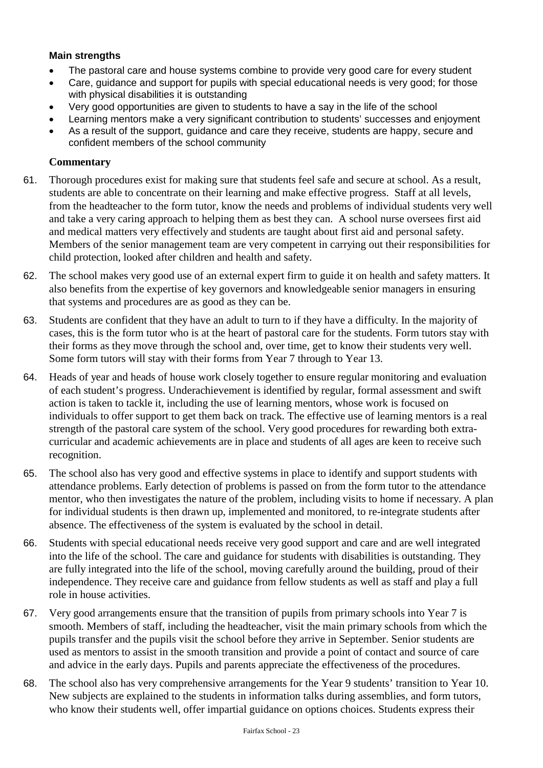**Main strengths**

- The pastoral care and house systems combine to provide very good care for every student
- Care, guidance and support for pupils with special educational needs is very good; for those with physical disabilities it is outstanding
- Very good opportunities are given to students to have a say in the life of the school
- Learning mentors make a very significant contribution to students' successes and enjoyment
- As a result of the support, guidance and care they receive, students are happy, secure and confident members of the school community

**Commentary**

61. Thorough procedures exist for making sure that students feel safe and secure at school. As a result, students are able to concentrate on their learning and make effective progress. Staff at all levels, from the headteacher to the form tutor, know the needs and problems of individual students very well and take a very caring approach to helping them as best they can. A school nurse oversees first aid and medical matters very effectively and students are taught about first aid and personal safety. Members of the senior management team are very competent in carrying out their responsibilities for child protection, looked after children and health and safety.

62. The school makes very good use of an external expert firm to guide it on health and safety matters. It also benefits from the expertise of key governors and knowledgeable senior managers in ensuring that systems and procedures are as good as they can be.

63. Students are confident that they have an adult to turn to if they have a difficulty. In the majority of cases, this is the form tutor who is at the heart of pastoral care for the students. Form tutors stay with their forms as they move through the school and, over time, get to know their students very well. Some form tutors will stay with their forms from Year 7 through to Year 13.

64. Heads of year and heads of house work closely together to ensure regular monitoring and evaluation of each student's progress. Underachievement is identified by regular, formal assessment and swift action is taken to tackle it, including the use of learning mentors, whose work is focused on individuals to offer support to get them back on track. The effective use of learning mentors is a real strength of the pastoral care system of the school. Very good procedures for rewarding both extra-curricular and academic achievements are in place and students of all ages are keen to receive such recognition.

65. The school also has very good and effective systems in place to identify and support students with attendance problems. Early detection of problems is passed on from the form tutor to the attendance mentor, who then investigates the nature of the problem, including visits to home if necessary. A plan for individual students is then drawn up, implemented and monitored, to re-integrate students after absence. The effectiveness of the system is evaluated by the school in detail.

66. Students with special educational needs receive very good support and care and are well integrated into the life of the school. The care and guidance for students with disabilities is outstanding. They are fully integrated into the life of the school, moving carefully around the building, proud of their independence. They receive care and guidance from fellow students as well as staff and play a full role in house activities.

67. Very good arrangements ensure that the transition of pupils from primary schools into Year 7 is smooth. Members of staff, including the headteacher, visit the main primary schools from which the pupils transfer and the pupils visit the school before they arrive in September. Senior students are used as mentors to assist in the smooth transition and provide a point of contact and source of care and advice in the early days. Pupils and parents appreciate the effectiveness of the procedures.

68. The school also has very comprehensive arrangements for the Year 9 students' transition to Year 10. New subjects are explained to the students in information talks during assemblies, and form tutors, who know their students well, offer impartial guidance on options choices. Students express their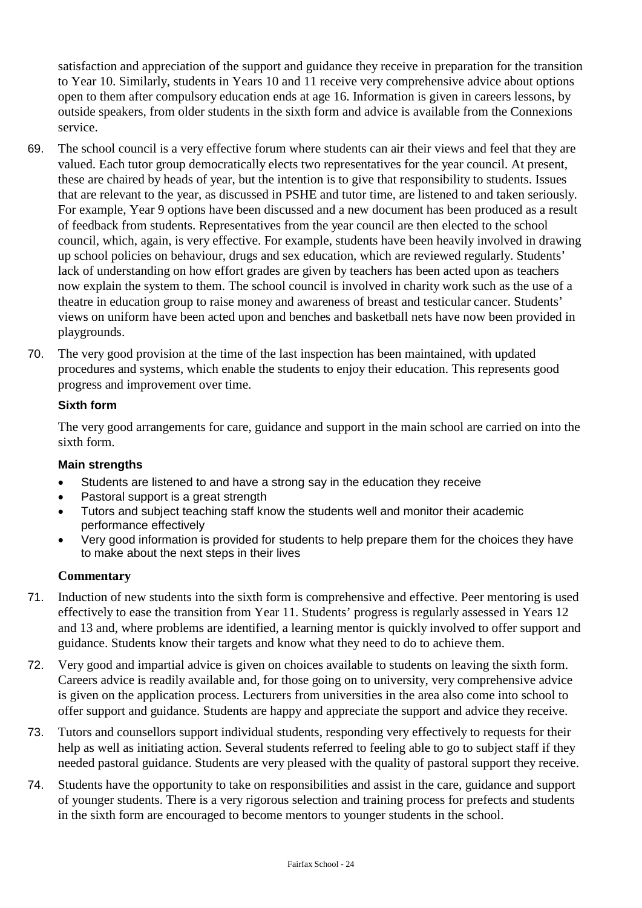satisfaction and appreciation of the support and guidance they receive in preparation for the transition to Year 10. Similarly, students in Years 10 and 11 receive very comprehensive advice about options open to them after compulsory education ends at age 16. Information is given in careers lessons, by outside speakers, from older students in the sixth form and advice is available from the Connexions service.

69. The school council is a very effective forum where students can air their views and feel that they are valued. Each tutor group democratically elects two representatives for the year council. At present, these are chaired by heads of year, but the intention is to give that responsibility to students. Issues that are relevant to the year, as discussed in PSHE and tutor time, are listened to and taken seriously. For example, Year 9 options have been discussed and a new document has been produced as a result of feedback from students. Representatives from the year council are then elected to the school council, which, again, is very effective. For example, students have been heavily involved in drawing up school policies on behaviour, drugs and sex education, which are reviewed regularly. Students' lack of understanding on how effort grades are given by teachers has been acted upon as teachers now explain the system to them. The school council is involved in charity work such as the use of a theatre in education group to raise money and awareness of breast and testicular cancer. Students' views on uniform have been acted upon and benches and basketball nets have now been provided in playgrounds.

70. The very good provision at the time of the last inspection has been maintained, with updated procedures and systems, which enable the students to enjoy their education. This represents good progress and improvement over time.

### Sixth form

The very good arrangements for care, guidance and support in the main school are carried on into the sixth form.

#### Main strengths

- Students are listened to and have a strong say in the education they receive
- Pastoral support is a great strength
- Tutors and subject teaching staff know the students well and monitor their academic performance effectively
- Very good information is provided for students to help prepare them for the choices they have to make about the next steps in their lives

#### Commentary

71. Induction of new students into the sixth form is comprehensive and effective. Peer mentoring is used effectively to ease the transition from Year 11. Students' progress is regularly assessed in Years 12 and 13 and, where problems are identified, a learning mentor is quickly involved to offer support and guidance. Students know their targets and know what they need to do to achieve them.

72. Very good and impartial advice is given on choices available to students on leaving the sixth form. Careers advice is readily available and, for those going on to university, very comprehensive advice is given on the application process. Lecturers from universities in the area also come into school to offer support and guidance. Students are happy and appreciate the support and advice they receive.

73. Tutors and counsellors support individual students, responding very effectively to requests for their help as well as initiating action. Several students referred to feeling able to go to subject staff if they needed pastoral guidance. Students are very pleased with the quality of pastoral support they receive.

74. Students have the opportunity to take on responsibilities and assist in the care, guidance and support of younger students. There is a very rigorous selection and training process for prefects and students in the sixth form are encouraged to become mentors to younger students in the school.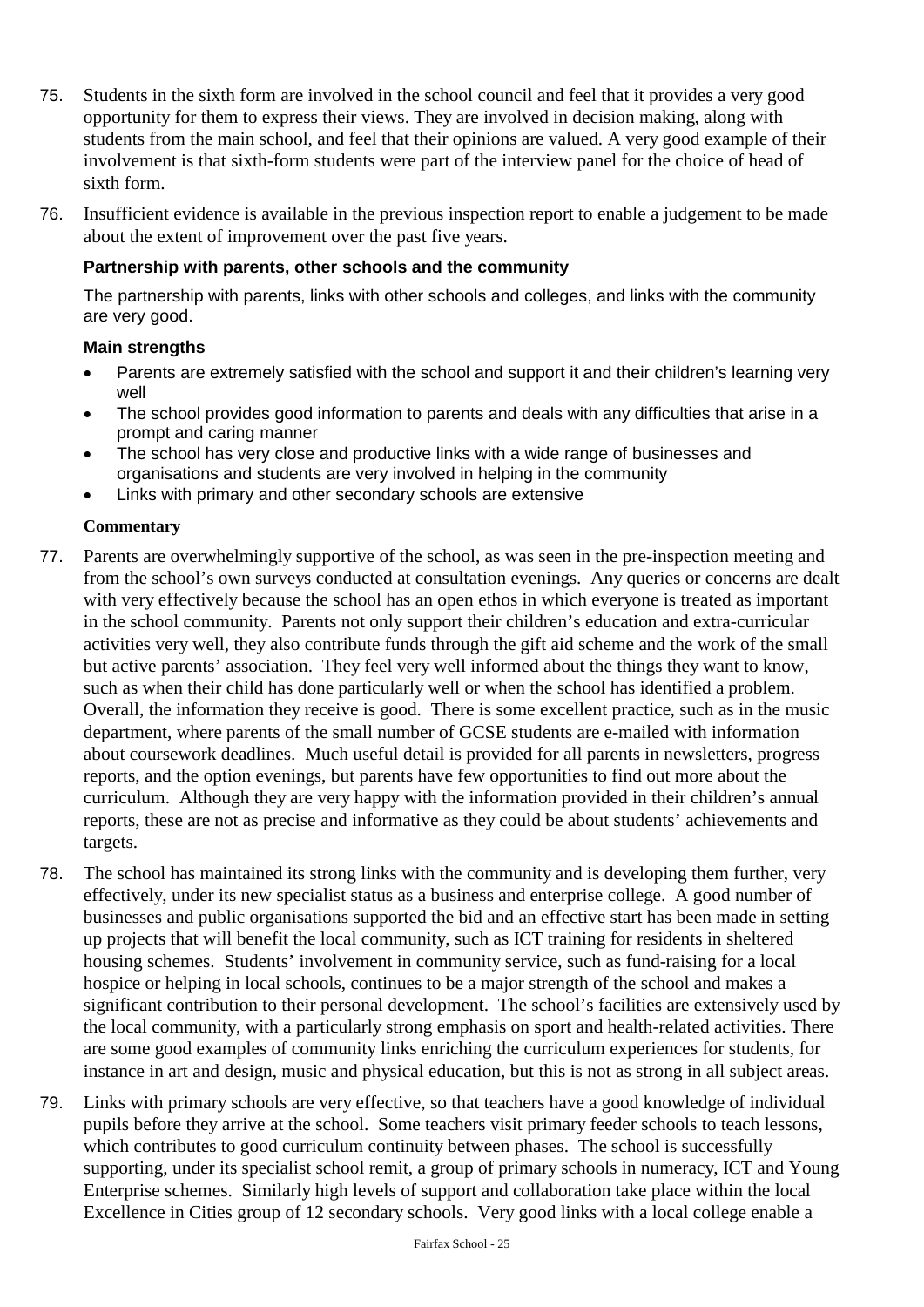75. Students in the sixth form are involved in the school council and feel that it provides a very good opportunity for them to express their views. They are involved in decision making, along with students from the main school, and feel that their opinions are valued. A very good example of their involvement is that sixth-form students were part of the interview panel for the choice of head of sixth form.

76. Insufficient evidence is available in the previous inspection report to enable a judgement to be made about the extent of improvement over the past five years.

### Partnership with parents, other schools and the community

The partnership with parents, links with other schools and colleges, and links with the community are very good.

**Main strengths**

- Parents are extremely satisfied with the school and support it and their children's learning very well
- The school provides good information to parents and deals with any difficulties that arise in a prompt and caring manner
- The school has very close and productive links with a wide range of businesses and organisations and students are very involved in helping in the community
- Links with primary and other secondary schools are extensive

**Commentary**

77. Parents are overwhelmingly supportive of the school, as was seen in the pre-inspection meeting and from the school's own surveys conducted at consultation evenings. Any queries or concerns are dealt with very effectively because the school has an open ethos in which everyone is treated as important in the school community. Parents not only support their children's education and extra-curricular activities very well, they also contribute funds through the gift aid scheme and the work of the small but active parents' association. They feel very well informed about the things they want to know, such as when their child has done particularly well or when the school has identified a problem. Overall, the information they receive is good. There is some excellent practice, such as in the music department, where parents of the small number of GCSE students are e-mailed with information about coursework deadlines. Much useful detail is provided for all parents in newsletters, progress reports, and the option evenings, but parents have few opportunities to find out more about the curriculum. Although they are very happy with the information provided in their children's annual reports, these are not as precise and informative as they could be about students' achievements and targets.

78. The school has maintained its strong links with the community and is developing them further, very effectively, under its new specialist status as a business and enterprise college. A good number of businesses and public organisations supported the bid and an effective start has been made in setting up projects that will benefit the local community, such as ICT training for residents in sheltered housing schemes. Students' involvement in community service, such as fund-raising for a local hospice or helping in local schools, continues to be a major strength of the school and makes a significant contribution to their personal development. The school's facilities are extensively used by the local community, with a particularly strong emphasis on sport and health-related activities. There are some good examples of community links enriching the curriculum experiences for students, for instance in art and design, music and physical education, but this is not as strong in all subject areas.

79. Links with primary schools are very effective, so that teachers have a good knowledge of individual pupils before they arrive at the school. Some teachers visit primary feeder schools to teach lessons, which contributes to good curriculum continuity between phases. The school is successfully supporting, under its specialist school remit, a group of primary schools in numeracy, ICT and Young Enterprise schemes. Similarly high levels of support and collaboration take place within the local Excellence in Cities group of 12 secondary schools. Very good links with a local college enable a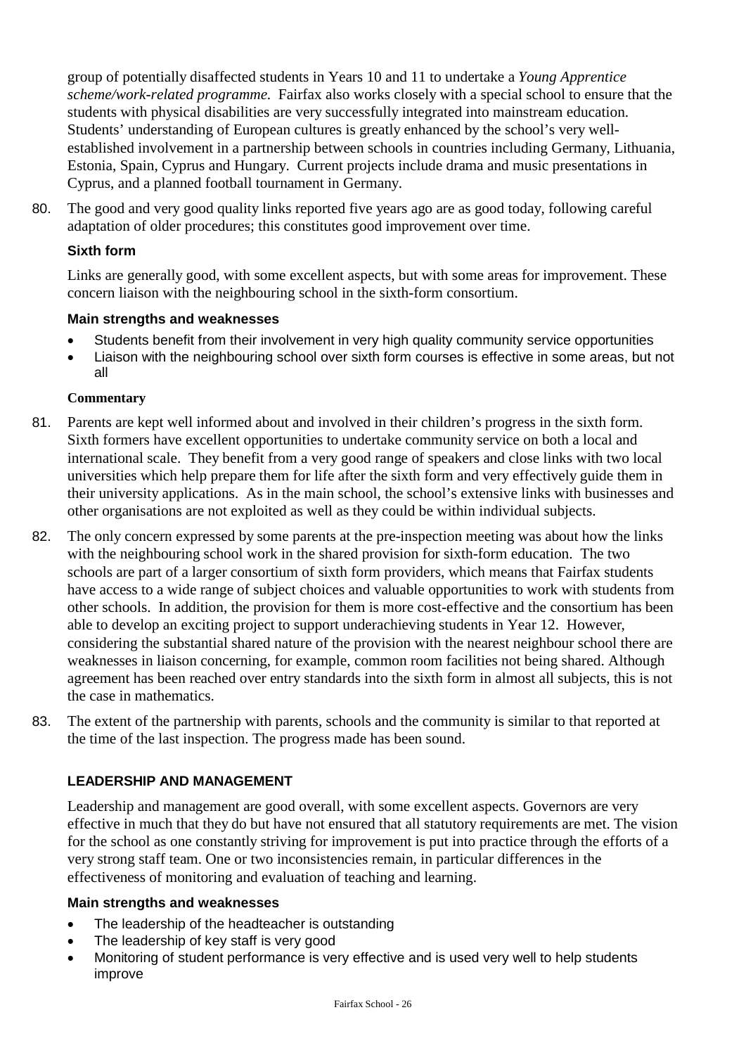group of potentially disaffected students in Years 10 and 11 to undertake a *Young Apprentice scheme/work-related programme.* Fairfax also works closely with a special school to ensure that the students with physical disabilities are very successfully integrated into mainstream education. Students' understanding of European cultures is greatly enhanced by the school's very well-established involvement in a partnership between schools in countries including Germany, Lithuania, Estonia, Spain, Cyprus and Hungary. Current projects include drama and music presentations in Cyprus, and a planned football tournament in Germany.

80. The good and very good quality links reported five years ago are as good today, following careful adaptation of older procedures; this constitutes good improvement over time.

**Sixth form**

Links are generally good, with some excellent aspects, but with some areas for improvement. These concern liaison with the neighbouring school in the sixth-form consortium.

**Main strengths and weaknesses**

- Students benefit from their involvement in very high quality community service opportunities
- Liaison with the neighbouring school over sixth form courses is effective in some areas, but not all

**Commentary**

81. Parents are kept well informed about and involved in their children's progress in the sixth form. Sixth formers have excellent opportunities to undertake community service on both a local and international scale. They benefit from a very good range of speakers and close links with two local universities which help prepare them for life after the sixth form and very effectively guide them in their university applications. As in the main school, the school's extensive links with businesses and other organisations are not exploited as well as they could be within individual subjects.

82. The only concern expressed by some parents at the pre-inspection meeting was about how the links with the neighbouring school work in the shared provision for sixth-form education. The two schools are part of a larger consortium of sixth form providers, which means that Fairfax students have access to a wide range of subject choices and valuable opportunities to work with students from other schools. In addition, the provision for them is more cost-effective and the consortium has been able to develop an exciting project to support underachieving students in Year 12. However, considering the substantial shared nature of the provision with the nearest neighbour school there are weaknesses in liaison concerning, for example, common room facilities not being shared. Although agreement has been reached over entry standards into the sixth form in almost all subjects, this is not the case in mathematics.

83. The extent of the partnership with parents, schools and the community is similar to that reported at the time of the last inspection. The progress made has been sound.

## LEADERSHIP AND MANAGEMENT

Leadership and management are good overall, with some excellent aspects. Governors are very effective in much that they do but have not ensured that all statutory requirements are met. The vision for the school as one constantly striving for improvement is put into practice through the efforts of a very strong staff team. One or two inconsistencies remain, in particular differences in the effectiveness of monitoring and evaluation of teaching and learning.

**Main strengths and weaknesses**

- The leadership of the headteacher is outstanding
- The leadership of key staff is very good
- Monitoring of student performance is very effective and is used very well to help students improve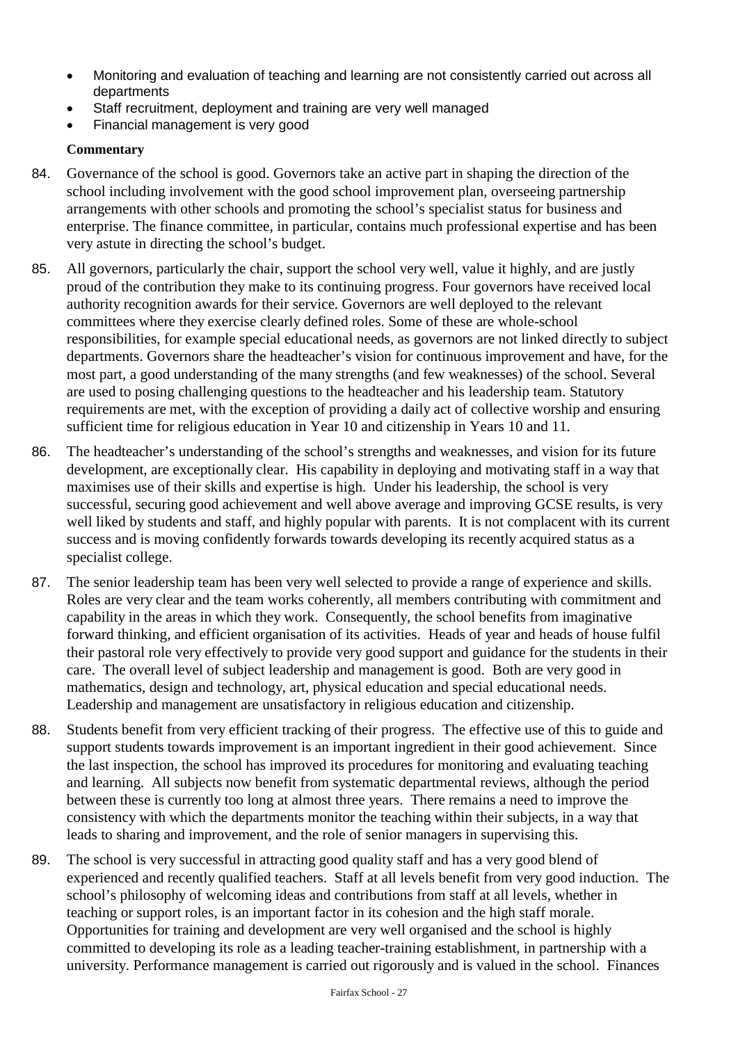- Monitoring and evaluation of teaching and learning are not consistently carried out across all departments
- Staff recruitment, deployment and training are very well managed
- Financial management is very good

**Commentary**

84. Governance of the school is good. Governors take an active part in shaping the direction of the school including involvement with the good school improvement plan, overseeing partnership arrangements with other schools and promoting the school's specialist status for business and enterprise. The finance committee, in particular, contains much professional expertise and has been very astute in directing the school's budget.

85. All governors, particularly the chair, support the school very well, value it highly, and are justly proud of the contribution they make to its continuing progress. Four governors have received local authority recognition awards for their service. Governors are well deployed to the relevant committees where they exercise clearly defined roles. Some of these are whole-school responsibilities, for example special educational needs, as governors are not linked directly to subject departments. Governors share the headteacher's vision for continuous improvement and have, for the most part, a good understanding of the many strengths (and few weaknesses) of the school. Several are used to posing challenging questions to the headteacher and his leadership team. Statutory requirements are met, with the exception of providing a daily act of collective worship and ensuring sufficient time for religious education in Year 10 and citizenship in Years 10 and 11.

86. The headteacher's understanding of the school's strengths and weaknesses, and vision for its future development, are exceptionally clear. His capability in deploying and motivating staff in a way that maximises use of their skills and expertise is high. Under his leadership, the school is very successful, securing good achievement and well above average and improving GCSE results, is very well liked by students and staff, and highly popular with parents. It is not complacent with its current success and is moving confidently forwards towards developing its recently acquired status as a specialist college.

87. The senior leadership team has been very well selected to provide a range of experience and skills. Roles are very clear and the team works coherently, all members contributing with commitment and capability in the areas in which they work. Consequently, the school benefits from imaginative forward thinking, and efficient organisation of its activities. Heads of year and heads of house fulfil their pastoral role very effectively to provide very good support and guidance for the students in their care. The overall level of subject leadership and management is good. Both are very good in mathematics, design and technology, art, physical education and special educational needs. Leadership and management are unsatisfactory in religious education and citizenship.

88. Students benefit from very efficient tracking of their progress. The effective use of this to guide and support students towards improvement is an important ingredient in their good achievement. Since the last inspection, the school has improved its procedures for monitoring and evaluating teaching and learning. All subjects now benefit from systematic departmental reviews, although the period between these is currently too long at almost three years. There remains a need to improve the consistency with which the departments monitor the teaching within their subjects, in a way that leads to sharing and improvement, and the role of senior managers in supervising this.

89. The school is very successful in attracting good quality staff and has a very good blend of experienced and recently qualified teachers. Staff at all levels benefit from very good induction. The school's philosophy of welcoming ideas and contributions from staff at all levels, whether in teaching or support roles, is an important factor in its cohesion and the high staff morale. Opportunities for training and development are very well organised and the school is highly committed to developing its role as a leading teacher-training establishment, in partnership with a university. Performance management is carried out rigorously and is valued in the school. Finances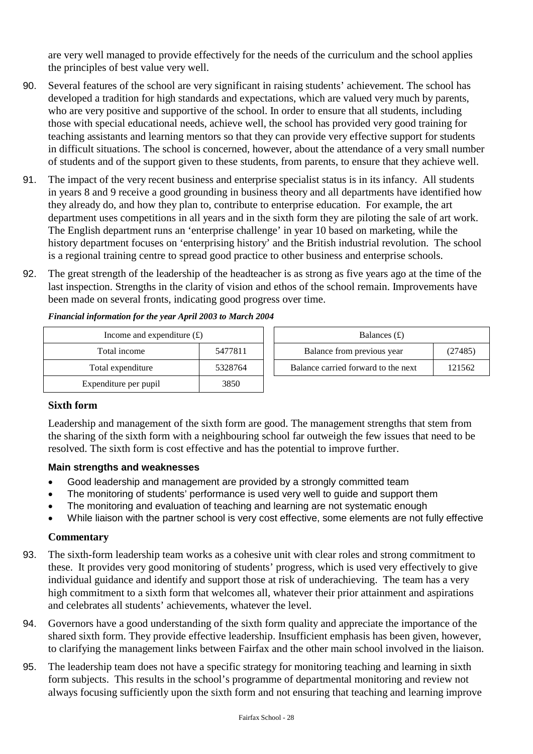are very well managed to provide effectively for the needs of the curriculum and the school applies the principles of best value very well.

90. Several features of the school are very significant in raising students' achievement. The school has developed a tradition for high standards and expectations, which are valued very much by parents, who are very positive and supportive of the school. In order to ensure that all students, including those with special educational needs, achieve well, the school has provided very good training for teaching assistants and learning mentors so that they can provide very effective support for students in difficult situations. The school is concerned, however, about the attendance of a very small number of students and of the support given to these students, from parents, to ensure that they achieve well.

91. The impact of the very recent business and enterprise specialist status is in its infancy. All students in years 8 and 9 receive a good grounding in business theory and all departments have identified how they already do, and how they plan to, contribute to enterprise education. For example, the art department uses competitions in all years and in the sixth form they are piloting the sale of art work. The English department runs an 'enterprise challenge' in year 10 based on marketing, while the history department focuses on 'enterprising history' and the British industrial revolution. The school is a regional training centre to spread good practice to other business and enterprise schools.

92. The great strength of the leadership of the headteacher is as strong as five years ago at the time of the last inspection. Strengths in the clarity of vision and ethos of the school remain. Improvements have been made on several fronts, indicating good progress over time.

***Financial information for the year April 2003 to March 2004***

| Income and expenditure (£) | |
|---|---|
| Total income | 5477811 |
| Total expenditure | 5328764 |
| Expenditure per pupil | 3850 |

| Balances (£) | |
|---|---|
| Balance from previous year | (27485) |
| Balance carried forward to the next | 121562 |

### Sixth form

Leadership and management of the sixth form are good. The management strengths that stem from the sharing of the sixth form with a neighbouring school far outweigh the few issues that need to be resolved. The sixth form is cost effective and has the potential to improve further.

#### Main strengths and weaknesses

- Good leadership and management are provided by a strongly committed team
- The monitoring of students' performance is used very well to guide and support them
- The monitoring and evaluation of teaching and learning are not systematic enough
- While liaison with the partner school is very cost effective, some elements are not fully effective

#### Commentary

93. The sixth-form leadership team works as a cohesive unit with clear roles and strong commitment to these. It provides very good monitoring of students' progress, which is used very effectively to give individual guidance and identify and support those at risk of underachieving. The team has a very high commitment to a sixth form that welcomes all, whatever their prior attainment and aspirations and celebrates all students' achievements, whatever the level.

94. Governors have a good understanding of the sixth form quality and appreciate the importance of the shared sixth form. They provide effective leadership. Insufficient emphasis has been given, however, to clarifying the management links between Fairfax and the other main school involved in the liaison.

95. The leadership team does not have a specific strategy for monitoring teaching and learning in sixth form subjects. This results in the school's programme of departmental monitoring and review not always focusing sufficiently upon the sixth form and not ensuring that teaching and learning improve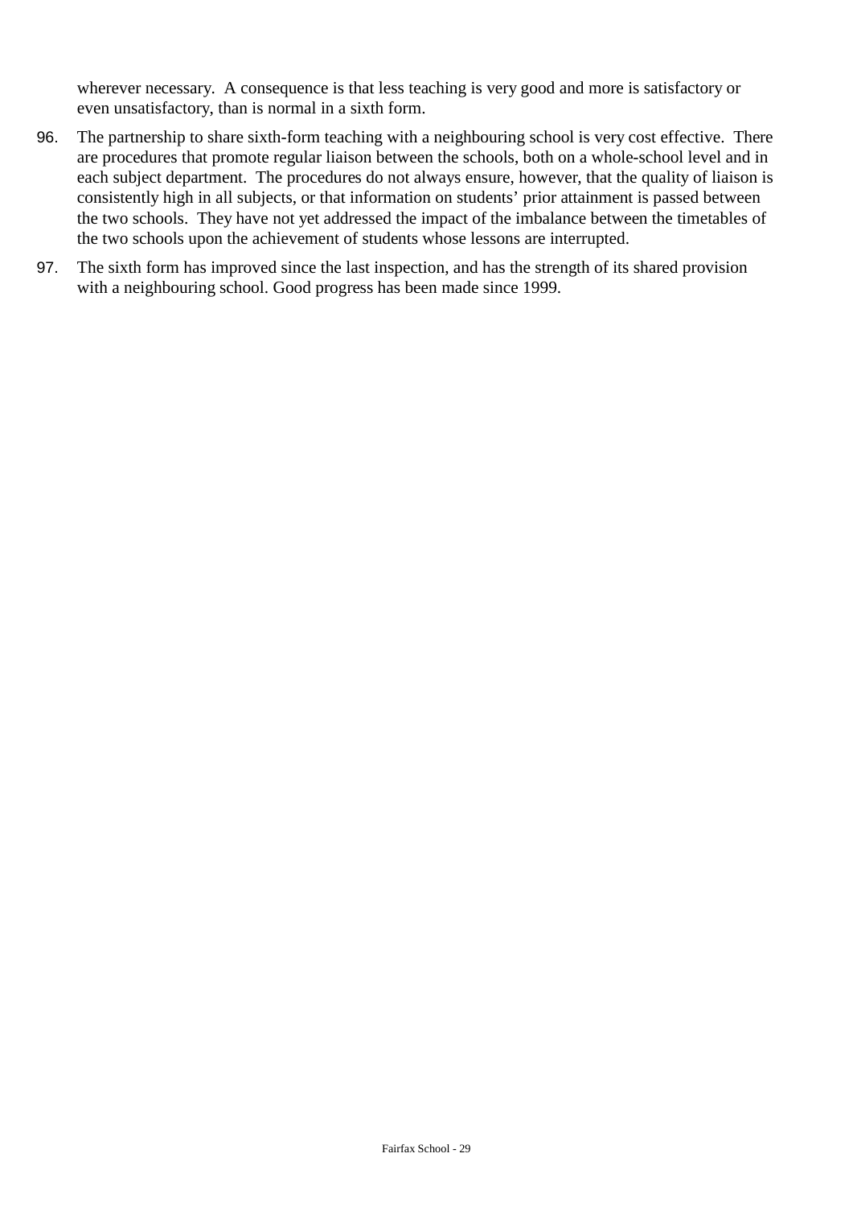wherever necessary. A consequence is that less teaching is very good and more is satisfactory or even unsatisfactory, than is normal in a sixth form.

96. The partnership to share sixth-form teaching with a neighbouring school is very cost effective. There are procedures that promote regular liaison between the schools, both on a whole-school level and in each subject department. The procedures do not always ensure, however, that the quality of liaison is consistently high in all subjects, or that information on students' prior attainment is passed between the two schools. They have not yet addressed the impact of the imbalance between the timetables of the two schools upon the achievement of students whose lessons are interrupted.

97. The sixth form has improved since the last inspection, and has the strength of its shared provision with a neighbouring school. Good progress has been made since 1999.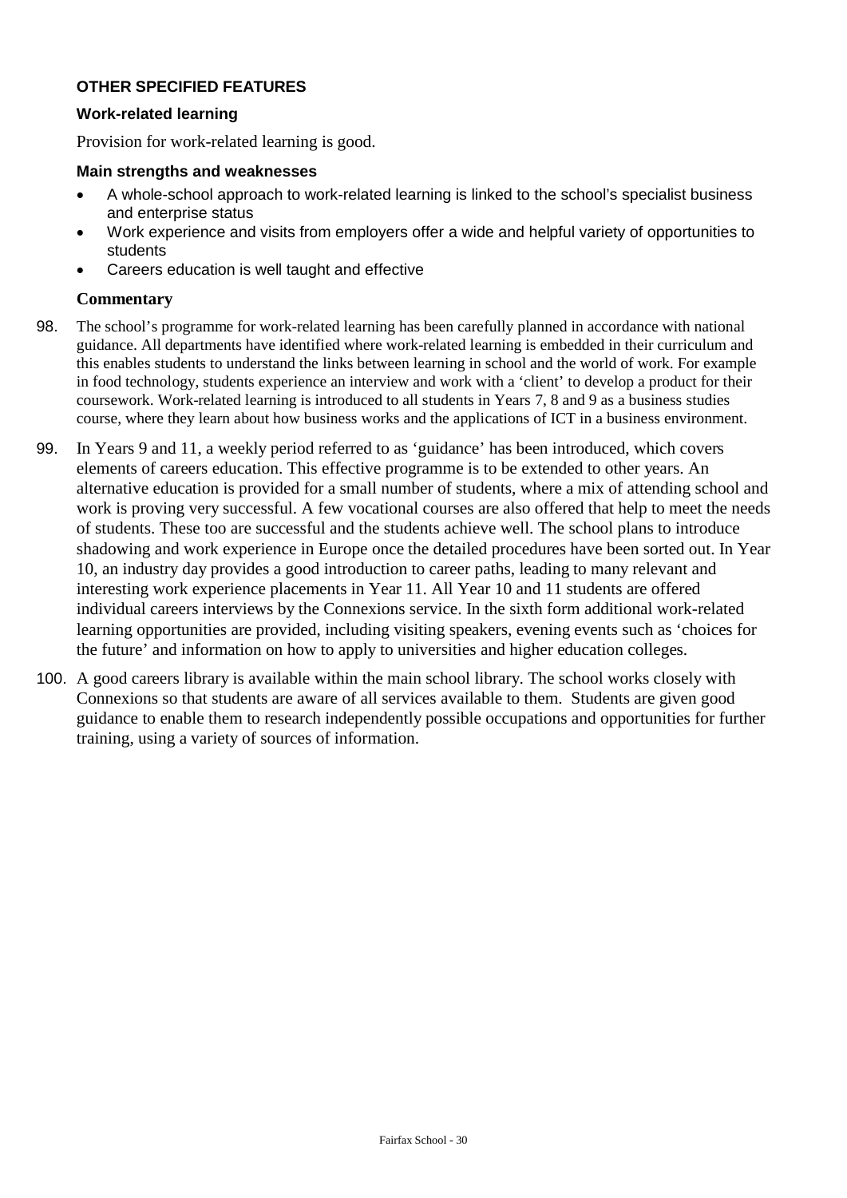**OTHER SPECIFIED FEATURES**

**Work-related learning**

Provision for work-related learning is good.

**Main strengths and weaknesses**

- A whole-school approach to work-related learning is linked to the school's specialist business and enterprise status
- Work experience and visits from employers offer a wide and helpful variety of opportunities to students
- Careers education is well taught and effective

**Commentary**

98. The school's programme for work-related learning has been carefully planned in accordance with national guidance. All departments have identified where work-related learning is embedded in their curriculum and this enables students to understand the links between learning in school and the world of work. For example in food technology, students experience an interview and work with a 'client' to develop a product for their coursework. Work-related learning is introduced to all students in Years 7, 8 and 9 as a business studies course, where they learn about how business works and the applications of ICT in a business environment.

99. In Years 9 and 11, a weekly period referred to as 'guidance' has been introduced, which covers elements of careers education. This effective programme is to be extended to other years. An alternative education is provided for a small number of students, where a mix of attending school and work is proving very successful. A few vocational courses are also offered that help to meet the needs of students. These too are successful and the students achieve well. The school plans to introduce shadowing and work experience in Europe once the detailed procedures have been sorted out. In Year 10, an industry day provides a good introduction to career paths, leading to many relevant and interesting work experience placements in Year 11. All Year 10 and 11 students are offered individual careers interviews by the Connexions service. In the sixth form additional work-related learning opportunities are provided, including visiting speakers, evening events such as 'choices for the future' and information on how to apply to universities and higher education colleges.

100. A good careers library is available within the main school library. The school works closely with Connexions so that students are aware of all services available to them. Students are given good guidance to enable them to research independently possible occupations and opportunities for further training, using a variety of sources of information.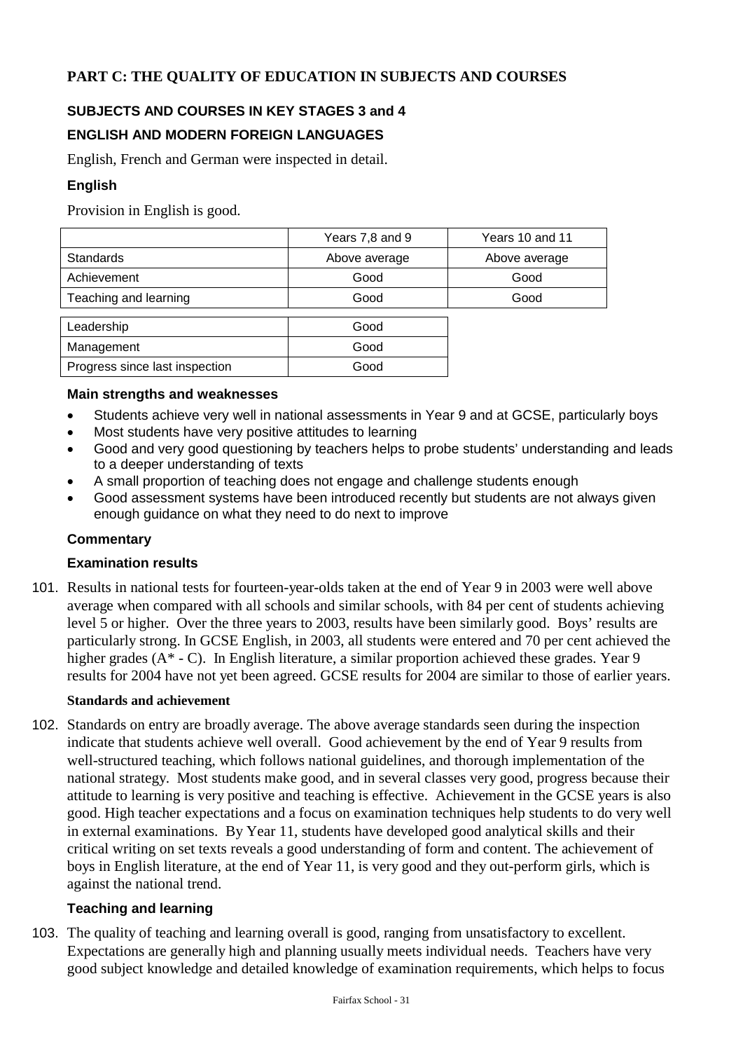## PART C: THE QUALITY OF EDUCATION IN SUBJECTS AND COURSES

### SUBJECTS AND COURSES IN KEY STAGES 3 and 4

### ENGLISH AND MODERN FOREIGN LANGUAGES

English, French and German were inspected in detail.

#### English

Provision in English is good.

| | Years 7,8 and 9 | Years 10 and 11 |
|---|---|---|
| Standards | Above average | Above average |
| Achievement | Good | Good |
| Teaching and learning | Good | Good |

| | |
|---|---|
| Leadership | Good |
| Management | Good |
| Progress since last inspection | Good |

**Main strengths and weaknesses**

- Students achieve very well in national assessments in Year 9 and at GCSE, particularly boys
- Most students have very positive attitudes to learning
- Good and very good questioning by teachers helps to probe students' understanding and leads to a deeper understanding of texts
- A small proportion of teaching does not engage and challenge students enough
- Good assessment systems have been introduced recently but students are not always given enough guidance on what they need to do next to improve

**Commentary**

**Examination results**

101. Results in national tests for fourteen-year-olds taken at the end of Year 9 in 2003 were well above average when compared with all schools and similar schools, with 84 per cent of students achieving level 5 or higher. Over the three years to 2003, results have been similarly good. Boys' results are particularly strong. In GCSE English, in 2003, all students were entered and 70 per cent achieved the higher grades (A* - C). In English literature, a similar proportion achieved these grades. Year 9 results for 2004 have not yet been agreed. GCSE results for 2004 are similar to those of earlier years.

**Standards and achievement**

102. Standards on entry are broadly average. The above average standards seen during the inspection indicate that students achieve well overall. Good achievement by the end of Year 9 results from well-structured teaching, which follows national guidelines, and thorough implementation of the national strategy. Most students make good, and in several classes very good, progress because their attitude to learning is very positive and teaching is effective. Achievement in the GCSE years is also good. High teacher expectations and a focus on examination techniques help students to do very well in external examinations. By Year 11, students have developed good analytical skills and their critical writing on set texts reveals a good understanding of form and content. The achievement of boys in English literature, at the end of Year 11, is very good and they out-perform girls, which is against the national trend.

**Teaching and learning**

103. The quality of teaching and learning overall is good, ranging from unsatisfactory to excellent. Expectations are generally high and planning usually meets individual needs. Teachers have very good subject knowledge and detailed knowledge of examination requirements, which helps to focus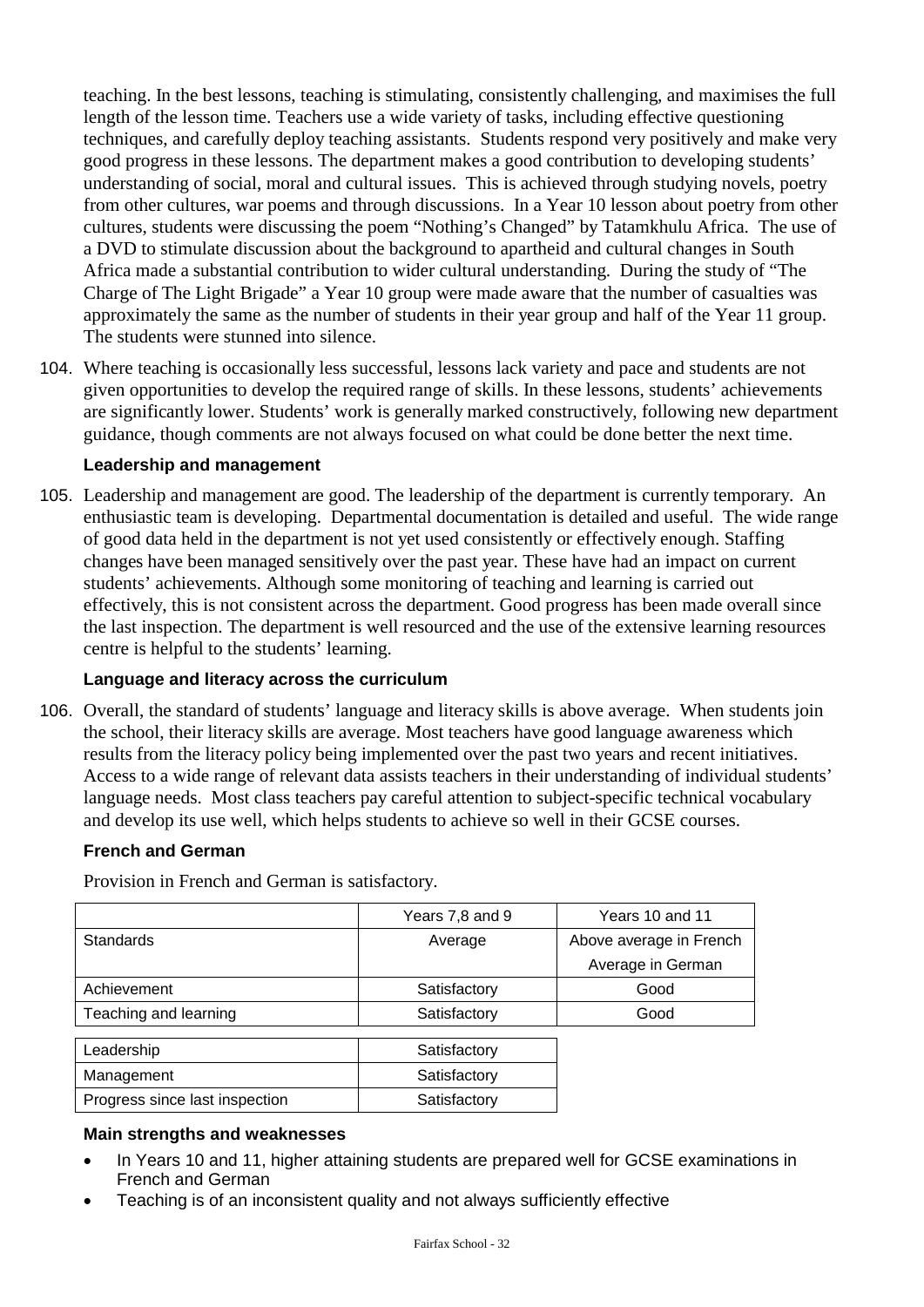teaching. In the best lessons, teaching is stimulating, consistently challenging, and maximises the full length of the lesson time. Teachers use a wide variety of tasks, including effective questioning techniques, and carefully deploy teaching assistants. Students respond very positively and make very good progress in these lessons. The department makes a good contribution to developing students' understanding of social, moral and cultural issues. This is achieved through studying novels, poetry from other cultures, war poems and through discussions. In a Year 10 lesson about poetry from other cultures, students were discussing the poem "Nothing's Changed" by Tatamkhulu Africa. The use of a DVD to stimulate discussion about the background to apartheid and cultural changes in South Africa made a substantial contribution to wider cultural understanding. During the study of "The Charge of The Light Brigade" a Year 10 group were made aware that the number of casualties was approximately the same as the number of students in their year group and half of the Year 11 group. The students were stunned into silence.

104. Where teaching is occasionally less successful, lessons lack variety and pace and students are not given opportunities to develop the required range of skills. In these lessons, students' achievements are significantly lower. Students' work is generally marked constructively, following new department guidance, though comments are not always focused on what could be done better the next time.

**Leadership and management**

105. Leadership and management are good. The leadership of the department is currently temporary. An enthusiastic team is developing. Departmental documentation is detailed and useful. The wide range of good data held in the department is not yet used consistently or effectively enough. Staffing changes have been managed sensitively over the past year. These have had an impact on current students' achievements. Although some monitoring of teaching and learning is carried out effectively, this is not consistent across the department. Good progress has been made overall since the last inspection. The department is well resourced and the use of the extensive learning resources centre is helpful to the students' learning.

**Language and literacy across the curriculum**

106. Overall, the standard of students' language and literacy skills is above average. When students join the school, their literacy skills are average. Most teachers have good language awareness which results from the literacy policy being implemented over the past two years and recent initiatives. Access to a wide range of relevant data assists teachers in their understanding of individual students' language needs. Most class teachers pay careful attention to subject-specific technical vocabulary and develop its use well, which helps students to achieve so well in their GCSE courses.

**French and German**

Provision in French and German is satisfactory.

| | Years 7,8 and 9 | Years 10 and 11 |
|---|---|---|
| Standards | Average | Above average in French<br>Average in German |
| Achievement | Satisfactory | Good |
| Teaching and learning | Satisfactory | Good |

| | |
|---|---|
| Leadership | Satisfactory |
| Management | Satisfactory |
| Progress since last inspection | Satisfactory |

**Main strengths and weaknesses**

- In Years 10 and 11, higher attaining students are prepared well for GCSE examinations in French and German
- Teaching is of an inconsistent quality and not always sufficiently effective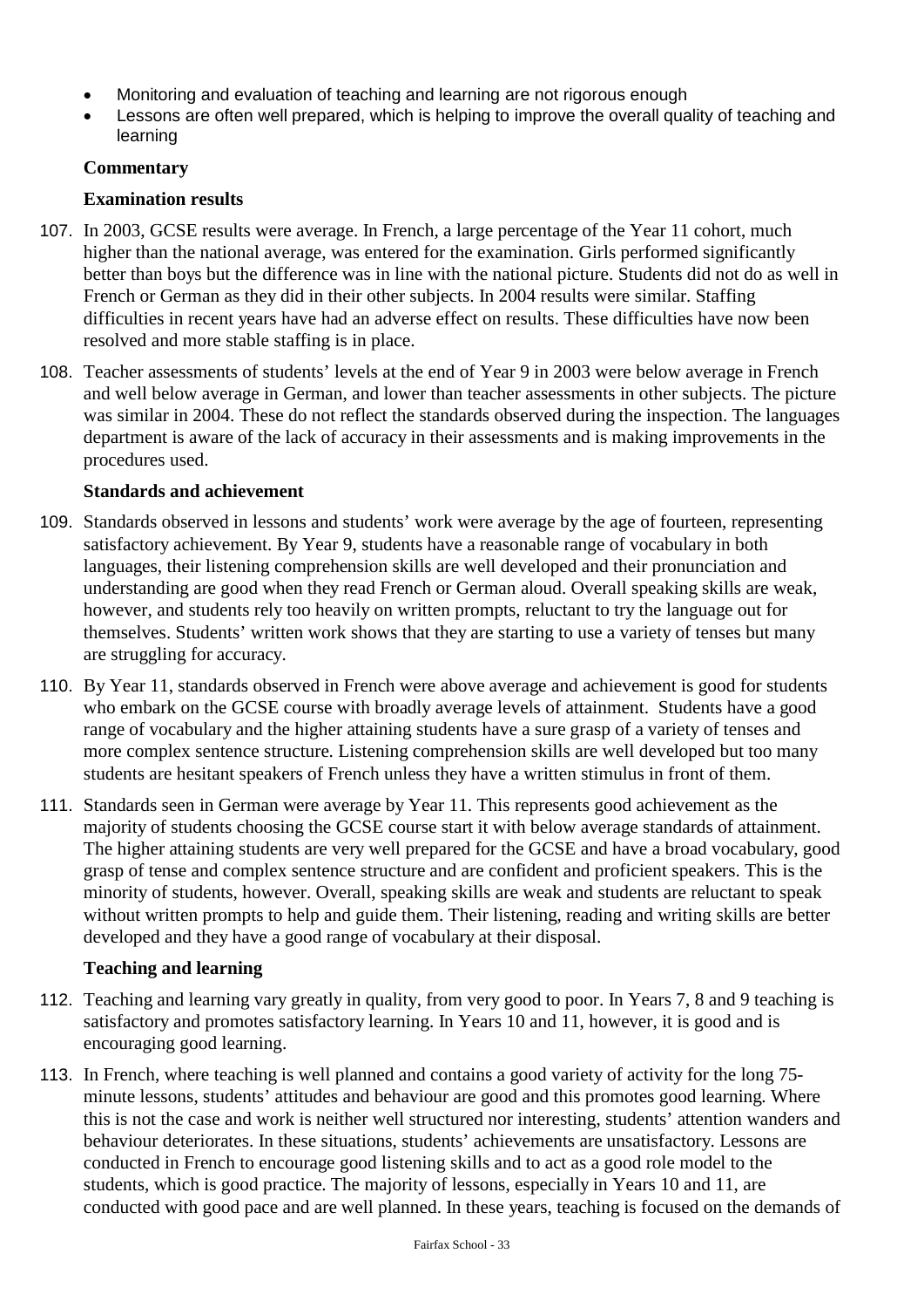- Monitoring and evaluation of teaching and learning are not rigorous enough
- Lessons are often well prepared, which is helping to improve the overall quality of teaching and learning

**Commentary**

**Examination results**

107. In 2003, GCSE results were average. In French, a large percentage of the Year 11 cohort, much higher than the national average, was entered for the examination. Girls performed significantly better than boys but the difference was in line with the national picture. Students did not do as well in French or German as they did in their other subjects. In 2004 results were similar. Staffing difficulties in recent years have had an adverse effect on results. These difficulties have now been resolved and more stable staffing is in place.

108. Teacher assessments of students' levels at the end of Year 9 in 2003 were below average in French and well below average in German, and lower than teacher assessments in other subjects. The picture was similar in 2004. These do not reflect the standards observed during the inspection. The languages department is aware of the lack of accuracy in their assessments and is making improvements in the procedures used.

**Standards and achievement**

109. Standards observed in lessons and students' work were average by the age of fourteen, representing satisfactory achievement. By Year 9, students have a reasonable range of vocabulary in both languages, their listening comprehension skills are well developed and their pronunciation and understanding are good when they read French or German aloud. Overall speaking skills are weak, however, and students rely too heavily on written prompts, reluctant to try the language out for themselves. Students' written work shows that they are starting to use a variety of tenses but many are struggling for accuracy.

110. By Year 11, standards observed in French were above average and achievement is good for students who embark on the GCSE course with broadly average levels of attainment. Students have a good range of vocabulary and the higher attaining students have a sure grasp of a variety of tenses and more complex sentence structure. Listening comprehension skills are well developed but too many students are hesitant speakers of French unless they have a written stimulus in front of them.

111. Standards seen in German were average by Year 11. This represents good achievement as the majority of students choosing the GCSE course start it with below average standards of attainment. The higher attaining students are very well prepared for the GCSE and have a broad vocabulary, good grasp of tense and complex sentence structure and are confident and proficient speakers. This is the minority of students, however. Overall, speaking skills are weak and students are reluctant to speak without written prompts to help and guide them. Their listening, reading and writing skills are better developed and they have a good range of vocabulary at their disposal.

**Teaching and learning**

112. Teaching and learning vary greatly in quality, from very good to poor. In Years 7, 8 and 9 teaching is satisfactory and promotes satisfactory learning. In Years 10 and 11, however, it is good and is encouraging good learning.

113. In French, where teaching is well planned and contains a good variety of activity for the long 75-minute lessons, students' attitudes and behaviour are good and this promotes good learning. Where this is not the case and work is neither well structured nor interesting, students' attention wanders and behaviour deteriorates. In these situations, students' achievements are unsatisfactory. Lessons are conducted in French to encourage good listening skills and to act as a good role model to the students, which is good practice. The majority of lessons, especially in Years 10 and 11, are conducted with good pace and are well planned. In these years, teaching is focused on the demands of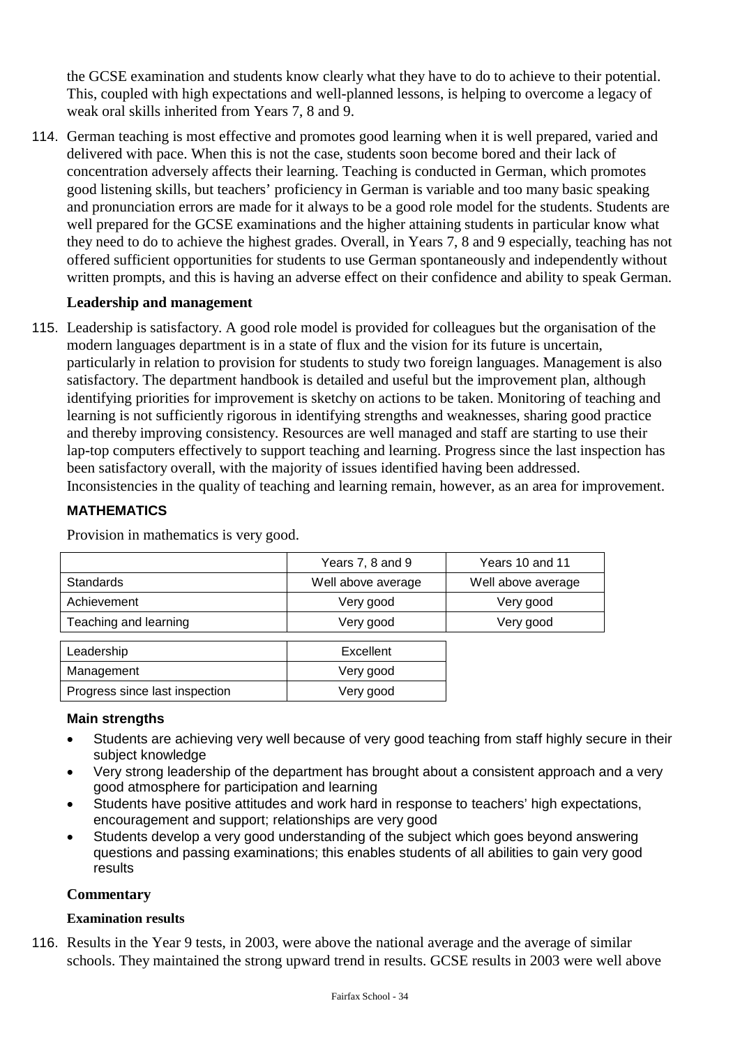the GCSE examination and students know clearly what they have to do to achieve to their potential. This, coupled with high expectations and well-planned lessons, is helping to overcome a legacy of weak oral skills inherited from Years 7, 8 and 9.

114. German teaching is most effective and promotes good learning when it is well prepared, varied and delivered with pace. When this is not the case, students soon become bored and their lack of concentration adversely affects their learning. Teaching is conducted in German, which promotes good listening skills, but teachers' proficiency in German is variable and too many basic speaking and pronunciation errors are made for it always to be a good role model for the students. Students are well prepared for the GCSE examinations and the higher attaining students in particular know what they need to do to achieve the highest grades. Overall, in Years 7, 8 and 9 especially, teaching has not offered sufficient opportunities for students to use German spontaneously and independently without written prompts, and this is having an adverse effect on their confidence and ability to speak German.

**Leadership and management**

115. Leadership is satisfactory. A good role model is provided for colleagues but the organisation of the modern languages department is in a state of flux and the vision for its future is uncertain, particularly in relation to provision for students to study two foreign languages. Management is also satisfactory. The department handbook is detailed and useful but the improvement plan, although identifying priorities for improvement is sketchy on actions to be taken. Monitoring of teaching and learning is not sufficiently rigorous in identifying strengths and weaknesses, sharing good practice and thereby improving consistency. Resources are well managed and staff are starting to use their lap-top computers effectively to support teaching and learning. Progress since the last inspection has been satisfactory overall, with the majority of issues identified having been addressed. Inconsistencies in the quality of teaching and learning remain, however, as an area for improvement.

## MATHEMATICS

Provision in mathematics is very good.

| | Years 7, 8 and 9 | Years 10 and 11 |
|---|---|---|
| Standards | Well above average | Well above average |
| Achievement | Very good | Very good |
| Teaching and learning | Very good | Very good |

| | |
|---|---|
| Leadership | Excellent |
| Management | Very good |
| Progress since last inspection | Very good |

**Main strengths**

- Students are achieving very well because of very good teaching from staff highly secure in their subject knowledge
- Very strong leadership of the department has brought about a consistent approach and a very good atmosphere for participation and learning
- Students have positive attitudes and work hard in response to teachers' high expectations, encouragement and support; relationships are very good
- Students develop a very good understanding of the subject which goes beyond answering questions and passing examinations; this enables students of all abilities to gain very good results

**Commentary**

**Examination results**

116. Results in the Year 9 tests, in 2003, were above the national average and the average of similar schools. They maintained the strong upward trend in results. GCSE results in 2003 were well above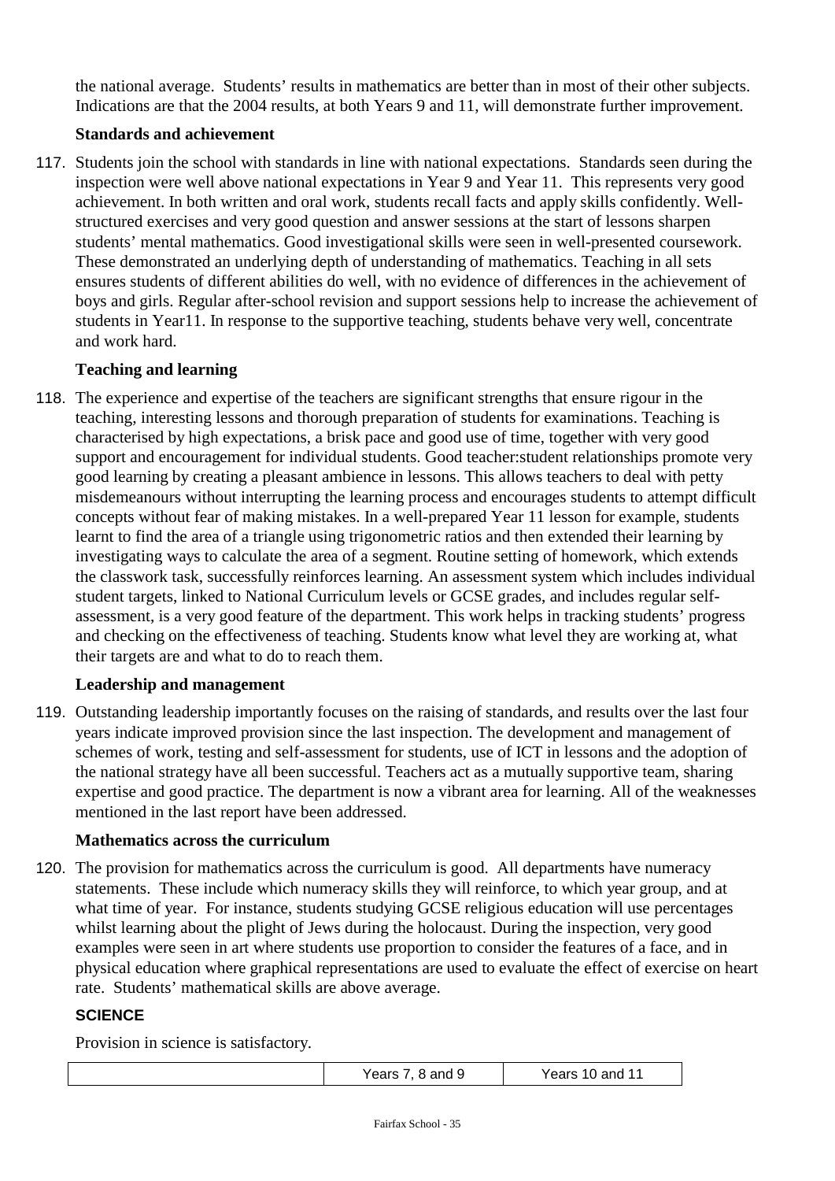the national average. Students' results in mathematics are better than in most of their other subjects. Indications are that the 2004 results, at both Years 9 and 11, will demonstrate further improvement.

**Standards and achievement**

117. Students join the school with standards in line with national expectations. Standards seen during the inspection were well above national expectations in Year 9 and Year 11. This represents very good achievement. In both written and oral work, students recall facts and apply skills confidently. Well-structured exercises and very good question and answer sessions at the start of lessons sharpen students' mental mathematics. Good investigational skills were seen in well-presented coursework. These demonstrated an underlying depth of understanding of mathematics. Teaching in all sets ensures students of different abilities do well, with no evidence of differences in the achievement of boys and girls. Regular after-school revision and support sessions help to increase the achievement of students in Year11. In response to the supportive teaching, students behave very well, concentrate and work hard.

**Teaching and learning**

118. The experience and expertise of the teachers are significant strengths that ensure rigour in the teaching, interesting lessons and thorough preparation of students for examinations. Teaching is characterised by high expectations, a brisk pace and good use of time, together with very good support and encouragement for individual students. Good teacher:student relationships promote very good learning by creating a pleasant ambience in lessons. This allows teachers to deal with petty misdemeanours without interrupting the learning process and encourages students to attempt difficult concepts without fear of making mistakes. In a well-prepared Year 11 lesson for example, students learnt to find the area of a triangle using trigonometric ratios and then extended their learning by investigating ways to calculate the area of a segment. Routine setting of homework, which extends the classwork task, successfully reinforces learning. An assessment system which includes individual student targets, linked to National Curriculum levels or GCSE grades, and includes regular self-assessment, is a very good feature of the department. This work helps in tracking students' progress and checking on the effectiveness of teaching. Students know what level they are working at, what their targets are and what to do to reach them.

**Leadership and management**

119. Outstanding leadership importantly focuses on the raising of standards, and results over the last four years indicate improved provision since the last inspection. The development and management of schemes of work, testing and self-assessment for students, use of ICT in lessons and the adoption of the national strategy have all been successful. Teachers act as a mutually supportive team, sharing expertise and good practice. The department is now a vibrant area for learning. All of the weaknesses mentioned in the last report have been addressed.

**Mathematics across the curriculum**

120. The provision for mathematics across the curriculum is good. All departments have numeracy statements. These include which numeracy skills they will reinforce, to which year group, and at what time of year. For instance, students studying GCSE religious education will use percentages whilst learning about the plight of Jews during the holocaust. During the inspection, very good examples were seen in art where students use proportion to consider the features of a face, and in physical education where graphical representations are used to evaluate the effect of exercise on heart rate. Students' mathematical skills are above average.

## SCIENCE

Provision in science is satisfactory.

| | Years 7, 8 and 9 | Years 10 and 11 |
|---|---|---|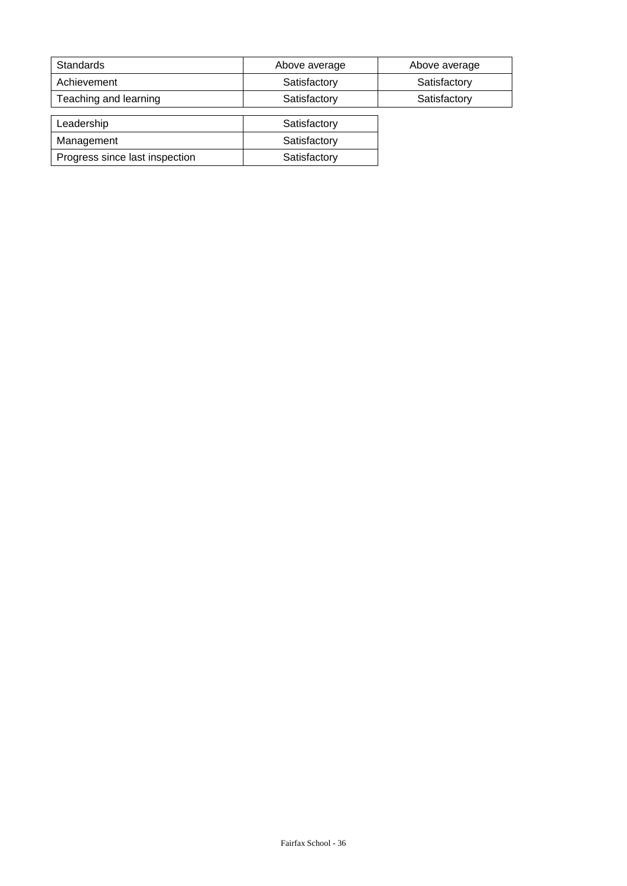| | | |
|---|---|---|
| Standards | Above average | Above average |
| Achievement | Satisfactory | Satisfactory |
| Teaching and learning | Satisfactory | Satisfactory |

| | |
|---|---|
| Leadership | Satisfactory |
| Management | Satisfactory |
| Progress since last inspection | Satisfactory |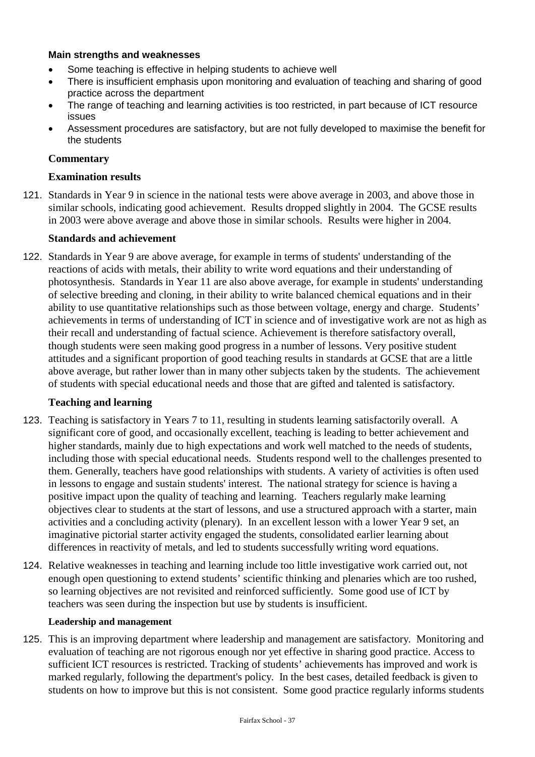**Main strengths and weaknesses**

- Some teaching is effective in helping students to achieve well
- There is insufficient emphasis upon monitoring and evaluation of teaching and sharing of good practice across the department
- The range of teaching and learning activities is too restricted, in part because of ICT resource issues
- Assessment procedures are satisfactory, but are not fully developed to maximise the benefit for the students

**Commentary**

**Examination results**

121. Standards in Year 9 in science in the national tests were above average in 2003, and above those in similar schools, indicating good achievement. Results dropped slightly in 2004. The GCSE results in 2003 were above average and above those in similar schools. Results were higher in 2004.

**Standards and achievement**

122. Standards in Year 9 are above average, for example in terms of students' understanding of the reactions of acids with metals, their ability to write word equations and their understanding of photosynthesis. Standards in Year 11 are also above average, for example in students' understanding of selective breeding and cloning, in their ability to write balanced chemical equations and in their ability to use quantitative relationships such as those between voltage, energy and charge. Students' achievements in terms of understanding of ICT in science and of investigative work are not as high as their recall and understanding of factual science. Achievement is therefore satisfactory overall, though students were seen making good progress in a number of lessons. Very positive student attitudes and a significant proportion of good teaching results in standards at GCSE that are a little above average, but rather lower than in many other subjects taken by the students. The achievement of students with special educational needs and those that are gifted and talented is satisfactory.

**Teaching and learning**

123. Teaching is satisfactory in Years 7 to 11, resulting in students learning satisfactorily overall. A significant core of good, and occasionally excellent, teaching is leading to better achievement and higher standards, mainly due to high expectations and work well matched to the needs of students, including those with special educational needs. Students respond well to the challenges presented to them. Generally, teachers have good relationships with students. A variety of activities is often used in lessons to engage and sustain students' interest. The national strategy for science is having a positive impact upon the quality of teaching and learning. Teachers regularly make learning objectives clear to students at the start of lessons, and use a structured approach with a starter, main activities and a concluding activity (plenary). In an excellent lesson with a lower Year 9 set, an imaginative pictorial starter activity engaged the students, consolidated earlier learning about differences in reactivity of metals, and led to students successfully writing word equations.

124. Relative weaknesses in teaching and learning include too little investigative work carried out, not enough open questioning to extend students' scientific thinking and plenaries which are too rushed, so learning objectives are not revisited and reinforced sufficiently. Some good use of ICT by teachers was seen during the inspection but use by students is insufficient.

**Leadership and management**

125. This is an improving department where leadership and management are satisfactory. Monitoring and evaluation of teaching are not rigorous enough nor yet effective in sharing good practice. Access to sufficient ICT resources is restricted. Tracking of students' achievements has improved and work is marked regularly, following the department's policy. In the best cases, detailed feedback is given to students on how to improve but this is not consistent. Some good practice regularly informs students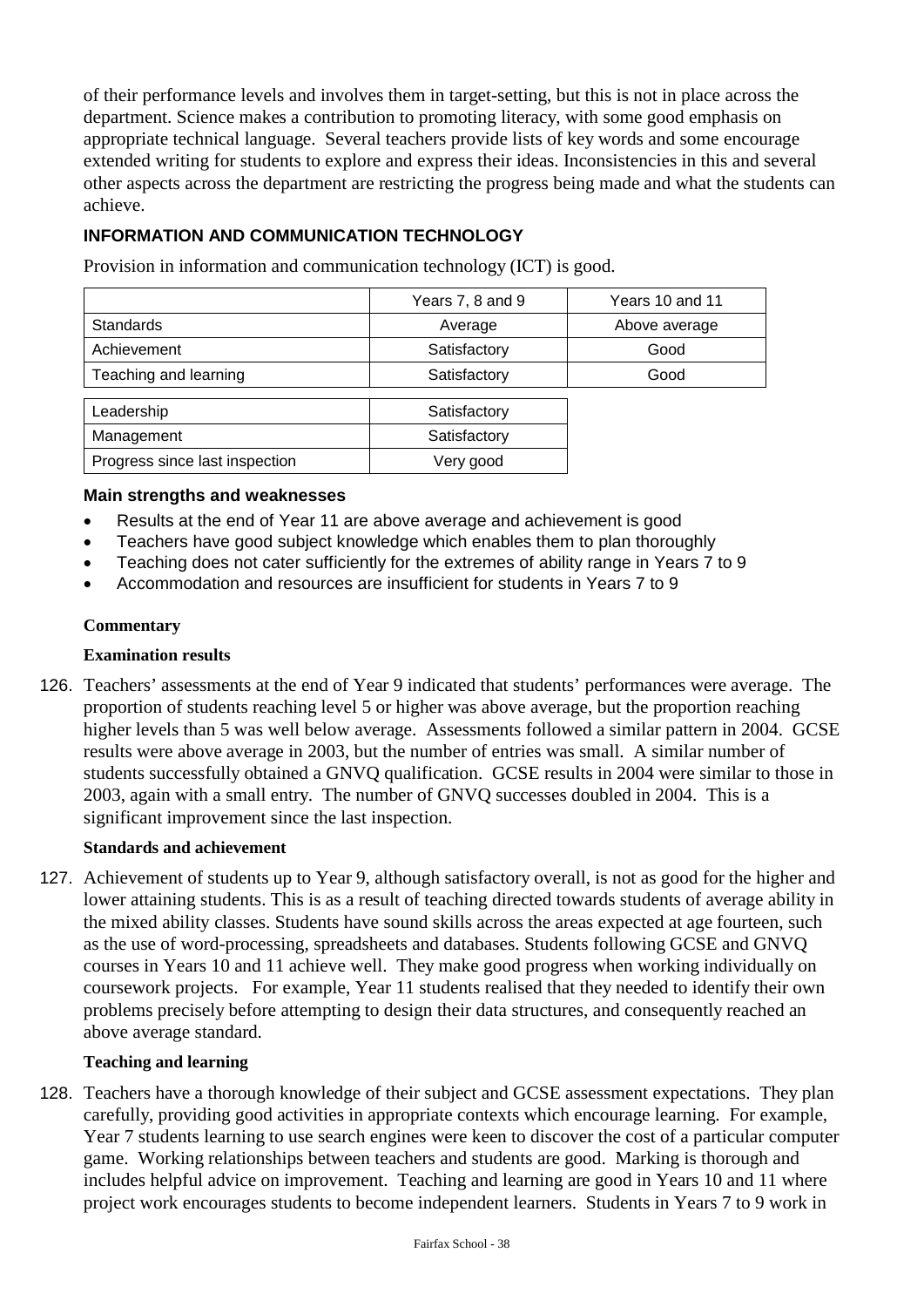of their performance levels and involves them in target-setting, but this is not in place across the department. Science makes a contribution to promoting literacy, with some good emphasis on appropriate technical language. Several teachers provide lists of key words and some encourage extended writing for students to explore and express their ideas. Inconsistencies in this and several other aspects across the department are restricting the progress being made and what the students can achieve.

## INFORMATION AND COMMUNICATION TECHNOLOGY

Provision in information and communication technology (ICT) is good.

| | Years 7, 8 and 9 | Years 10 and 11 |
|---|---|---|
| Standards | Average | Above average |
| Achievement | Satisfactory | Good |
| Teaching and learning | Satisfactory | Good |

| | |
|---|---|
| Leadership | Satisfactory |
| Management | Satisfactory |
| Progress since last inspection | Very good |

### Main strengths and weaknesses

- Results at the end of Year 11 are above average and achievement is good
- Teachers have good subject knowledge which enables them to plan thoroughly
- Teaching does not cater sufficiently for the extremes of ability range in Years 7 to 9
- Accommodation and resources are insufficient for students in Years 7 to 9

**Commentary**

**Examination results**

126. Teachers' assessments at the end of Year 9 indicated that students' performances were average. The proportion of students reaching level 5 or higher was above average, but the proportion reaching higher levels than 5 was well below average. Assessments followed a similar pattern in 2004. GCSE results were above average in 2003, but the number of entries was small. A similar number of students successfully obtained a GNVQ qualification. GCSE results in 2004 were similar to those in 2003, again with a small entry. The number of GNVQ successes doubled in 2004. This is a significant improvement since the last inspection.

**Standards and achievement**

127. Achievement of students up to Year 9, although satisfactory overall, is not as good for the higher and lower attaining students. This is as a result of teaching directed towards students of average ability in the mixed ability classes. Students have sound skills across the areas expected at age fourteen, such as the use of word-processing, spreadsheets and databases. Students following GCSE and GNVQ courses in Years 10 and 11 achieve well. They make good progress when working individually on coursework projects. For example, Year 11 students realised that they needed to identify their own problems precisely before attempting to design their data structures, and consequently reached an above average standard.

**Teaching and learning**

128. Teachers have a thorough knowledge of their subject and GCSE assessment expectations. They plan carefully, providing good activities in appropriate contexts which encourage learning. For example, Year 7 students learning to use search engines were keen to discover the cost of a particular computer game. Working relationships between teachers and students are good. Marking is thorough and includes helpful advice on improvement. Teaching and learning are good in Years 10 and 11 where project work encourages students to become independent learners. Students in Years 7 to 9 work in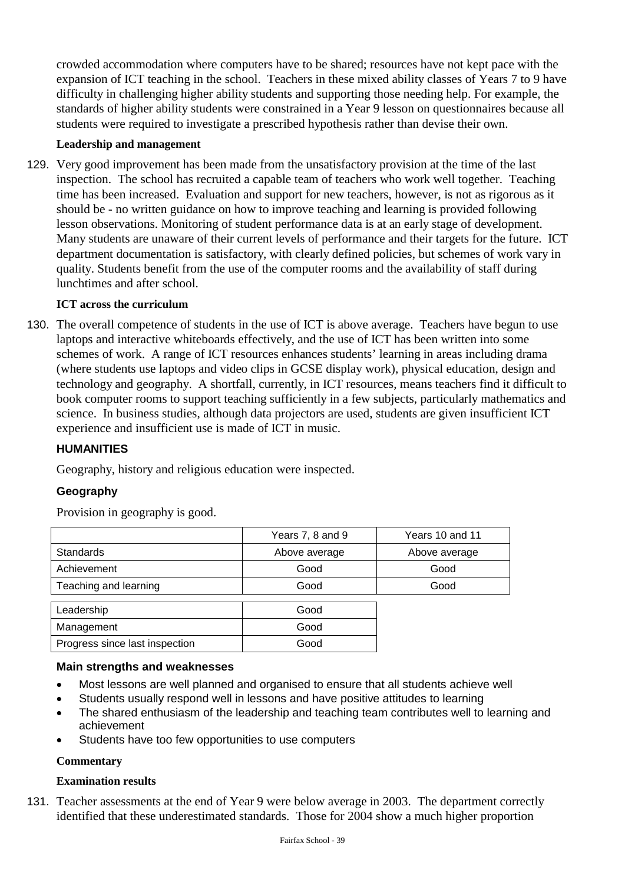crowded accommodation where computers have to be shared; resources have not kept pace with the expansion of ICT teaching in the school. Teachers in these mixed ability classes of Years 7 to 9 have difficulty in challenging higher ability students and supporting those needing help. For example, the standards of higher ability students were constrained in a Year 9 lesson on questionnaires because all students were required to investigate a prescribed hypothesis rather than devise their own.

**Leadership and management**

129. Very good improvement has been made from the unsatisfactory provision at the time of the last inspection. The school has recruited a capable team of teachers who work well together. Teaching time has been increased. Evaluation and support for new teachers, however, is not as rigorous as it should be - no written guidance on how to improve teaching and learning is provided following lesson observations. Monitoring of student performance data is at an early stage of development. Many students are unaware of their current levels of performance and their targets for the future. ICT department documentation is satisfactory, with clearly defined policies, but schemes of work vary in quality. Students benefit from the use of the computer rooms and the availability of staff during lunchtimes and after school.

**ICT across the curriculum**

130. The overall competence of students in the use of ICT is above average. Teachers have begun to use laptops and interactive whiteboards effectively, and the use of ICT has been written into some schemes of work. A range of ICT resources enhances students' learning in areas including drama (where students use laptops and video clips in GCSE display work), physical education, design and technology and geography. A shortfall, currently, in ICT resources, means teachers find it difficult to book computer rooms to support teaching sufficiently in a few subjects, particularly mathematics and science. In business studies, although data projectors are used, students are given insufficient ICT experience and insufficient use is made of ICT in music.

## HUMANITIES

Geography, history and religious education were inspected.

### Geography

Provision in geography is good.

| | Years 7, 8 and 9 | Years 10 and 11 |
|---|---|---|
| Standards | Above average | Above average |
| Achievement | Good | Good |
| Teaching and learning | Good | Good |

| | |
|---|---|
| Leadership | Good |
| Management | Good |
| Progress since last inspection | Good |

**Main strengths and weaknesses**

- Most lessons are well planned and organised to ensure that all students achieve well
- Students usually respond well in lessons and have positive attitudes to learning
- The shared enthusiasm of the leadership and teaching team contributes well to learning and achievement
- Students have too few opportunities to use computers

**Commentary**

**Examination results**

131. Teacher assessments at the end of Year 9 were below average in 2003. The department correctly identified that these underestimated standards. Those for 2004 show a much higher proportion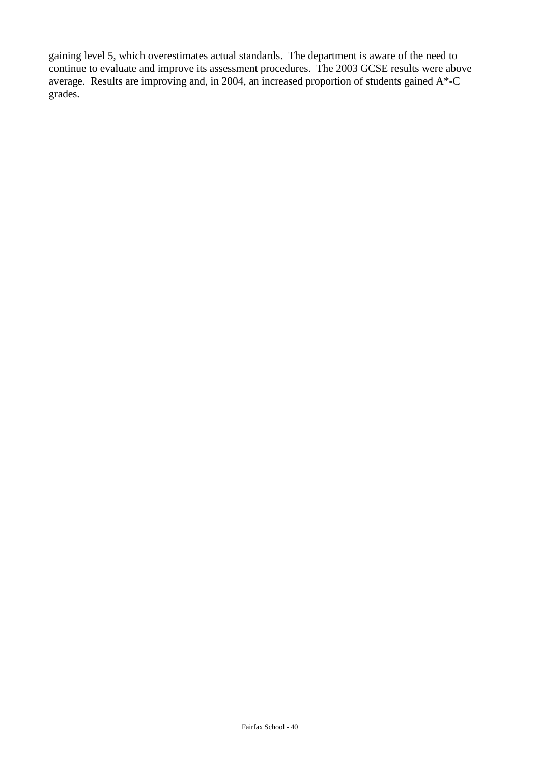gaining level 5, which overestimates actual standards. The department is aware of the need to continue to evaluate and improve its assessment procedures. The 2003 GCSE results were above average. Results are improving and, in 2004, an increased proportion of students gained A*-C grades.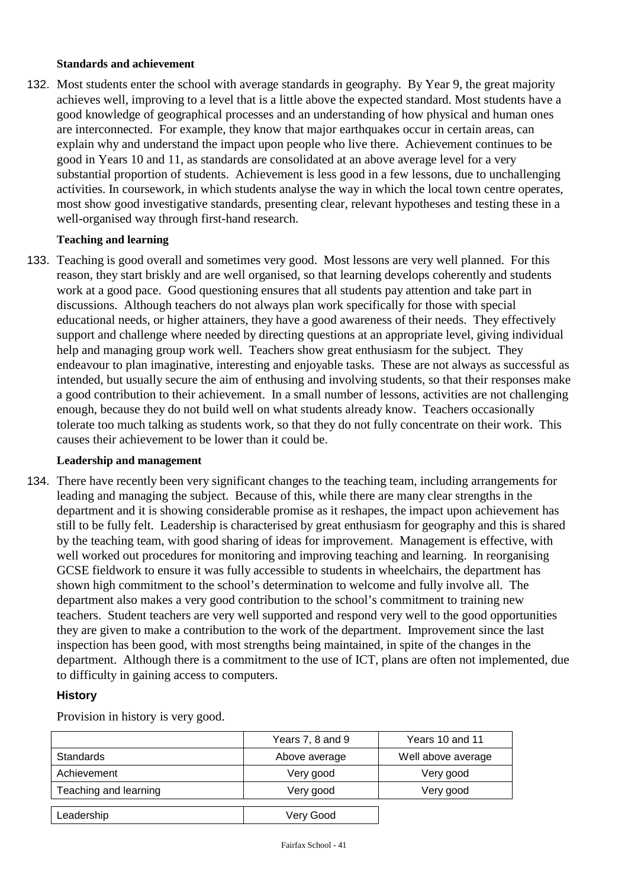**Standards and achievement**

132. Most students enter the school with average standards in geography. By Year 9, the great majority achieves well, improving to a level that is a little above the expected standard. Most students have a good knowledge of geographical processes and an understanding of how physical and human ones are interconnected. For example, they know that major earthquakes occur in certain areas, can explain why and understand the impact upon people who live there. Achievement continues to be good in Years 10 and 11, as standards are consolidated at an above average level for a very substantial proportion of students. Achievement is less good in a few lessons, due to unchallenging activities. In coursework, in which students analyse the way in which the local town centre operates, most show good investigative standards, presenting clear, relevant hypotheses and testing these in a well-organised way through first-hand research.

**Teaching and learning**

133. Teaching is good overall and sometimes very good. Most lessons are very well planned. For this reason, they start briskly and are well organised, so that learning develops coherently and students work at a good pace. Good questioning ensures that all students pay attention and take part in discussions. Although teachers do not always plan work specifically for those with special educational needs, or higher attainers, they have a good awareness of their needs. They effectively support and challenge where needed by directing questions at an appropriate level, giving individual help and managing group work well. Teachers show great enthusiasm for the subject. They endeavour to plan imaginative, interesting and enjoyable tasks. These are not always as successful as intended, but usually secure the aim of enthusing and involving students, so that their responses make a good contribution to their achievement. In a small number of lessons, activities are not challenging enough, because they do not build well on what students already know. Teachers occasionally tolerate too much talking as students work, so that they do not fully concentrate on their work. This causes their achievement to be lower than it could be.

**Leadership and management**

134. There have recently been very significant changes to the teaching team, including arrangements for leading and managing the subject. Because of this, while there are many clear strengths in the department and it is showing considerable promise as it reshapes, the impact upon achievement has still to be fully felt. Leadership is characterised by great enthusiasm for geography and this is shared by the teaching team, with good sharing of ideas for improvement. Management is effective, with well worked out procedures for monitoring and improving teaching and learning. In reorganising GCSE fieldwork to ensure it was fully accessible to students in wheelchairs, the department has shown high commitment to the school's determination to welcome and fully involve all. The department also makes a very good contribution to the school's commitment to training new teachers. Student teachers are very well supported and respond very well to the good opportunities they are given to make a contribution to the work of the department. Improvement since the last inspection has been good, with most strengths being maintained, in spite of the changes in the department. Although there is a commitment to the use of ICT, plans are often not implemented, due to difficulty in gaining access to computers.

## History

Provision in history is very good.

| | Years 7, 8 and 9 | Years 10 and 11 |
|---|---|---|
| Standards | Above average | Well above average |
| Achievement | Very good | Very good |
| Teaching and learning | Very good | Very good |

| | |
|---|---|
| Leadership | Very Good |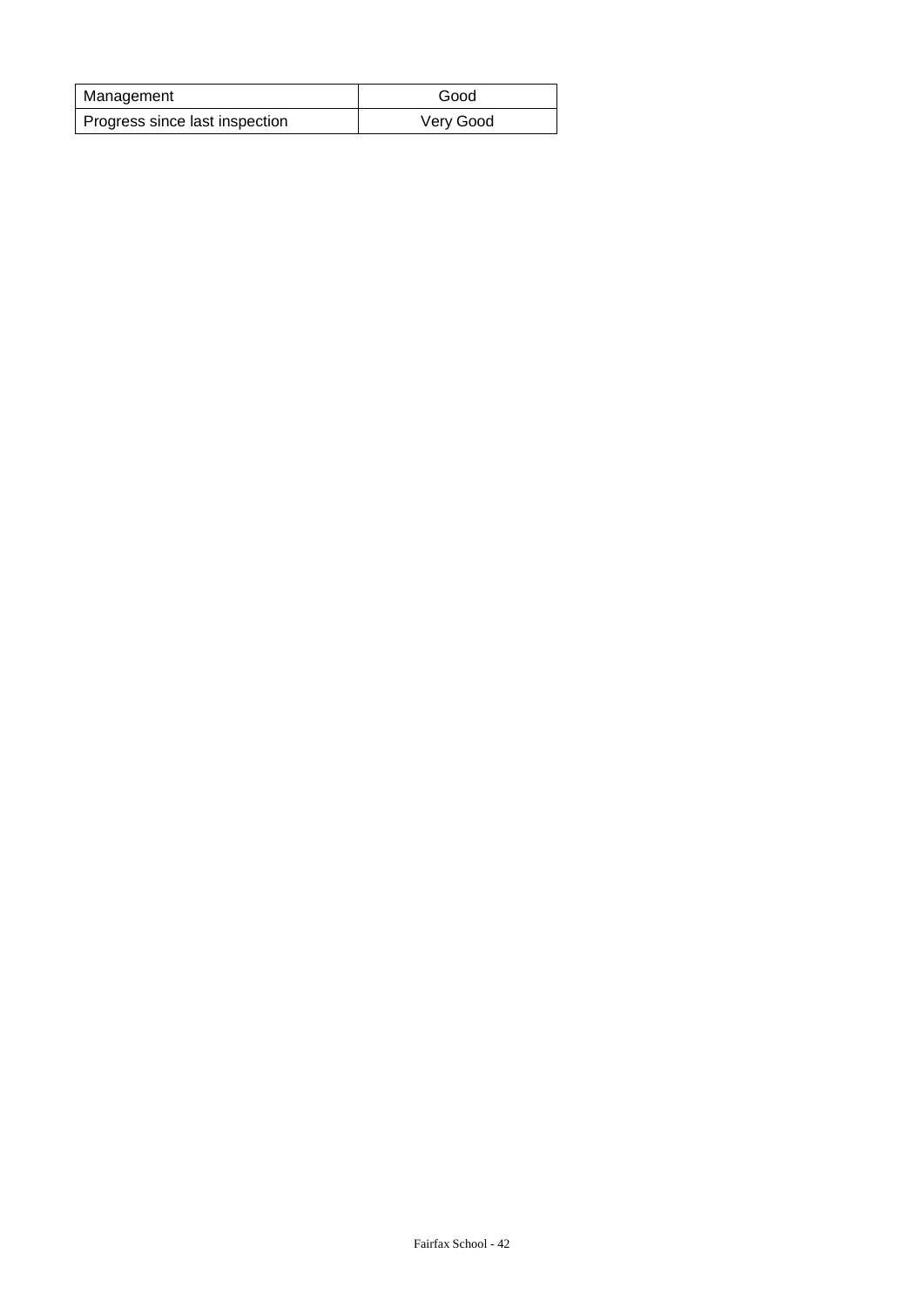| | |
|---|---|
| Management | Good |
| Progress since last inspection | Very Good |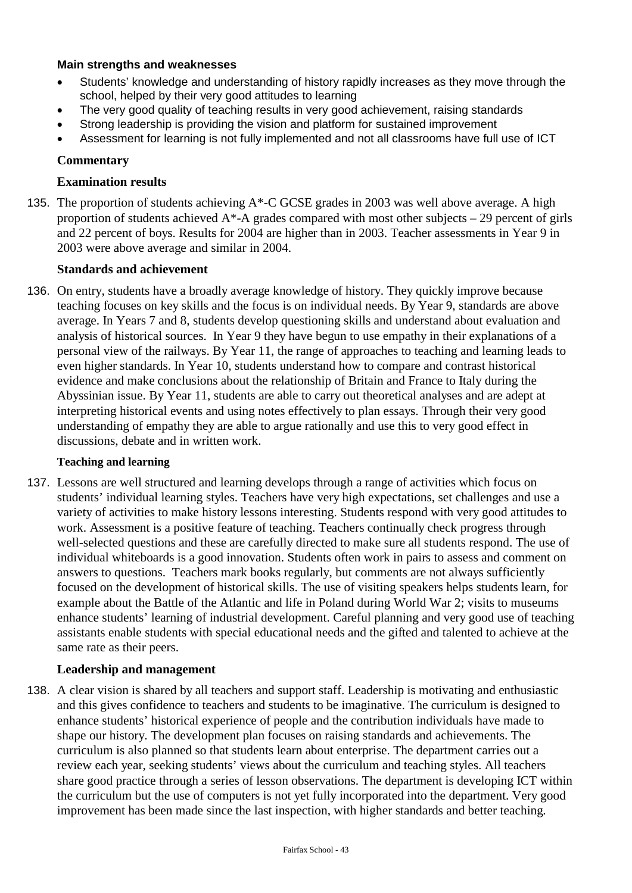**Main strengths and weaknesses**

- Students' knowledge and understanding of history rapidly increases as they move through the school, helped by their very good attitudes to learning
- The very good quality of teaching results in very good achievement, raising standards
- Strong leadership is providing the vision and platform for sustained improvement
- Assessment for learning is not fully implemented and not all classrooms have full use of ICT

**Commentary**

**Examination results**

135. The proportion of students achieving A*-C GCSE grades in 2003 was well above average. A high proportion of students achieved A*-A grades compared with most other subjects – 29 percent of girls and 22 percent of boys. Results for 2004 are higher than in 2003. Teacher assessments in Year 9 in 2003 were above average and similar in 2004.

**Standards and achievement**

136. On entry, students have a broadly average knowledge of history. They quickly improve because teaching focuses on key skills and the focus is on individual needs. By Year 9, standards are above average. In Years 7 and 8, students develop questioning skills and understand about evaluation and analysis of historical sources. In Year 9 they have begun to use empathy in their explanations of a personal view of the railways. By Year 11, the range of approaches to teaching and learning leads to even higher standards. In Year 10, students understand how to compare and contrast historical evidence and make conclusions about the relationship of Britain and France to Italy during the Abyssinian issue. By Year 11, students are able to carry out theoretical analyses and are adept at interpreting historical events and using notes effectively to plan essays. Through their very good understanding of empathy they are able to argue rationally and use this to very good effect in discussions, debate and in written work.

**Teaching and learning**

137. Lessons are well structured and learning develops through a range of activities which focus on students' individual learning styles. Teachers have very high expectations, set challenges and use a variety of activities to make history lessons interesting. Students respond with very good attitudes to work. Assessment is a positive feature of teaching. Teachers continually check progress through well-selected questions and these are carefully directed to make sure all students respond. The use of individual whiteboards is a good innovation. Students often work in pairs to assess and comment on answers to questions. Teachers mark books regularly, but comments are not always sufficiently focused on the development of historical skills. The use of visiting speakers helps students learn, for example about the Battle of the Atlantic and life in Poland during World War 2; visits to museums enhance students' learning of industrial development. Careful planning and very good use of teaching assistants enable students with special educational needs and the gifted and talented to achieve at the same rate as their peers.

**Leadership and management**

138. A clear vision is shared by all teachers and support staff. Leadership is motivating and enthusiastic and this gives confidence to teachers and students to be imaginative. The curriculum is designed to enhance students' historical experience of people and the contribution individuals have made to shape our history. The development plan focuses on raising standards and achievements. The curriculum is also planned so that students learn about enterprise. The department carries out a review each year, seeking students' views about the curriculum and teaching styles. All teachers share good practice through a series of lesson observations. The department is developing ICT within the curriculum but the use of computers is not yet fully incorporated into the department. Very good improvement has been made since the last inspection, with higher standards and better teaching.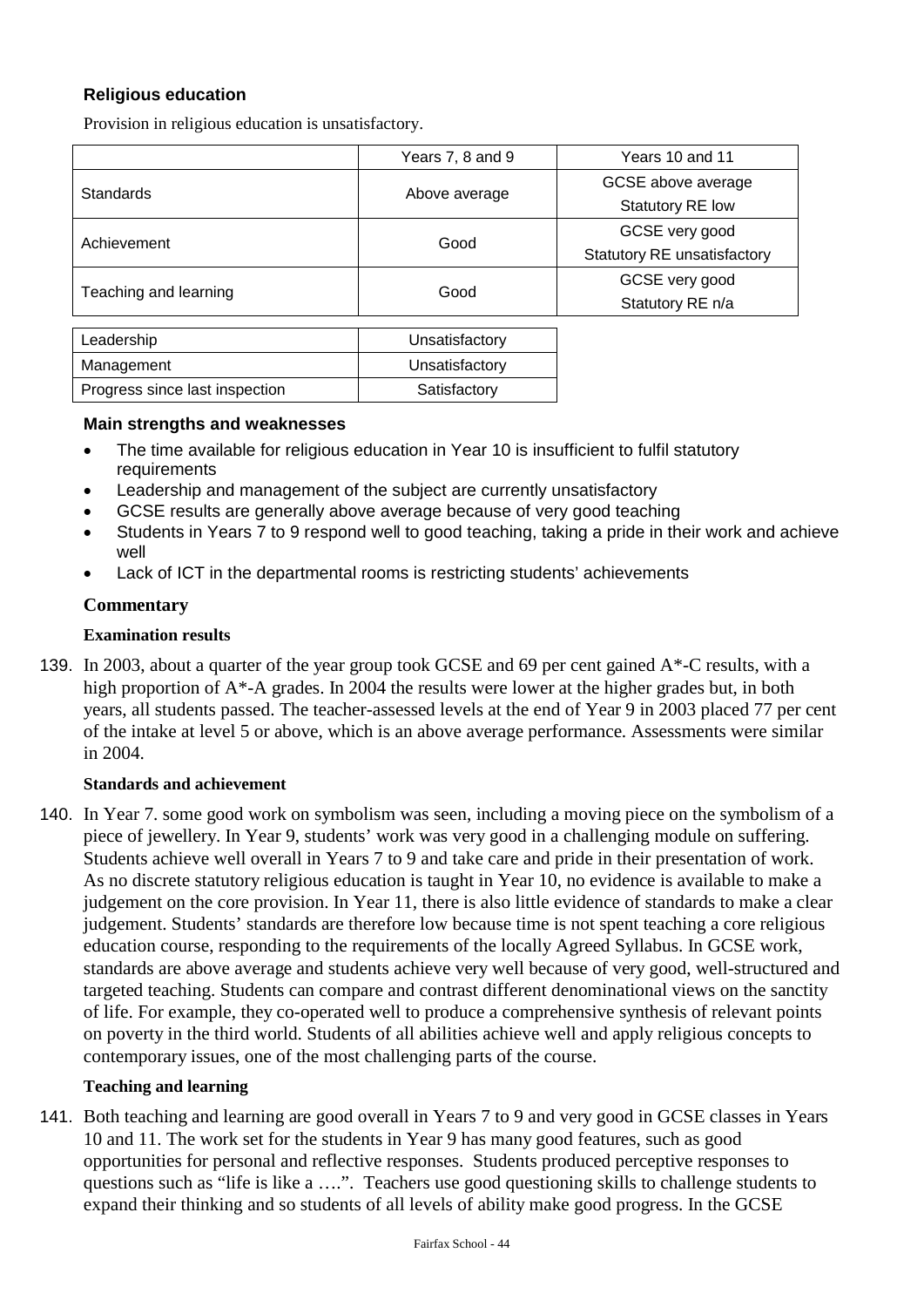## Religious education

Provision in religious education is unsatisfactory.

| | Years 7, 8 and 9 | Years 10 and 11 |
|---|---|---|
| Standards | Above average | GCSE above average<br>Statutory RE low |
| Achievement | Good | GCSE very good<br>Statutory RE unsatisfactory |
| Teaching and learning | Good | GCSE very good<br>Statutory RE n/a |

| | |
|---|---|
| Leadership | Unsatisfactory |
| Management | Unsatisfactory |
| Progress since last inspection | Satisfactory |

### Main strengths and weaknesses

- The time available for religious education in Year 10 is insufficient to fulfil statutory requirements
- Leadership and management of the subject are currently unsatisfactory
- GCSE results are generally above average because of very good teaching
- Students in Years 7 to 9 respond well to good teaching, taking a pride in their work and achieve well
- Lack of ICT in the departmental rooms is restricting students' achievements

### Commentary

#### Examination results

139. In 2003, about a quarter of the year group took GCSE and 69 per cent gained A*-C results, with a high proportion of A*-A grades. In 2004 the results were lower at the higher grades but, in both years, all students passed. The teacher-assessed levels at the end of Year 9 in 2003 placed 77 per cent of the intake at level 5 or above, which is an above average performance. Assessments were similar in 2004.

#### Standards and achievement

140. In Year 7. some good work on symbolism was seen, including a moving piece on the symbolism of a piece of jewellery. In Year 9, students' work was very good in a challenging module on suffering. Students achieve well overall in Years 7 to 9 and take care and pride in their presentation of work. As no discrete statutory religious education is taught in Year 10, no evidence is available to make a judgement on the core provision. In Year 11, there is also little evidence of standards to make a clear judgement. Students' standards are therefore low because time is not spent teaching a core religious education course, responding to the requirements of the locally Agreed Syllabus. In GCSE work, standards are above average and students achieve very well because of very good, well-structured and targeted teaching. Students can compare and contrast different denominational views on the sanctity of life. For example, they co-operated well to produce a comprehensive synthesis of relevant points on poverty in the third world. Students of all abilities achieve well and apply religious concepts to contemporary issues, one of the most challenging parts of the course.

#### Teaching and learning

141. Both teaching and learning are good overall in Years 7 to 9 and very good in GCSE classes in Years 10 and 11. The work set for the students in Year 9 has many good features, such as good opportunities for personal and reflective responses. Students produced perceptive responses to questions such as "life is like a ….". Teachers use good questioning skills to challenge students to expand their thinking and so students of all levels of ability make good progress. In the GCSE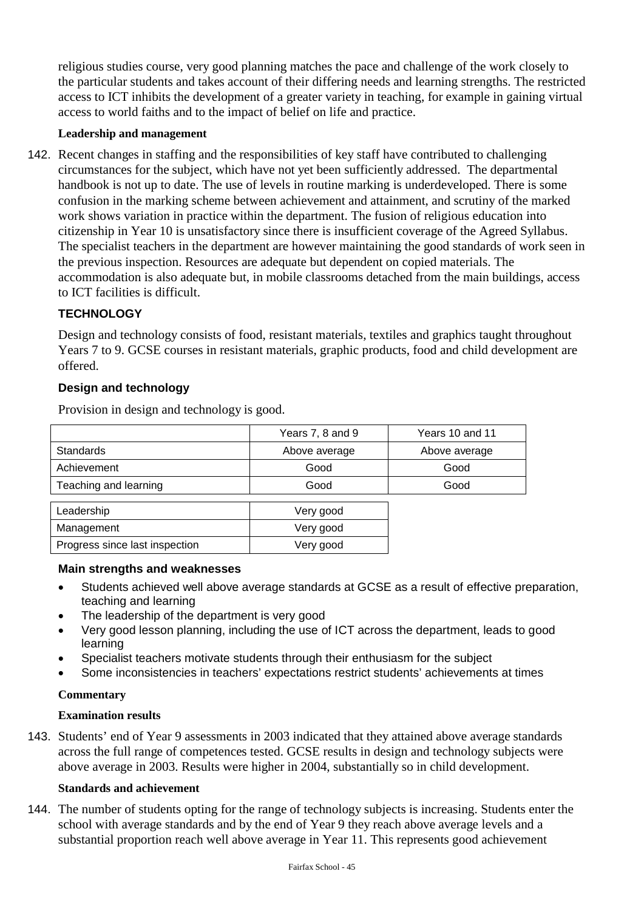religious studies course, very good planning matches the pace and challenge of the work closely to the particular students and takes account of their differing needs and learning strengths. The restricted access to ICT inhibits the development of a greater variety in teaching, for example in gaining virtual access to world faiths and to the impact of belief on life and practice.

**Leadership and management**

142. Recent changes in staffing and the responsibilities of key staff have contributed to challenging circumstances for the subject, which have not yet been sufficiently addressed. The departmental handbook is not up to date. The use of levels in routine marking is underdeveloped. There is some confusion in the marking scheme between achievement and attainment, and scrutiny of the marked work shows variation in practice within the department. The fusion of religious education into citizenship in Year 10 is unsatisfactory since there is insufficient coverage of the Agreed Syllabus. The specialist teachers in the department are however maintaining the good standards of work seen in the previous inspection. Resources are adequate but dependent on copied materials. The accommodation is also adequate but, in mobile classrooms detached from the main buildings, access to ICT facilities is difficult.

## TECHNOLOGY

Design and technology consists of food, resistant materials, textiles and graphics taught throughout Years 7 to 9. GCSE courses in resistant materials, graphic products, food and child development are offered.

### Design and technology

Provision in design and technology is good.

| | Years 7, 8 and 9 | Years 10 and 11 |
|---|---|---|
| Standards | Above average | Above average |
| Achievement | Good | Good |
| Teaching and learning | Good | Good |

| | |
|---|---|
| Leadership | Very good |
| Management | Very good |
| Progress since last inspection | Very good |

**Main strengths and weaknesses**

- Students achieved well above average standards at GCSE as a result of effective preparation, teaching and learning
- The leadership of the department is very good
- Very good lesson planning, including the use of ICT across the department, leads to good learning
- Specialist teachers motivate students through their enthusiasm for the subject
- Some inconsistencies in teachers' expectations restrict students' achievements at times

**Commentary**

**Examination results**

143. Students' end of Year 9 assessments in 2003 indicated that they attained above average standards across the full range of competences tested. GCSE results in design and technology subjects were above average in 2003. Results were higher in 2004, substantially so in child development.

**Standards and achievement**

144. The number of students opting for the range of technology subjects is increasing. Students enter the school with average standards and by the end of Year 9 they reach above average levels and a substantial proportion reach well above average in Year 11. This represents good achievement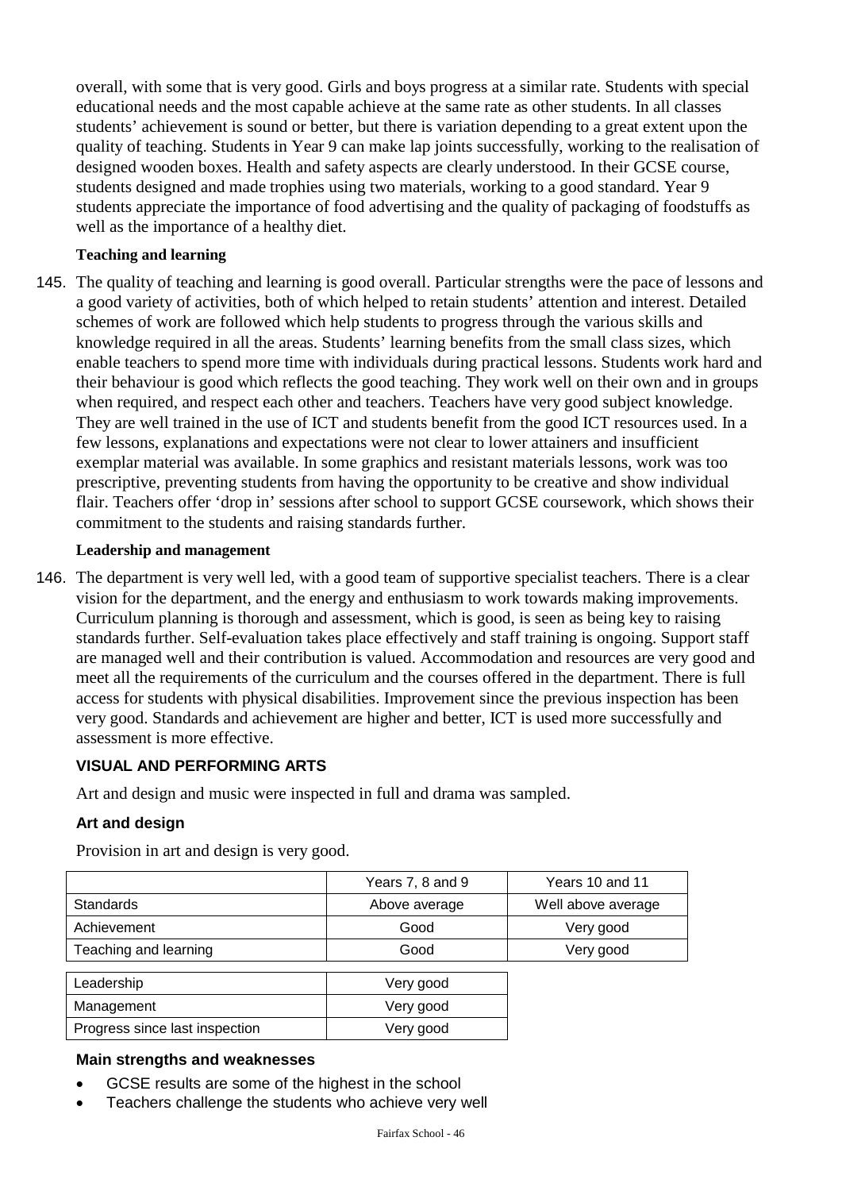overall, with some that is very good. Girls and boys progress at a similar rate. Students with special educational needs and the most capable achieve at the same rate as other students. In all classes students' achievement is sound or better, but there is variation depending to a great extent upon the quality of teaching. Students in Year 9 can make lap joints successfully, working to the realisation of designed wooden boxes. Health and safety aspects are clearly understood. In their GCSE course, students designed and made trophies using two materials, working to a good standard. Year 9 students appreciate the importance of food advertising and the quality of packaging of foodstuffs as well as the importance of a healthy diet.

**Teaching and learning**

145. The quality of teaching and learning is good overall. Particular strengths were the pace of lessons and a good variety of activities, both of which helped to retain students' attention and interest. Detailed schemes of work are followed which help students to progress through the various skills and knowledge required in all the areas. Students' learning benefits from the small class sizes, which enable teachers to spend more time with individuals during practical lessons. Students work hard and their behaviour is good which reflects the good teaching. They work well on their own and in groups when required, and respect each other and teachers. Teachers have very good subject knowledge. They are well trained in the use of ICT and students benefit from the good ICT resources used. In a few lessons, explanations and expectations were not clear to lower attainers and insufficient exemplar material was available. In some graphics and resistant materials lessons, work was too prescriptive, preventing students from having the opportunity to be creative and show individual flair. Teachers offer 'drop in' sessions after school to support GCSE coursework, which shows their commitment to the students and raising standards further.

**Leadership and management**

146. The department is very well led, with a good team of supportive specialist teachers. There is a clear vision for the department, and the energy and enthusiasm to work towards making improvements. Curriculum planning is thorough and assessment, which is good, is seen as being key to raising standards further. Self-evaluation takes place effectively and staff training is ongoing. Support staff are managed well and their contribution is valued. Accommodation and resources are very good and meet all the requirements of the curriculum and the courses offered in the department. There is full access for students with physical disabilities. Improvement since the previous inspection has been very good. Standards and achievement are higher and better, ICT is used more successfully and assessment is more effective.

## VISUAL AND PERFORMING ARTS

Art and design and music were inspected in full and drama was sampled.

### Art and design

Provision in art and design is very good.

| | Years 7, 8 and 9 | Years 10 and 11 |
|---|---|---|
| Standards | Above average | Well above average |
| Achievement | Good | Very good |
| Teaching and learning | Good | Very good |

| | |
|---|---|
| Leadership | Very good |
| Management | Very good |
| Progress since last inspection | Very good |

**Main strengths and weaknesses**

- GCSE results are some of the highest in the school
- Teachers challenge the students who achieve very well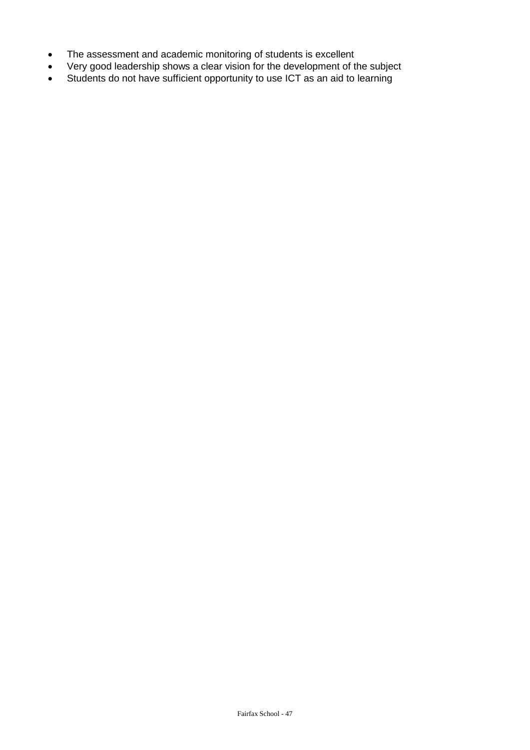- The assessment and academic monitoring of students is excellent
- Very good leadership shows a clear vision for the development of the subject
- Students do not have sufficient opportunity to use ICT as an aid to learning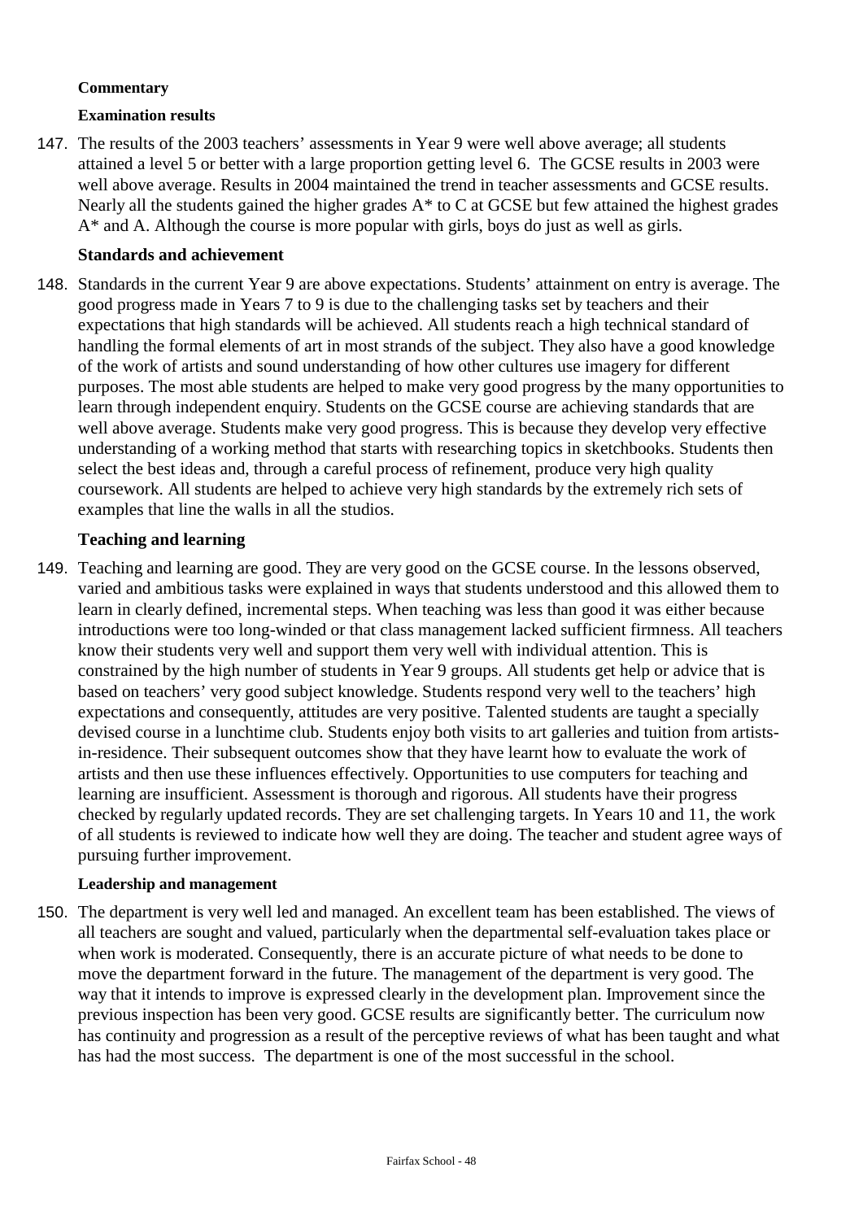**Commentary**

**Examination results**

147. The results of the 2003 teachers' assessments in Year 9 were well above average; all students attained a level 5 or better with a large proportion getting level 6. The GCSE results in 2003 were well above average. Results in 2004 maintained the trend in teacher assessments and GCSE results. Nearly all the students gained the higher grades A* to C at GCSE but few attained the highest grades A* and A. Although the course is more popular with girls, boys do just as well as girls.

**Standards and achievement**

148. Standards in the current Year 9 are above expectations. Students' attainment on entry is average. The good progress made in Years 7 to 9 is due to the challenging tasks set by teachers and their expectations that high standards will be achieved. All students reach a high technical standard of handling the formal elements of art in most strands of the subject. They also have a good knowledge of the work of artists and sound understanding of how other cultures use imagery for different purposes. The most able students are helped to make very good progress by the many opportunities to learn through independent enquiry. Students on the GCSE course are achieving standards that are well above average. Students make very good progress. This is because they develop very effective understanding of a working method that starts with researching topics in sketchbooks. Students then select the best ideas and, through a careful process of refinement, produce very high quality coursework. All students are helped to achieve very high standards by the extremely rich sets of examples that line the walls in all the studios.

**Teaching and learning**

149. Teaching and learning are good. They are very good on the GCSE course. In the lessons observed, varied and ambitious tasks were explained in ways that students understood and this allowed them to learn in clearly defined, incremental steps. When teaching was less than good it was either because introductions were too long-winded or that class management lacked sufficient firmness. All teachers know their students very well and support them very well with individual attention. This is constrained by the high number of students in Year 9 groups. All students get help or advice that is based on teachers' very good subject knowledge. Students respond very well to the teachers' high expectations and consequently, attitudes are very positive. Talented students are taught a specially devised course in a lunchtime club. Students enjoy both visits to art galleries and tuition from artists-in-residence. Their subsequent outcomes show that they have learnt how to evaluate the work of artists and then use these influences effectively. Opportunities to use computers for teaching and learning are insufficient. Assessment is thorough and rigorous. All students have their progress checked by regularly updated records. They are set challenging targets. In Years 10 and 11, the work of all students is reviewed to indicate how well they are doing. The teacher and student agree ways of pursuing further improvement.

**Leadership and management**

150. The department is very well led and managed. An excellent team has been established. The views of all teachers are sought and valued, particularly when the departmental self-evaluation takes place or when work is moderated. Consequently, there is an accurate picture of what needs to be done to move the department forward in the future. The management of the department is very good. The way that it intends to improve is expressed clearly in the development plan. Improvement since the previous inspection has been very good. GCSE results are significantly better. The curriculum now has continuity and progression as a result of the perceptive reviews of what has been taught and what has had the most success. The department is one of the most successful in the school.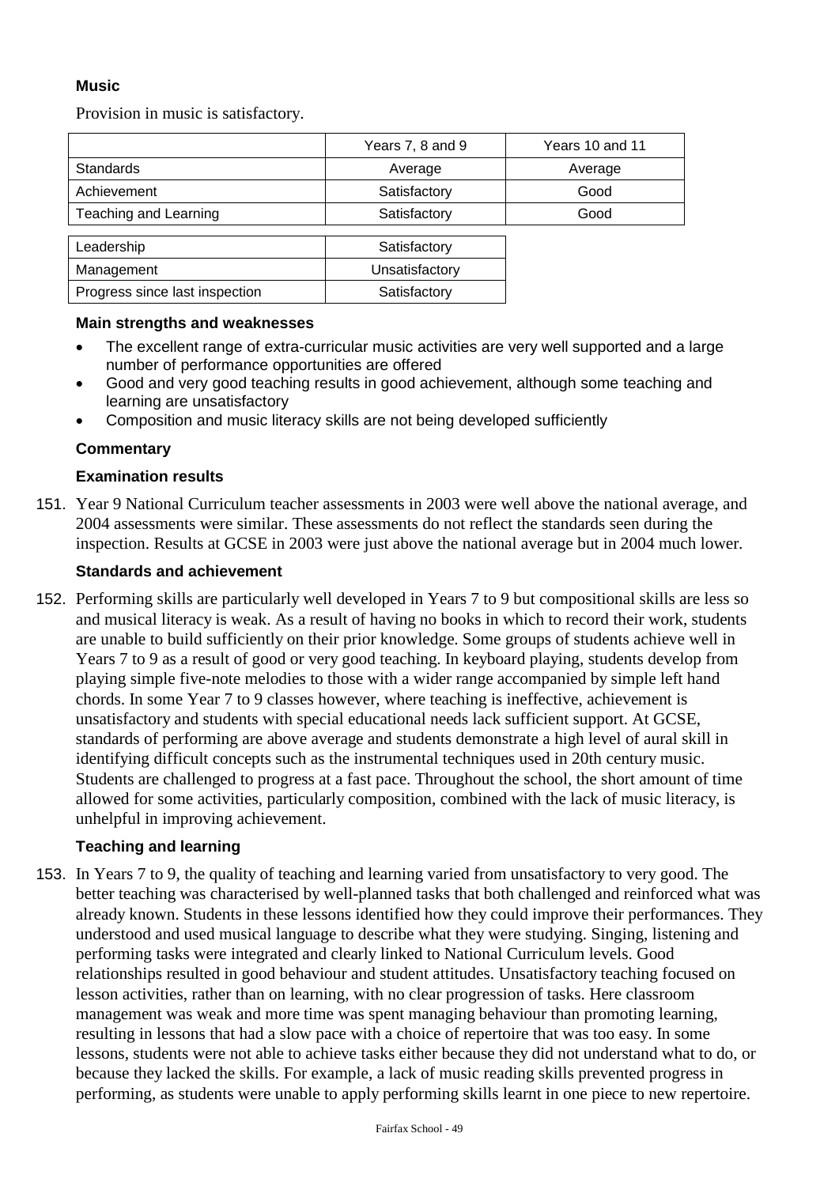### Music

Provision in music is satisfactory.

| | Years 7, 8 and 9 | Years 10 and 11 |
|---|---|---|
| Standards | Average | Average |
| Achievement | Satisfactory | Good |
| Teaching and Learning | Satisfactory | Good |

| | |
|---|---|
| Leadership | Satisfactory |
| Management | Unsatisfactory |
| Progress since last inspection | Satisfactory |

**Main strengths and weaknesses**

- The excellent range of extra-curricular music activities are very well supported and a large number of performance opportunities are offered
- Good and very good teaching results in good achievement, although some teaching and learning are unsatisfactory
- Composition and music literacy skills are not being developed sufficiently

**Commentary**

**Examination results**

151. Year 9 National Curriculum teacher assessments in 2003 were well above the national average, and 2004 assessments were similar. These assessments do not reflect the standards seen during the inspection. Results at GCSE in 2003 were just above the national average but in 2004 much lower.

**Standards and achievement**

152. Performing skills are particularly well developed in Years 7 to 9 but compositional skills are less so and musical literacy is weak. As a result of having no books in which to record their work, students are unable to build sufficiently on their prior knowledge. Some groups of students achieve well in Years 7 to 9 as a result of good or very good teaching. In keyboard playing, students develop from playing simple five-note melodies to those with a wider range accompanied by simple left hand chords. In some Year 7 to 9 classes however, where teaching is ineffective, achievement is unsatisfactory and students with special educational needs lack sufficient support. At GCSE, standards of performing are above average and students demonstrate a high level of aural skill in identifying difficult concepts such as the instrumental techniques used in 20th century music. Students are challenged to progress at a fast pace. Throughout the school, the short amount of time allowed for some activities, particularly composition, combined with the lack of music literacy, is unhelpful in improving achievement.

**Teaching and learning**

153. In Years 7 to 9, the quality of teaching and learning varied from unsatisfactory to very good. The better teaching was characterised by well-planned tasks that both challenged and reinforced what was already known. Students in these lessons identified how they could improve their performances. They understood and used musical language to describe what they were studying. Singing, listening and performing tasks were integrated and clearly linked to National Curriculum levels. Good relationships resulted in good behaviour and student attitudes. Unsatisfactory teaching focused on lesson activities, rather than on learning, with no clear progression of tasks. Here classroom management was weak and more time was spent managing behaviour than promoting learning, resulting in lessons that had a slow pace with a choice of repertoire that was too easy. In some lessons, students were not able to achieve tasks either because they did not understand what to do, or because they lacked the skills. For example, a lack of music reading skills prevented progress in performing, as students were unable to apply performing skills learnt in one piece to new repertoire.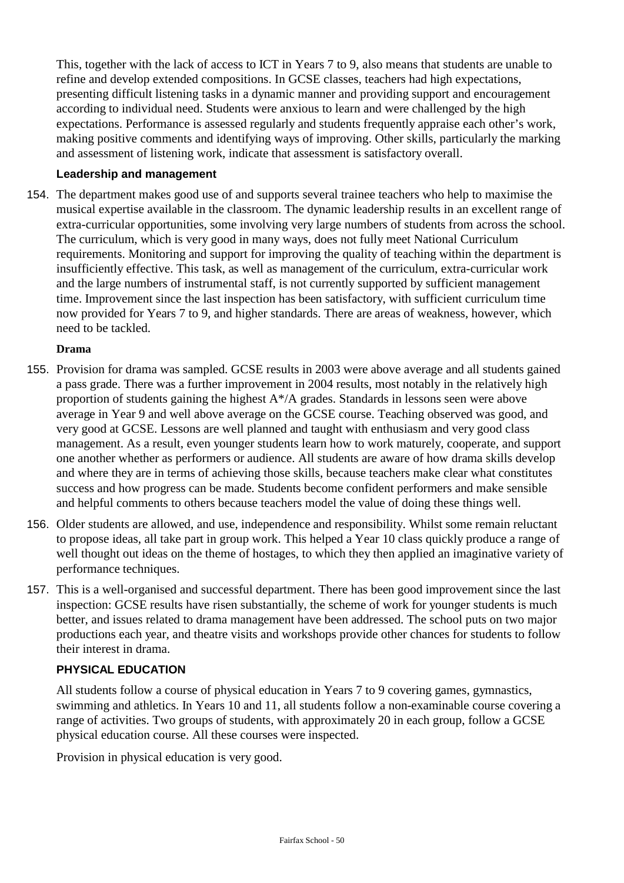This, together with the lack of access to ICT in Years 7 to 9, also means that students are unable to refine and develop extended compositions. In GCSE classes, teachers had high expectations, presenting difficult listening tasks in a dynamic manner and providing support and encouragement according to individual need. Students were anxious to learn and were challenged by the high expectations. Performance is assessed regularly and students frequently appraise each other's work, making positive comments and identifying ways of improving. Other skills, particularly the marking and assessment of listening work, indicate that assessment is satisfactory overall.

### Leadership and management

154. The department makes good use of and supports several trainee teachers who help to maximise the musical expertise available in the classroom. The dynamic leadership results in an excellent range of extra-curricular opportunities, some involving very large numbers of students from across the school. The curriculum, which is very good in many ways, does not fully meet National Curriculum requirements. Monitoring and support for improving the quality of teaching within the department is insufficiently effective. This task, as well as management of the curriculum, extra-curricular work and the large numbers of instrumental staff, is not currently supported by sufficient management time. Improvement since the last inspection has been satisfactory, with sufficient curriculum time now provided for Years 7 to 9, and higher standards. There are areas of weakness, however, which need to be tackled.

### Drama

155. Provision for drama was sampled. GCSE results in 2003 were above average and all students gained a pass grade. There was a further improvement in 2004 results, most notably in the relatively high proportion of students gaining the highest A*/A grades. Standards in lessons seen were above average in Year 9 and well above average on the GCSE course. Teaching observed was good, and very good at GCSE. Lessons are well planned and taught with enthusiasm and very good class management. As a result, even younger students learn how to work maturely, cooperate, and support one another whether as performers or audience. All students are aware of how drama skills develop and where they are in terms of achieving those skills, because teachers make clear what constitutes success and how progress can be made. Students become confident performers and make sensible and helpful comments to others because teachers model the value of doing these things well.

156. Older students are allowed, and use, independence and responsibility. Whilst some remain reluctant to propose ideas, all take part in group work. This helped a Year 10 class quickly produce a range of well thought out ideas on the theme of hostages, to which they then applied an imaginative variety of performance techniques.

157. This is a well-organised and successful department. There has been good improvement since the last inspection: GCSE results have risen substantially, the scheme of work for younger students is much better, and issues related to drama management have been addressed. The school puts on two major productions each year, and theatre visits and workshops provide other chances for students to follow their interest in drama.

## PHYSICAL EDUCATION

All students follow a course of physical education in Years 7 to 9 covering games, gymnastics, swimming and athletics. In Years 10 and 11, all students follow a non-examinable course covering a range of activities. Two groups of students, with approximately 20 in each group, follow a GCSE physical education course. All these courses were inspected.

Provision in physical education is very good.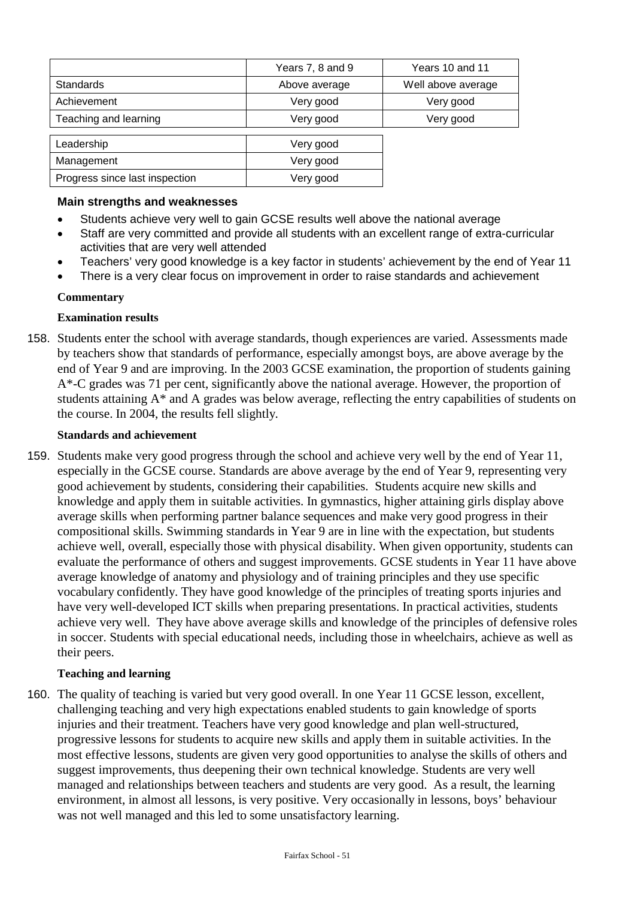| | Years 7, 8 and 9 | Years 10 and 11 |
|---|---|---|
| Standards | Above average | Well above average |
| Achievement | Very good | Very good |
| Teaching and learning | Very good | Very good |

| | |
|---|---|
| Leadership | Very good |
| Management | Very good |
| Progress since last inspection | Very good |

**Main strengths and weaknesses**

- Students achieve very well to gain GCSE results well above the national average
- Staff are very committed and provide all students with an excellent range of extra-curricular activities that are very well attended
- Teachers' very good knowledge is a key factor in students' achievement by the end of Year 11
- There is a very clear focus on improvement in order to raise standards and achievement

**Commentary**

**Examination results**

158. Students enter the school with average standards, though experiences are varied. Assessments made by teachers show that standards of performance, especially amongst boys, are above average by the end of Year 9 and are improving. In the 2003 GCSE examination, the proportion of students gaining A*-C grades was 71 per cent, significantly above the national average. However, the proportion of students attaining A* and A grades was below average, reflecting the entry capabilities of students on the course. In 2004, the results fell slightly.

**Standards and achievement**

159. Students make very good progress through the school and achieve very well by the end of Year 11, especially in the GCSE course. Standards are above average by the end of Year 9, representing very good achievement by students, considering their capabilities. Students acquire new skills and knowledge and apply them in suitable activities. In gymnastics, higher attaining girls display above average skills when performing partner balance sequences and make very good progress in their compositional skills. Swimming standards in Year 9 are in line with the expectation, but students achieve well, overall, especially those with physical disability. When given opportunity, students can evaluate the performance of others and suggest improvements. GCSE students in Year 11 have above average knowledge of anatomy and physiology and of training principles and they use specific vocabulary confidently. They have good knowledge of the principles of treating sports injuries and have very well-developed ICT skills when preparing presentations. In practical activities, students achieve very well. They have above average skills and knowledge of the principles of defensive roles in soccer. Students with special educational needs, including those in wheelchairs, achieve as well as their peers.

**Teaching and learning**

160. The quality of teaching is varied but very good overall. In one Year 11 GCSE lesson, excellent, challenging teaching and very high expectations enabled students to gain knowledge of sports injuries and their treatment. Teachers have very good knowledge and plan well-structured, progressive lessons for students to acquire new skills and apply them in suitable activities. In the most effective lessons, students are given very good opportunities to analyse the skills of others and suggest improvements, thus deepening their own technical knowledge. Students are very well managed and relationships between teachers and students are very good. As a result, the learning environment, in almost all lessons, is very positive. Very occasionally in lessons, boys' behaviour was not well managed and this led to some unsatisfactory learning.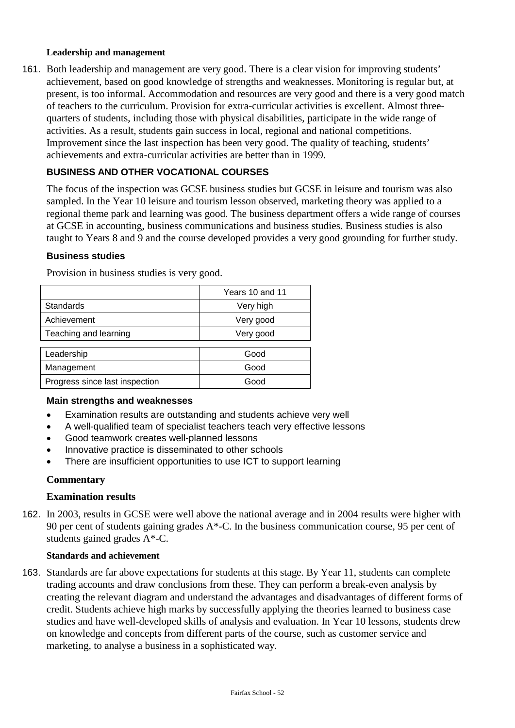#### Leadership and management

161. Both leadership and management are very good. There is a clear vision for improving students' achievement, based on good knowledge of strengths and weaknesses. Monitoring is regular but, at present, is too informal. Accommodation and resources are very good and there is a very good match of teachers to the curriculum. Provision for extra-curricular activities is excellent. Almost three-quarters of students, including those with physical disabilities, participate in the wide range of activities. As a result, students gain success in local, regional and national competitions. Improvement since the last inspection has been very good. The quality of teaching, students' achievements and extra-curricular activities are better than in 1999.

## BUSINESS AND OTHER VOCATIONAL COURSES

The focus of the inspection was GCSE business studies but GCSE in leisure and tourism was also sampled. In the Year 10 leisure and tourism lesson observed, marketing theory was applied to a regional theme park and learning was good. The business department offers a wide range of courses at GCSE in accounting, business communications and business studies. Business studies is also taught to Years 8 and 9 and the course developed provides a very good grounding for further study.

### Business studies

Provision in business studies is very good.

| | Years 10 and 11 |
|---|---|
| Standards | Very high |
| Achievement | Very good |
| Teaching and learning | Very good |
| Leadership | Good |
| Management | Good |
| Progress since last inspection | Good |

#### Main strengths and weaknesses

- Examination results are outstanding and students achieve very well
- A well-qualified team of specialist teachers teach very effective lessons
- Good teamwork creates well-planned lessons
- Innovative practice is disseminated to other schools
- There are insufficient opportunities to use ICT to support learning

#### Commentary

#### Examination results

162. In 2003, results in GCSE were well above the national average and in 2004 results were higher with 90 per cent of students gaining grades A*-C. In the business communication course, 95 per cent of students gained grades A*-C.

#### Standards and achievement

163. Standards are far above expectations for students at this stage. By Year 11, students can complete trading accounts and draw conclusions from these. They can perform a break-even analysis by creating the relevant diagram and understand the advantages and disadvantages of different forms of credit. Students achieve high marks by successfully applying the theories learned to business case studies and have well-developed skills of analysis and evaluation. In Year 10 lessons, students drew on knowledge and concepts from different parts of the course, such as customer service and marketing, to analyse a business in a sophisticated way.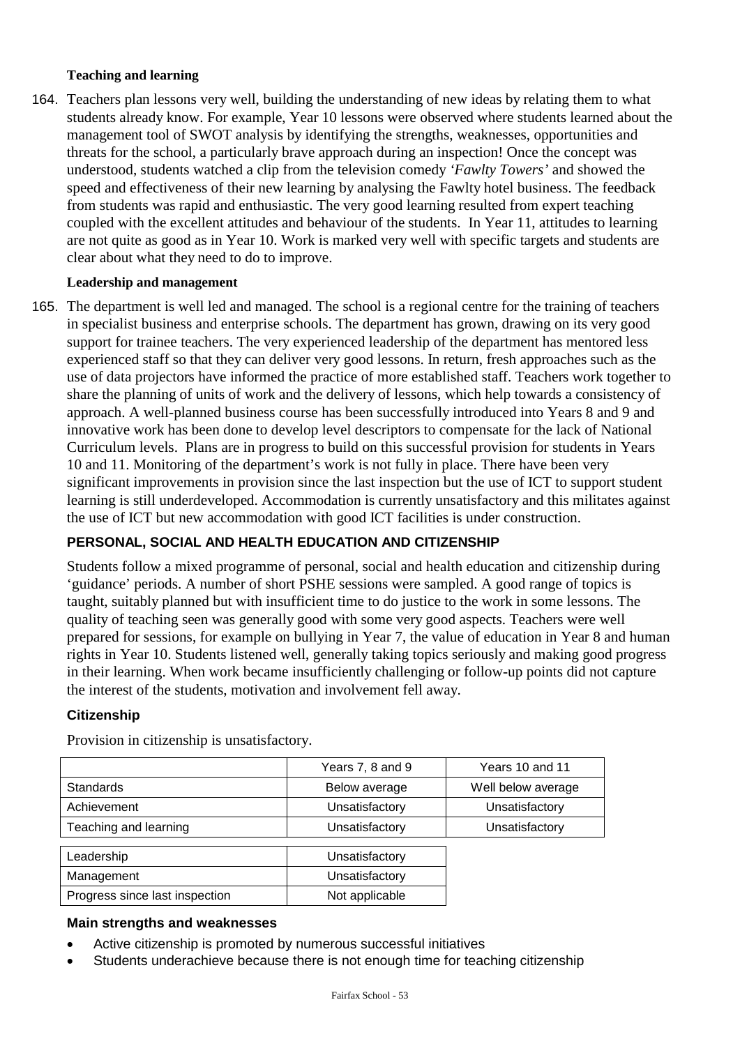**Teaching and learning**

164. Teachers plan lessons very well, building the understanding of new ideas by relating them to what students already know. For example, Year 10 lessons were observed where students learned about the management tool of SWOT analysis by identifying the strengths, weaknesses, opportunities and threats for the school, a particularly brave approach during an inspection! Once the concept was understood, students watched a clip from the television comedy *'Fawlty Towers'* and showed the speed and effectiveness of their new learning by analysing the Fawlty hotel business. The feedback from students was rapid and enthusiastic. The very good learning resulted from expert teaching coupled with the excellent attitudes and behaviour of the students. In Year 11, attitudes to learning are not quite as good as in Year 10. Work is marked very well with specific targets and students are clear about what they need to do to improve.

**Leadership and management**

165. The department is well led and managed. The school is a regional centre for the training of teachers in specialist business and enterprise schools. The department has grown, drawing on its very good support for trainee teachers. The very experienced leadership of the department has mentored less experienced staff so that they can deliver very good lessons. In return, fresh approaches such as the use of data projectors have informed the practice of more established staff. Teachers work together to share the planning of units of work and the delivery of lessons, which help towards a consistency of approach. A well-planned business course has been successfully introduced into Years 8 and 9 and innovative work has been done to develop level descriptors to compensate for the lack of National Curriculum levels. Plans are in progress to build on this successful provision for students in Years 10 and 11. Monitoring of the department's work is not fully in place. There have been very significant improvements in provision since the last inspection but the use of ICT to support student learning is still underdeveloped. Accommodation is currently unsatisfactory and this militates against the use of ICT but new accommodation with good ICT facilities is under construction.

## PERSONAL, SOCIAL AND HEALTH EDUCATION AND CITIZENSHIP

Students follow a mixed programme of personal, social and health education and citizenship during 'guidance' periods. A number of short PSHE sessions were sampled. A good range of topics is taught, suitably planned but with insufficient time to do justice to the work in some lessons. The quality of teaching seen was generally good with some very good aspects. Teachers were well prepared for sessions, for example on bullying in Year 7, the value of education in Year 8 and human rights in Year 10. Students listened well, generally taking topics seriously and making good progress in their learning. When work became insufficiently challenging or follow-up points did not capture the interest of the students, motivation and involvement fell away.

### Citizenship

Provision in citizenship is unsatisfactory.

| | Years 7, 8 and 9 | Years 10 and 11 |
|---|---|---|
| Standards | Below average | Well below average |
| Achievement | Unsatisfactory | Unsatisfactory |
| Teaching and learning | Unsatisfactory | Unsatisfactory |

| | |
|---|---|
| Leadership | Unsatisfactory |
| Management | Unsatisfactory |
| Progress since last inspection | Not applicable |

**Main strengths and weaknesses**

- Active citizenship is promoted by numerous successful initiatives
- Students underachieve because there is not enough time for teaching citizenship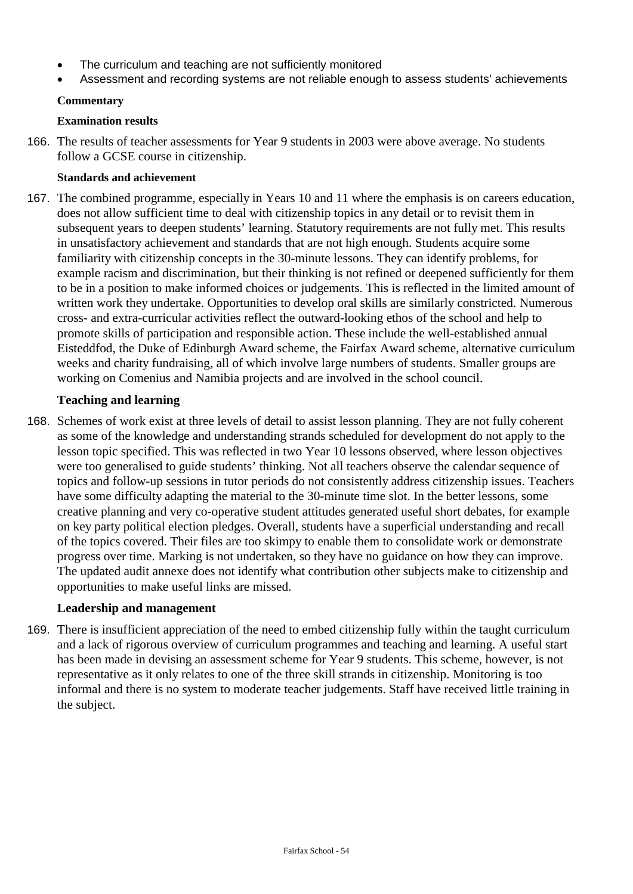- The curriculum and teaching are not sufficiently monitored
- Assessment and recording systems are not reliable enough to assess students' achievements

**Commentary**

**Examination results**

166. The results of teacher assessments for Year 9 students in 2003 were above average. No students follow a GCSE course in citizenship.

**Standards and achievement**

167. The combined programme, especially in Years 10 and 11 where the emphasis is on careers education, does not allow sufficient time to deal with citizenship topics in any detail or to revisit them in subsequent years to deepen students' learning. Statutory requirements are not fully met. This results in unsatisfactory achievement and standards that are not high enough. Students acquire some familiarity with citizenship concepts in the 30-minute lessons. They can identify problems, for example racism and discrimination, but their thinking is not refined or deepened sufficiently for them to be in a position to make informed choices or judgements. This is reflected in the limited amount of written work they undertake. Opportunities to develop oral skills are similarly constricted. Numerous cross- and extra-curricular activities reflect the outward-looking ethos of the school and help to promote skills of participation and responsible action. These include the well-established annual Eisteddfod, the Duke of Edinburgh Award scheme, the Fairfax Award scheme, alternative curriculum weeks and charity fundraising, all of which involve large numbers of students. Smaller groups are working on Comenius and Namibia projects and are involved in the school council.

**Teaching and learning**

168. Schemes of work exist at three levels of detail to assist lesson planning. They are not fully coherent as some of the knowledge and understanding strands scheduled for development do not apply to the lesson topic specified. This was reflected in two Year 10 lessons observed, where lesson objectives were too generalised to guide students' thinking. Not all teachers observe the calendar sequence of topics and follow-up sessions in tutor periods do not consistently address citizenship issues. Teachers have some difficulty adapting the material to the 30-minute time slot. In the better lessons, some creative planning and very co-operative student attitudes generated useful short debates, for example on key party political election pledges. Overall, students have a superficial understanding and recall of the topics covered. Their files are too skimpy to enable them to consolidate work or demonstrate progress over time. Marking is not undertaken, so they have no guidance on how they can improve. The updated audit annexe does not identify what contribution other subjects make to citizenship and opportunities to make useful links are missed.

**Leadership and management**

169. There is insufficient appreciation of the need to embed citizenship fully within the taught curriculum and a lack of rigorous overview of curriculum programmes and teaching and learning. A useful start has been made in devising an assessment scheme for Year 9 students. This scheme, however, is not representative as it only relates to one of the three skill strands in citizenship. Monitoring is too informal and there is no system to moderate teacher judgements. Staff have received little training in the subject.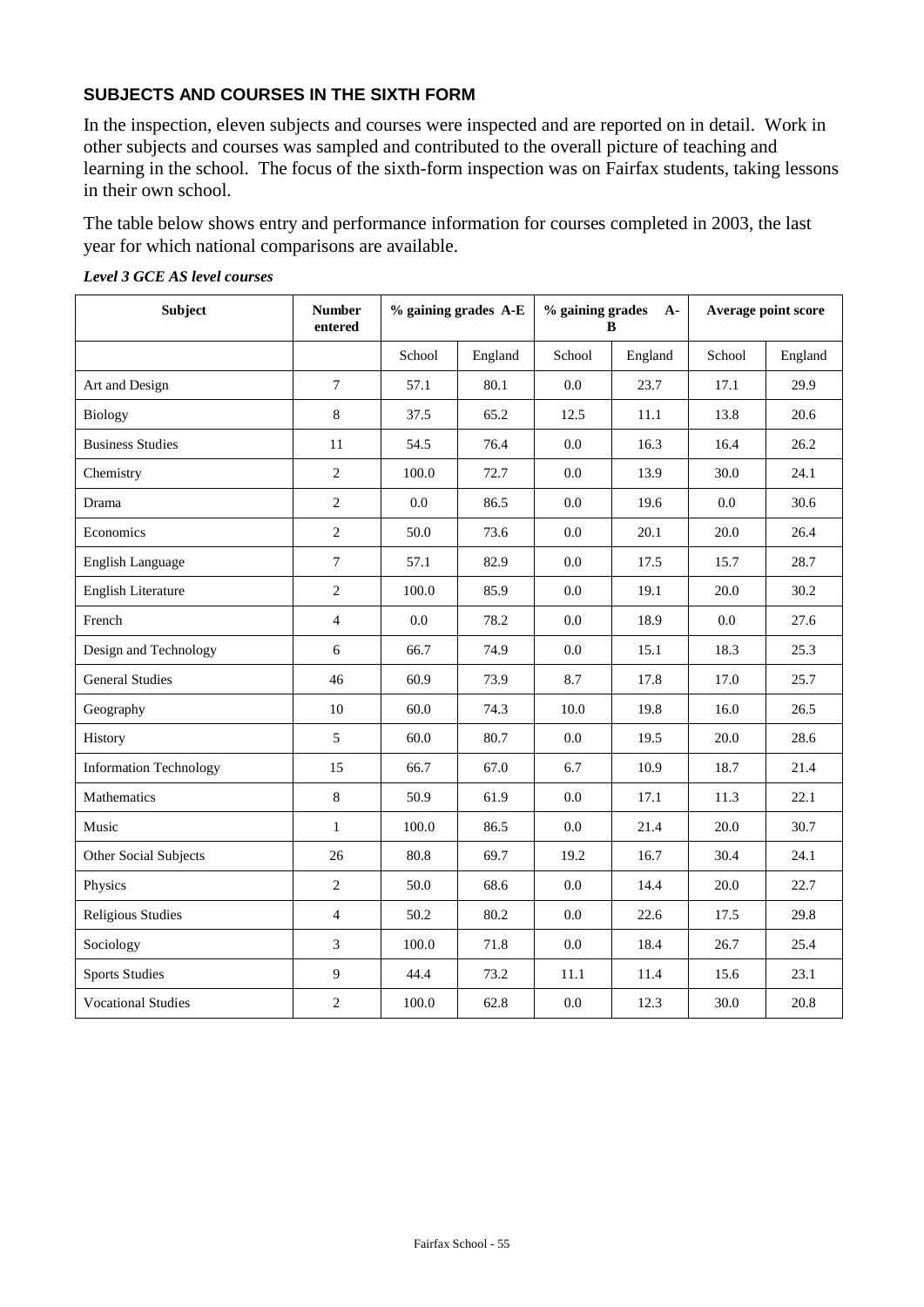## SUBJECTS AND COURSES IN THE SIXTH FORM

In the inspection, eleven subjects and courses were inspected and are reported on in detail. Work in other subjects and courses was sampled and contributed to the overall picture of teaching and learning in the school. The focus of the sixth-form inspection was on Fairfax students, taking lessons in their own school.

The table below shows entry and performance information for courses completed in 2003, the last year for which national comparisons are available.

***Level 3 GCE AS level courses***

| Subject | Number entered | % gaining grades A-E | | % gaining grades A-B | | Average point score | |
|---|---|---|---|---|---|---|---|
| | | School | England | School | England | School | England |
| Art and Design | 7 | 57.1 | 80.1 | 0.0 | 23.7 | 17.1 | 29.9 |
| Biology | 8 | 37.5 | 65.2 | 12.5 | 11.1 | 13.8 | 20.6 |
| Business Studies | 11 | 54.5 | 76.4 | 0.0 | 16.3 | 16.4 | 26.2 |
| Chemistry | 2 | 100.0 | 72.7 | 0.0 | 13.9 | 30.0 | 24.1 |
| Drama | 2 | 0.0 | 86.5 | 0.0 | 19.6 | 0.0 | 30.6 |
| Economics | 2 | 50.0 | 73.6 | 0.0 | 20.1 | 20.0 | 26.4 |
| English Language | 7 | 57.1 | 82.9 | 0.0 | 17.5 | 15.7 | 28.7 |
| English Literature | 2 | 100.0 | 85.9 | 0.0 | 19.1 | 20.0 | 30.2 |
| French | 4 | 0.0 | 78.2 | 0.0 | 18.9 | 0.0 | 27.6 |
| Design and Technology | 6 | 66.7 | 74.9 | 0.0 | 15.1 | 18.3 | 25.3 |
| General Studies | 46 | 60.9 | 73.9 | 8.7 | 17.8 | 17.0 | 25.7 |
| Geography | 10 | 60.0 | 74.3 | 10.0 | 19.8 | 16.0 | 26.5 |
| History | 5 | 60.0 | 80.7 | 0.0 | 19.5 | 20.0 | 28.6 |
| Information Technology | 15 | 66.7 | 67.0 | 6.7 | 10.9 | 18.7 | 21.4 |
| Mathematics | 8 | 50.9 | 61.9 | 0.0 | 17.1 | 11.3 | 22.1 |
| Music | 1 | 100.0 | 86.5 | 0.0 | 21.4 | 20.0 | 30.7 |
| Other Social Subjects | 26 | 80.8 | 69.7 | 19.2 | 16.7 | 30.4 | 24.1 |
| Physics | 2 | 50.0 | 68.6 | 0.0 | 14.4 | 20.0 | 22.7 |
| Religious Studies | 4 | 50.2 | 80.2 | 0.0 | 22.6 | 17.5 | 29.8 |
| Sociology | 3 | 100.0 | 71.8 | 0.0 | 18.4 | 26.7 | 25.4 |
| Sports Studies | 9 | 44.4 | 73.2 | 11.1 | 11.4 | 15.6 | 23.1 |
| Vocational Studies | 2 | 100.0 | 62.8 | 0.0 | 12.3 | 30.0 | 20.8 |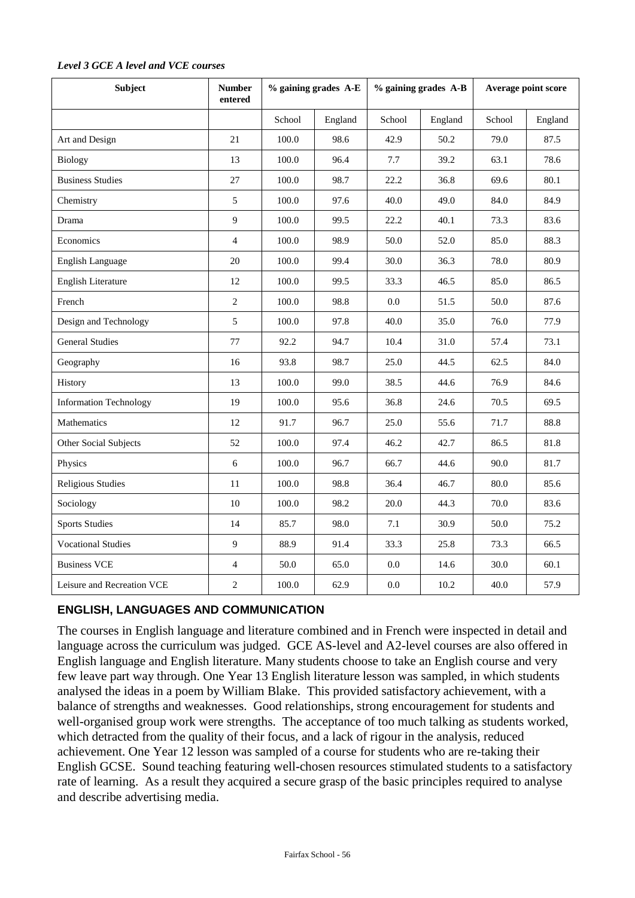*Level 3 GCE A level and VCE courses*

| Subject | Number entered | % gaining grades A-E | | % gaining grades A-B | | Average point score | |
|---|---|---|---|---|---|---|---|
| | | School | England | School | England | School | England |
| Art and Design | 21 | 100.0 | 98.6 | 42.9 | 50.2 | 79.0 | 87.5 |
| Biology | 13 | 100.0 | 96.4 | 7.7 | 39.2 | 63.1 | 78.6 |
| Business Studies | 27 | 100.0 | 98.7 | 22.2 | 36.8 | 69.6 | 80.1 |
| Chemistry | 5 | 100.0 | 97.6 | 40.0 | 49.0 | 84.0 | 84.9 |
| Drama | 9 | 100.0 | 99.5 | 22.2 | 40.1 | 73.3 | 83.6 |
| Economics | 4 | 100.0 | 98.9 | 50.0 | 52.0 | 85.0 | 88.3 |
| English Language | 20 | 100.0 | 99.4 | 30.0 | 36.3 | 78.0 | 80.9 |
| English Literature | 12 | 100.0 | 99.5 | 33.3 | 46.5 | 85.0 | 86.5 |
| French | 2 | 100.0 | 98.8 | 0.0 | 51.5 | 50.0 | 87.6 |
| Design and Technology | 5 | 100.0 | 97.8 | 40.0 | 35.0 | 76.0 | 77.9 |
| General Studies | 77 | 92.2 | 94.7 | 10.4 | 31.0 | 57.4 | 73.1 |
| Geography | 16 | 93.8 | 98.7 | 25.0 | 44.5 | 62.5 | 84.0 |
| History | 13 | 100.0 | 99.0 | 38.5 | 44.6 | 76.9 | 84.6 |
| Information Technology | 19 | 100.0 | 95.6 | 36.8 | 24.6 | 70.5 | 69.5 |
| Mathematics | 12 | 91.7 | 96.7 | 25.0 | 55.6 | 71.7 | 88.8 |
| Other Social Subjects | 52 | 100.0 | 97.4 | 46.2 | 42.7 | 86.5 | 81.8 |
| Physics | 6 | 100.0 | 96.7 | 66.7 | 44.6 | 90.0 | 81.7 |
| Religious Studies | 11 | 100.0 | 98.8 | 36.4 | 46.7 | 80.0 | 85.6 |
| Sociology | 10 | 100.0 | 98.2 | 20.0 | 44.3 | 70.0 | 83.6 |
| Sports Studies | 14 | 85.7 | 98.0 | 7.1 | 30.9 | 50.0 | 75.2 |
| Vocational Studies | 9 | 88.9 | 91.4 | 33.3 | 25.8 | 73.3 | 66.5 |
| Business VCE | 4 | 50.0 | 65.0 | 0.0 | 14.6 | 30.0 | 60.1 |
| Leisure and Recreation VCE | 2 | 100.0 | 62.9 | 0.0 | 10.2 | 40.0 | 57.9 |

## ENGLISH, LANGUAGES AND COMMUNICATION

The courses in English language and literature combined and in French were inspected in detail and language across the curriculum was judged. GCE AS-level and A2-level courses are also offered in English language and English literature. Many students choose to take an English course and very few leave part way through. One Year 13 English literature lesson was sampled, in which students analysed the ideas in a poem by William Blake. This provided satisfactory achievement, with a balance of strengths and weaknesses. Good relationships, strong encouragement for students and well-organised group work were strengths. The acceptance of too much talking as students worked, which detracted from the quality of their focus, and a lack of rigour in the analysis, reduced achievement. One Year 12 lesson was sampled of a course for students who are re-taking their English GCSE. Sound teaching featuring well-chosen resources stimulated students to a satisfactory rate of learning. As a result they acquired a secure grasp of the basic principles required to analyse and describe advertising media.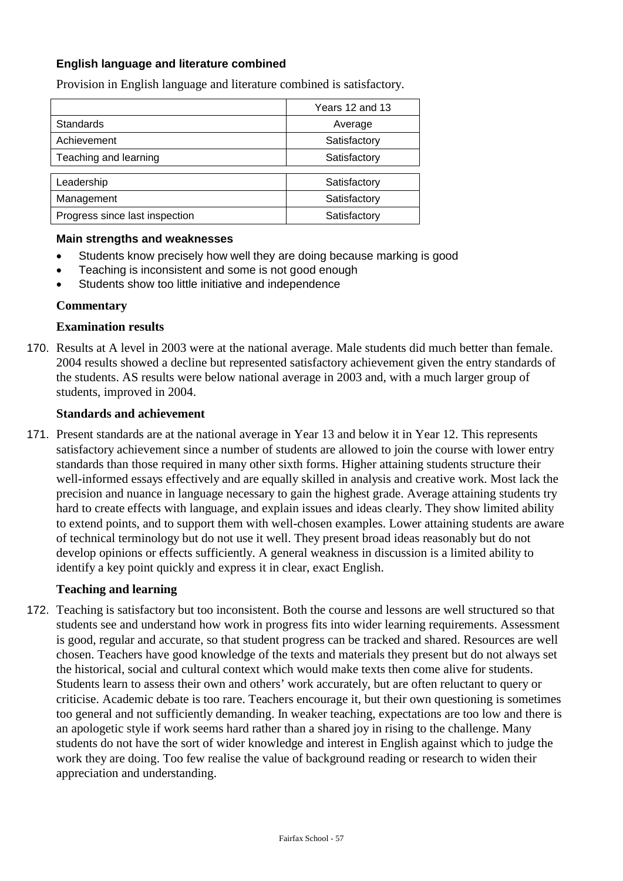### English language and literature combined

Provision in English language and literature combined is satisfactory.

| | Years 12 and 13 |
|---|---|
| Standards | Average |
| Achievement | Satisfactory |
| Teaching and learning | Satisfactory |
| Leadership | Satisfactory |
| Management | Satisfactory |
| Progress since last inspection | Satisfactory |

**Main strengths and weaknesses**

- Students know precisely how well they are doing because marking is good
- Teaching is inconsistent and some is not good enough
- Students show too little initiative and independence

**Commentary**

**Examination results**

170. Results at A level in 2003 were at the national average. Male students did much better than female. 2004 results showed a decline but represented satisfactory achievement given the entry standards of the students. AS results were below national average in 2003 and, with a much larger group of students, improved in 2004.

**Standards and achievement**

171. Present standards are at the national average in Year 13 and below it in Year 12. This represents satisfactory achievement since a number of students are allowed to join the course with lower entry standards than those required in many other sixth forms. Higher attaining students structure their well-informed essays effectively and are equally skilled in analysis and creative work. Most lack the precision and nuance in language necessary to gain the highest grade. Average attaining students try hard to create effects with language, and explain issues and ideas clearly. They show limited ability to extend points, and to support them with well-chosen examples. Lower attaining students are aware of technical terminology but do not use it well. They present broad ideas reasonably but do not develop opinions or effects sufficiently. A general weakness in discussion is a limited ability to identify a key point quickly and express it in clear, exact English.

**Teaching and learning**

172. Teaching is satisfactory but too inconsistent. Both the course and lessons are well structured so that students see and understand how work in progress fits into wider learning requirements. Assessment is good, regular and accurate, so that student progress can be tracked and shared. Resources are well chosen. Teachers have good knowledge of the texts and materials they present but do not always set the historical, social and cultural context which would make texts then come alive for students. Students learn to assess their own and others' work accurately, but are often reluctant to query or criticise. Academic debate is too rare. Teachers encourage it, but their own questioning is sometimes too general and not sufficiently demanding. In weaker teaching, expectations are too low and there is an apologetic style if work seems hard rather than a shared joy in rising to the challenge. Many students do not have the sort of wider knowledge and interest in English against which to judge the work they are doing. Too few realise the value of background reading or research to widen their appreciation and understanding.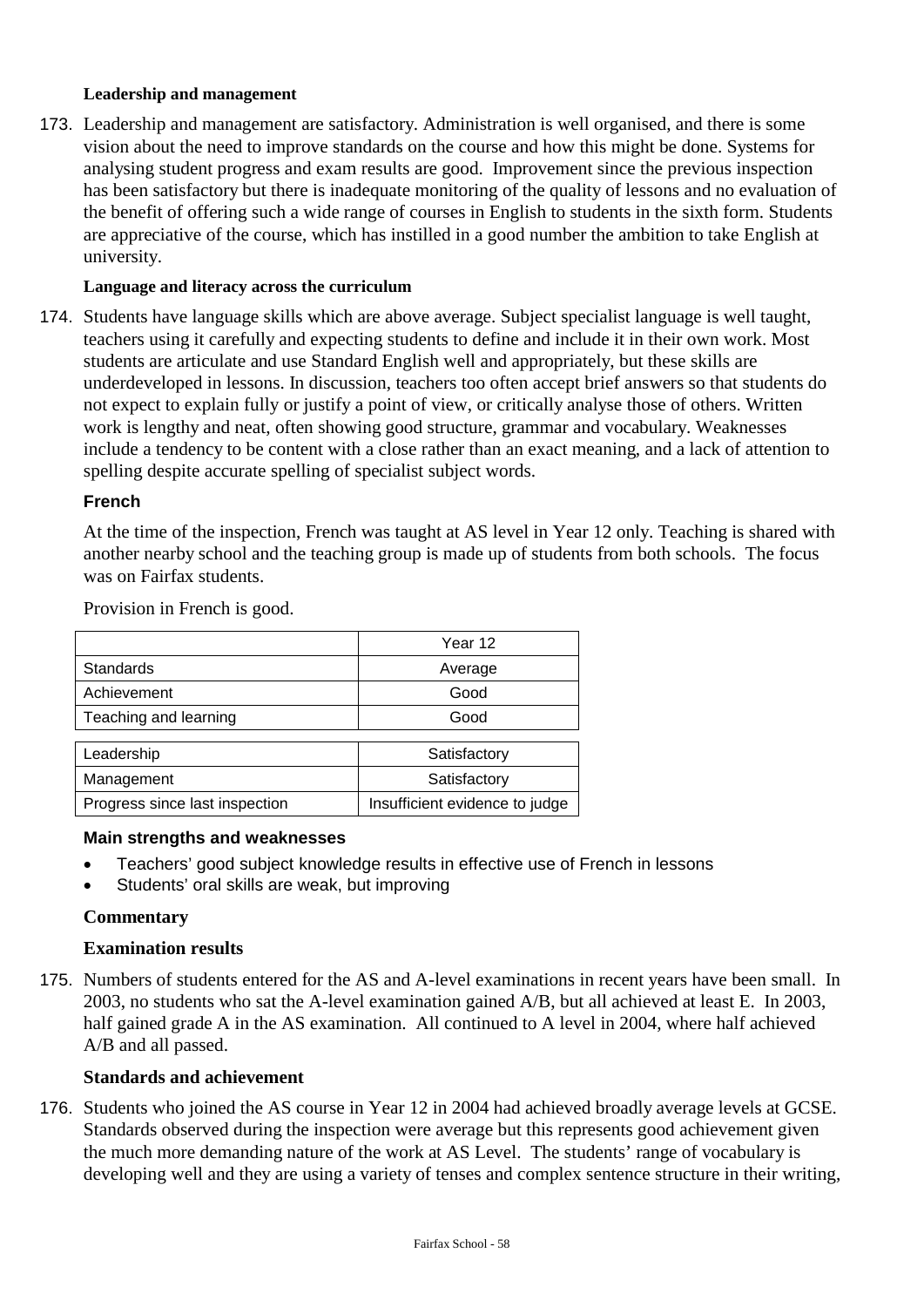#### Leadership and management

173. Leadership and management are satisfactory. Administration is well organised, and there is some vision about the need to improve standards on the course and how this might be done. Systems for analysing student progress and exam results are good. Improvement since the previous inspection has been satisfactory but there is inadequate monitoring of the quality of lessons and no evaluation of the benefit of offering such a wide range of courses in English to students in the sixth form. Students are appreciative of the course, which has instilled in a good number the ambition to take English at university.

#### Language and literacy across the curriculum

174. Students have language skills which are above average. Subject specialist language is well taught, teachers using it carefully and expecting students to define and include it in their own work. Most students are articulate and use Standard English well and appropriately, but these skills are underdeveloped in lessons. In discussion, teachers too often accept brief answers so that students do not expect to explain fully or justify a point of view, or critically analyse those of others. Written work is lengthy and neat, often showing good structure, grammar and vocabulary. Weaknesses include a tendency to be content with a close rather than an exact meaning, and a lack of attention to spelling despite accurate spelling of specialist subject words.

### French

At the time of the inspection, French was taught at AS level in Year 12 only. Teaching is shared with another nearby school and the teaching group is made up of students from both schools. The focus was on Fairfax students.

Provision in French is good.

| | Year 12 |
|---|---|
| Standards | Average |
| Achievement | Good |
| Teaching and learning | Good |
| Leadership | Satisfactory |
| Management | Satisfactory |
| Progress since last inspection | Insufficient evidence to judge |

#### Main strengths and weaknesses

- Teachers' good subject knowledge results in effective use of French in lessons
- Students' oral skills are weak, but improving

#### Commentary

#### Examination results

175. Numbers of students entered for the AS and A-level examinations in recent years have been small. In 2003, no students who sat the A-level examination gained A/B, but all achieved at least E. In 2003, half gained grade A in the AS examination. All continued to A level in 2004, where half achieved A/B and all passed.

#### Standards and achievement

176. Students who joined the AS course in Year 12 in 2004 had achieved broadly average levels at GCSE. Standards observed during the inspection were average but this represents good achievement given the much more demanding nature of the work at AS Level. The students' range of vocabulary is developing well and they are using a variety of tenses and complex sentence structure in their writing,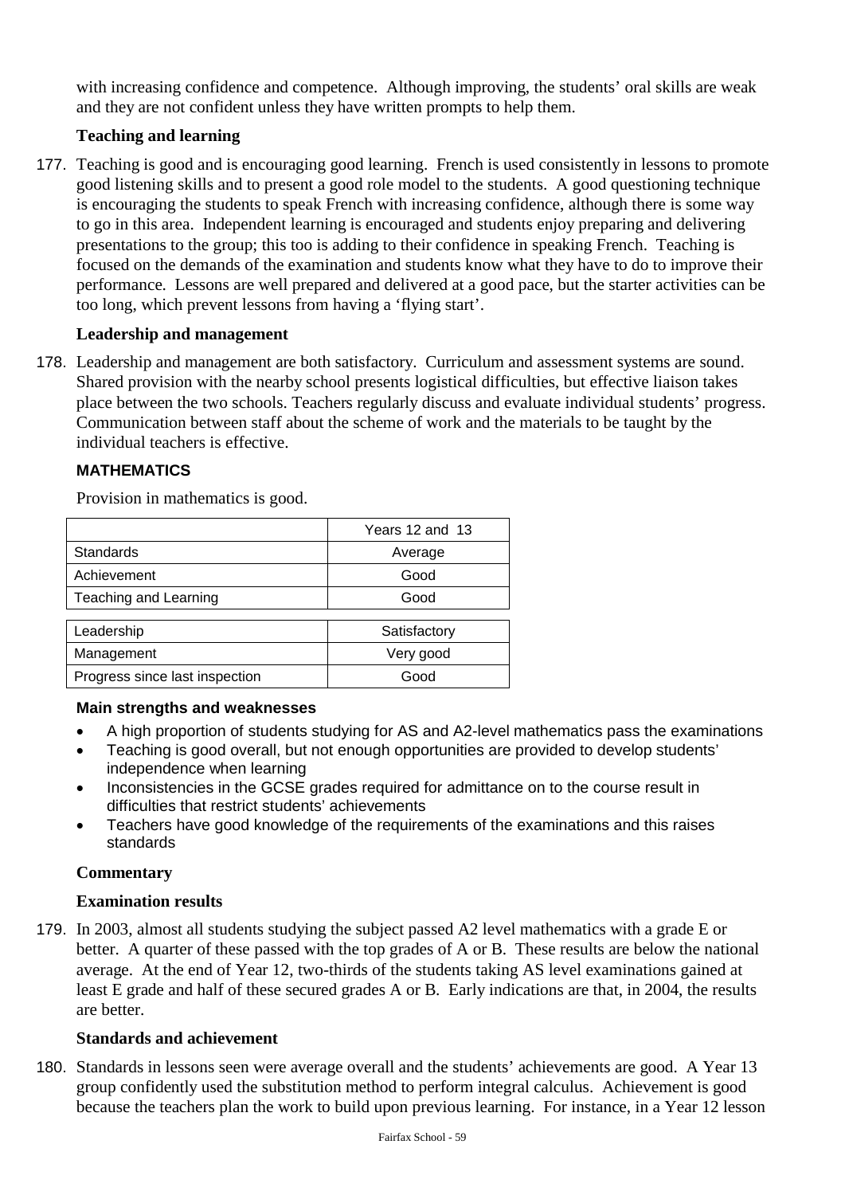with increasing confidence and competence. Although improving, the students' oral skills are weak and they are not confident unless they have written prompts to help them.

**Teaching and learning**

177. Teaching is good and is encouraging good learning. French is used consistently in lessons to promote good listening skills and to present a good role model to the students. A good questioning technique is encouraging the students to speak French with increasing confidence, although there is some way to go in this area. Independent learning is encouraged and students enjoy preparing and delivering presentations to the group; this too is adding to their confidence in speaking French. Teaching is focused on the demands of the examination and students know what they have to do to improve their performance. Lessons are well prepared and delivered at a good pace, but the starter activities can be too long, which prevent lessons from having a 'flying start'.

**Leadership and management**

178. Leadership and management are both satisfactory. Curriculum and assessment systems are sound. Shared provision with the nearby school presents logistical difficulties, but effective liaison takes place between the two schools. Teachers regularly discuss and evaluate individual students' progress. Communication between staff about the scheme of work and the materials to be taught by the individual teachers is effective.

## MATHEMATICS

Provision in mathematics is good.

| | Years 12 and 13 |
|---|---|
| Standards | Average |
| Achievement | Good |
| Teaching and Learning | Good |
| Leadership | Satisfactory |
| Management | Very good |
| Progress since last inspection | Good |

**Main strengths and weaknesses**

- A high proportion of students studying for AS and A2-level mathematics pass the examinations
- Teaching is good overall, but not enough opportunities are provided to develop students' independence when learning
- Inconsistencies in the GCSE grades required for admittance on to the course result in difficulties that restrict students' achievements
- Teachers have good knowledge of the requirements of the examinations and this raises standards

**Commentary**

**Examination results**

179. In 2003, almost all students studying the subject passed A2 level mathematics with a grade E or better. A quarter of these passed with the top grades of A or B. These results are below the national average. At the end of Year 12, two-thirds of the students taking AS level examinations gained at least E grade and half of these secured grades A or B. Early indications are that, in 2004, the results are better.

**Standards and achievement**

180. Standards in lessons seen were average overall and the students' achievements are good. A Year 13 group confidently used the substitution method to perform integral calculus. Achievement is good because the teachers plan the work to build upon previous learning. For instance, in a Year 12 lesson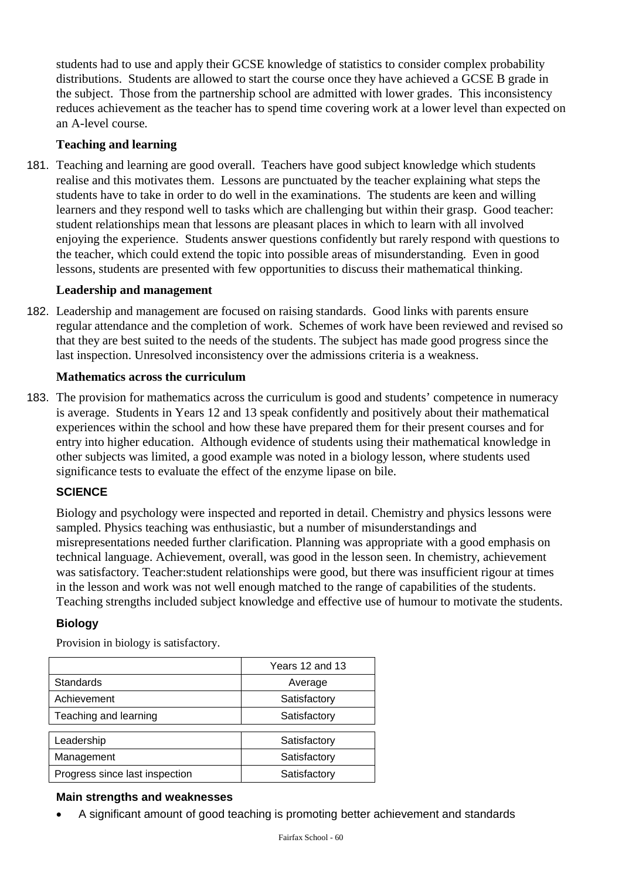students had to use and apply their GCSE knowledge of statistics to consider complex probability distributions. Students are allowed to start the course once they have achieved a GCSE B grade in the subject. Those from the partnership school are admitted with lower grades. This inconsistency reduces achievement as the teacher has to spend time covering work at a lower level than expected on an A-level course.

**Teaching and learning**

181. Teaching and learning are good overall. Teachers have good subject knowledge which students realise and this motivates them. Lessons are punctuated by the teacher explaining what steps the students have to take in order to do well in the examinations. The students are keen and willing learners and they respond well to tasks which are challenging but within their grasp. Good teacher: student relationships mean that lessons are pleasant places in which to learn with all involved enjoying the experience. Students answer questions confidently but rarely respond with questions to the teacher, which could extend the topic into possible areas of misunderstanding. Even in good lessons, students are presented with few opportunities to discuss their mathematical thinking.

**Leadership and management**

182. Leadership and management are focused on raising standards. Good links with parents ensure regular attendance and the completion of work. Schemes of work have been reviewed and revised so that they are best suited to the needs of the students. The subject has made good progress since the last inspection. Unresolved inconsistency over the admissions criteria is a weakness.

**Mathematics across the curriculum**

183. The provision for mathematics across the curriculum is good and students' competence in numeracy is average. Students in Years 12 and 13 speak confidently and positively about their mathematical experiences within the school and how these have prepared them for their present courses and for entry into higher education. Although evidence of students using their mathematical knowledge in other subjects was limited, a good example was noted in a biology lesson, where students used significance tests to evaluate the effect of the enzyme lipase on bile.

## SCIENCE

Biology and psychology were inspected and reported in detail. Chemistry and physics lessons were sampled. Physics teaching was enthusiastic, but a number of misunderstandings and misrepresentations needed further clarification. Planning was appropriate with a good emphasis on technical language. Achievement, overall, was good in the lesson seen. In chemistry, achievement was satisfactory. Teacher:student relationships were good, but there was insufficient rigour at times in the lesson and work was not well enough matched to the range of capabilities of the students. Teaching strengths included subject knowledge and effective use of humour to motivate the students.

### Biology

Provision in biology is satisfactory.

| | Years 12 and 13 |
|---|---|
| Standards | Average |
| Achievement | Satisfactory |
| Teaching and learning | Satisfactory |
| Leadership | Satisfactory |
| Management | Satisfactory |
| Progress since last inspection | Satisfactory |

**Main strengths and weaknesses**

- A significant amount of good teaching is promoting better achievement and standards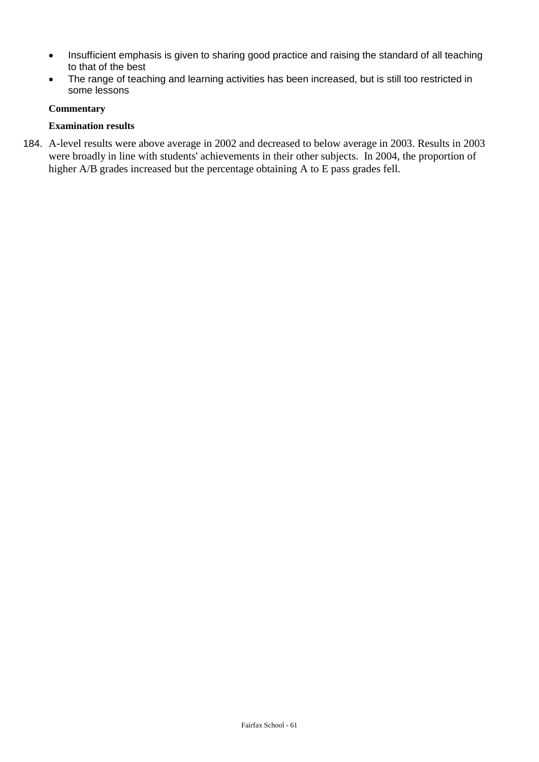- Insufficient emphasis is given to sharing good practice and raising the standard of all teaching to that of the best
- The range of teaching and learning activities has been increased, but is still too restricted in some lessons

**Commentary**

**Examination results**

184. A-level results were above average in 2002 and decreased to below average in 2003. Results in 2003 were broadly in line with students' achievements in their other subjects. In 2004, the proportion of higher A/B grades increased but the percentage obtaining A to E pass grades fell.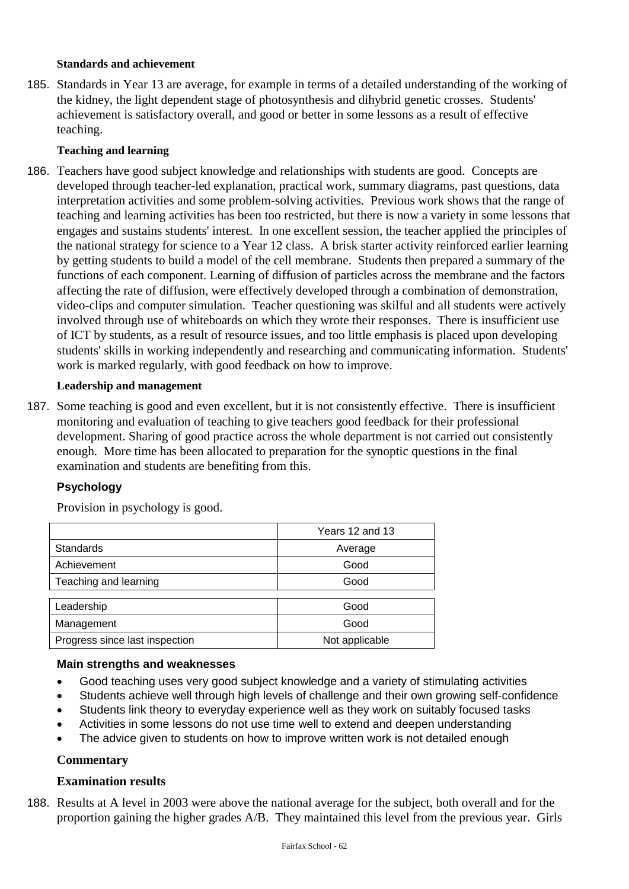**Standards and achievement**

185. Standards in Year 13 are average, for example in terms of a detailed understanding of the working of the kidney, the light dependent stage of photosynthesis and dihybrid genetic crosses. Students' achievement is satisfactory overall, and good or better in some lessons as a result of effective teaching.

**Teaching and learning**

186. Teachers have good subject knowledge and relationships with students are good. Concepts are developed through teacher-led explanation, practical work, summary diagrams, past questions, data interpretation activities and some problem-solving activities. Previous work shows that the range of teaching and learning activities has been too restricted, but there is now a variety in some lessons that engages and sustains students' interest. In one excellent session, the teacher applied the principles of the national strategy for science to a Year 12 class. A brisk starter activity reinforced earlier learning by getting students to build a model of the cell membrane. Students then prepared a summary of the functions of each component. Learning of diffusion of particles across the membrane and the factors affecting the rate of diffusion, were effectively developed through a combination of demonstration, video-clips and computer simulation. Teacher questioning was skilful and all students were actively involved through use of whiteboards on which they wrote their responses. There is insufficient use of ICT by students, as a result of resource issues, and too little emphasis is placed upon developing students' skills in working independently and researching and communicating information. Students' work is marked regularly, with good feedback on how to improve.

**Leadership and management**

187. Some teaching is good and even excellent, but it is not consistently effective. There is insufficient monitoring and evaluation of teaching to give teachers good feedback for their professional development. Sharing of good practice across the whole department is not carried out consistently enough. More time has been allocated to preparation for the synoptic questions in the final examination and students are benefiting from this.

## Psychology

Provision in psychology is good.

| | Years 12 and 13 |
|---|---|
| Standards | Average |
| Achievement | Good |
| Teaching and learning | Good |
| Leadership | Good |
| Management | Good |
| Progress since last inspection | Not applicable |

**Main strengths and weaknesses**

- Good teaching uses very good subject knowledge and a variety of stimulating activities
- Students achieve well through high levels of challenge and their own growing self-confidence
- Students link theory to everyday experience well as they work on suitably focused tasks
- Activities in some lessons do not use time well to extend and deepen understanding
- The advice given to students on how to improve written work is not detailed enough

**Commentary**

**Examination results**

188. Results at A level in 2003 were above the national average for the subject, both overall and for the proportion gaining the higher grades A/B. They maintained this level from the previous year. Girls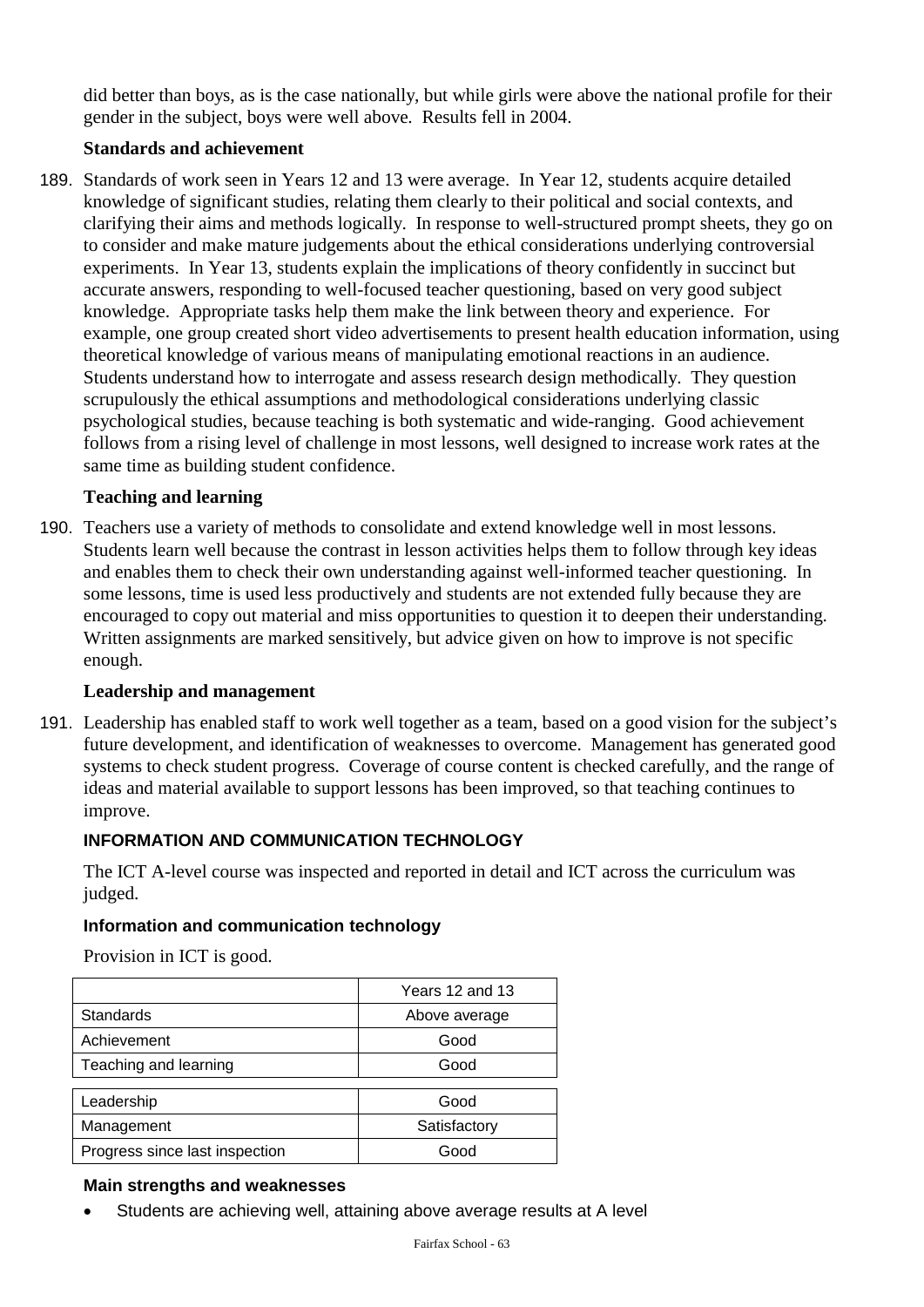did better than boys, as is the case nationally, but while girls were above the national profile for their gender in the subject, boys were well above. Results fell in 2004.

**Standards and achievement**

189. Standards of work seen in Years 12 and 13 were average. In Year 12, students acquire detailed knowledge of significant studies, relating them clearly to their political and social contexts, and clarifying their aims and methods logically. In response to well-structured prompt sheets, they go on to consider and make mature judgements about the ethical considerations underlying controversial experiments. In Year 13, students explain the implications of theory confidently in succinct but accurate answers, responding to well-focused teacher questioning, based on very good subject knowledge. Appropriate tasks help them make the link between theory and experience. For example, one group created short video advertisements to present health education information, using theoretical knowledge of various means of manipulating emotional reactions in an audience. Students understand how to interrogate and assess research design methodically. They question scrupulously the ethical assumptions and methodological considerations underlying classic psychological studies, because teaching is both systematic and wide-ranging. Good achievement follows from a rising level of challenge in most lessons, well designed to increase work rates at the same time as building student confidence.

**Teaching and learning**

190. Teachers use a variety of methods to consolidate and extend knowledge well in most lessons. Students learn well because the contrast in lesson activities helps them to follow through key ideas and enables them to check their own understanding against well-informed teacher questioning. In some lessons, time is used less productively and students are not extended fully because they are encouraged to copy out material and miss opportunities to question it to deepen their understanding. Written assignments are marked sensitively, but advice given on how to improve is not specific enough.

**Leadership and management**

191. Leadership has enabled staff to work well together as a team, based on a good vision for the subject's future development, and identification of weaknesses to overcome. Management has generated good systems to check student progress. Coverage of course content is checked carefully, and the range of ideas and material available to support lessons has been improved, so that teaching continues to improve.

## INFORMATION AND COMMUNICATION TECHNOLOGY

The ICT A-level course was inspected and reported in detail and ICT across the curriculum was judged.

### Information and communication technology

Provision in ICT is good.

| | Years 12 and 13 |
|---|---|
| Standards | Above average |
| Achievement | Good |
| Teaching and learning | Good |
| Leadership | Good |
| Management | Satisfactory |
| Progress since last inspection | Good |

**Main strengths and weaknesses**

- Students are achieving well, attaining above average results at A level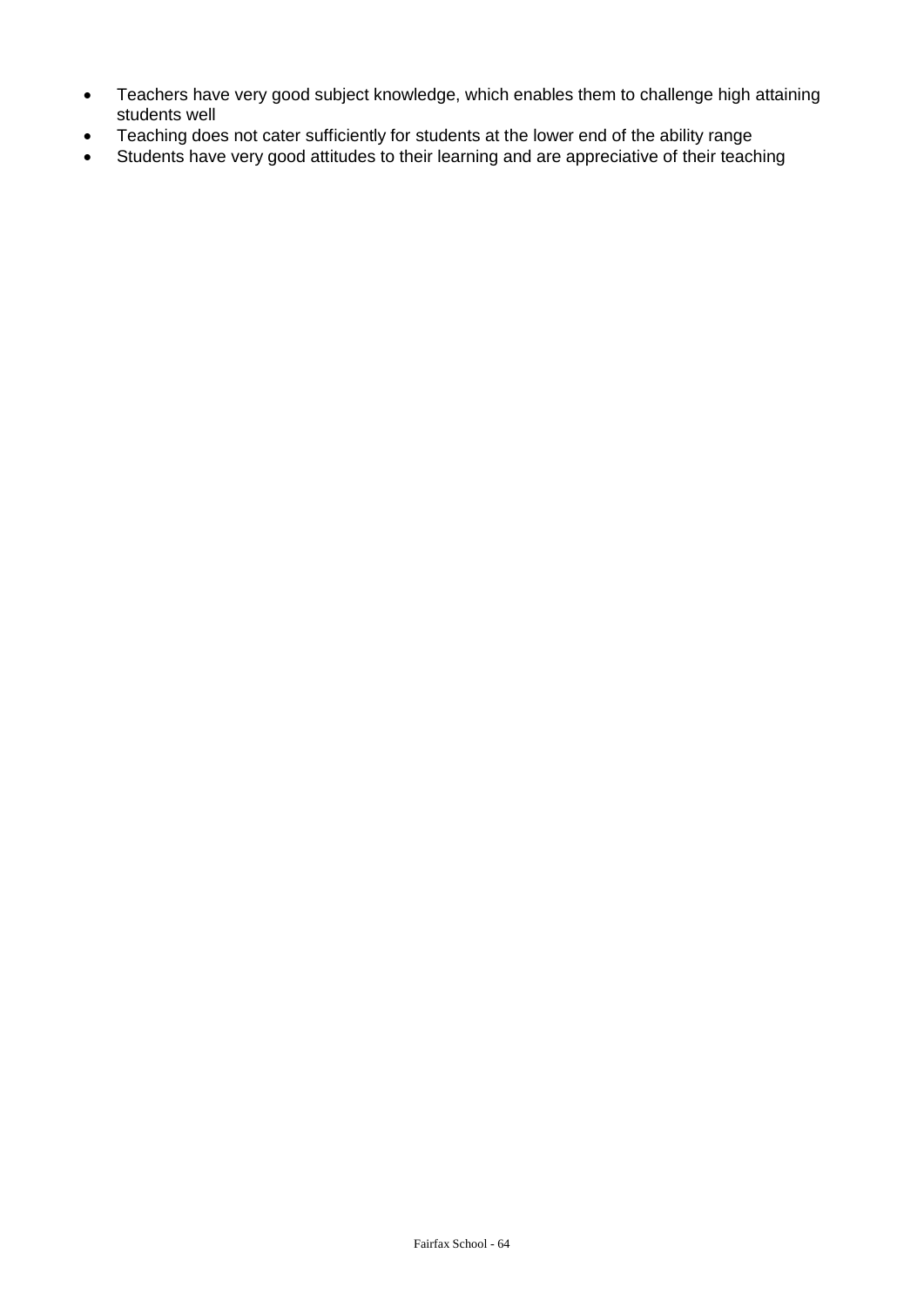- Teachers have very good subject knowledge, which enables them to challenge high attaining students well
- Teaching does not cater sufficiently for students at the lower end of the ability range
- Students have very good attitudes to their learning and are appreciative of their teaching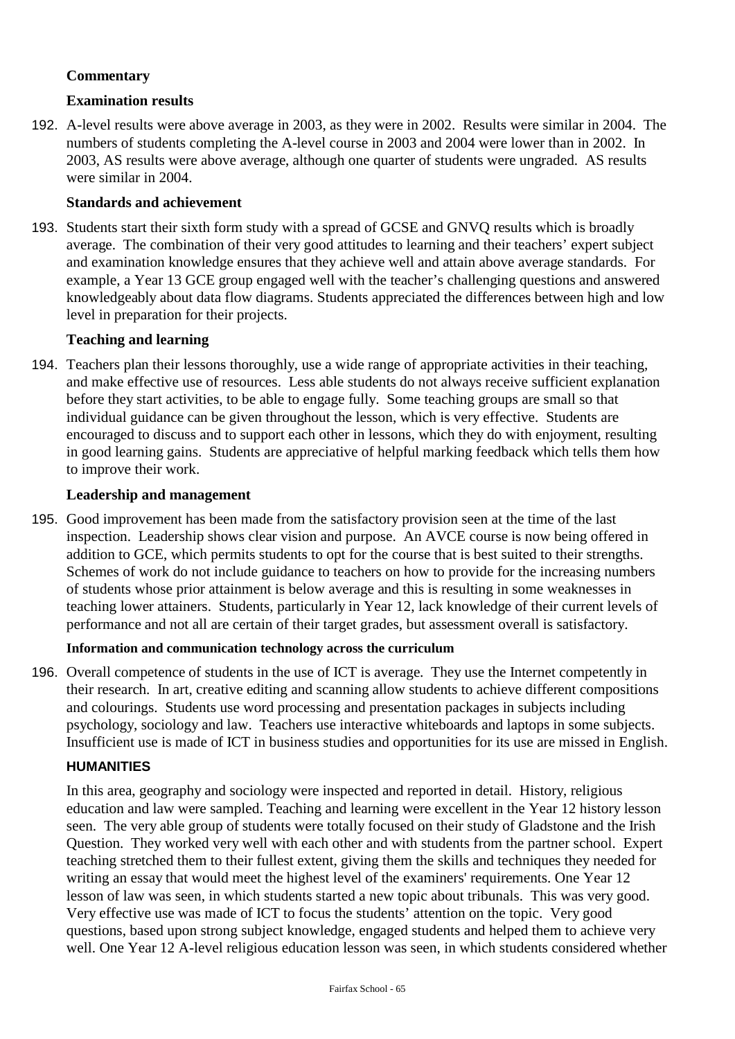**Commentary**

**Examination results**

192. A-level results were above average in 2003, as they were in 2002. Results were similar in 2004. The numbers of students completing the A-level course in 2003 and 2004 were lower than in 2002. In 2003, AS results were above average, although one quarter of students were ungraded. AS results were similar in 2004.

**Standards and achievement**

193. Students start their sixth form study with a spread of GCSE and GNVQ results which is broadly average. The combination of their very good attitudes to learning and their teachers' expert subject and examination knowledge ensures that they achieve well and attain above average standards. For example, a Year 13 GCE group engaged well with the teacher's challenging questions and answered knowledgeably about data flow diagrams. Students appreciated the differences between high and low level in preparation for their projects.

**Teaching and learning**

194. Teachers plan their lessons thoroughly, use a wide range of appropriate activities in their teaching, and make effective use of resources. Less able students do not always receive sufficient explanation before they start activities, to be able to engage fully. Some teaching groups are small so that individual guidance can be given throughout the lesson, which is very effective. Students are encouraged to discuss and to support each other in lessons, which they do with enjoyment, resulting in good learning gains. Students are appreciative of helpful marking feedback which tells them how to improve their work.

**Leadership and management**

195. Good improvement has been made from the satisfactory provision seen at the time of the last inspection. Leadership shows clear vision and purpose. An AVCE course is now being offered in addition to GCE, which permits students to opt for the course that is best suited to their strengths. Schemes of work do not include guidance to teachers on how to provide for the increasing numbers of students whose prior attainment is below average and this is resulting in some weaknesses in teaching lower attainers. Students, particularly in Year 12, lack knowledge of their current levels of performance and not all are certain of their target grades, but assessment overall is satisfactory.

**Information and communication technology across the curriculum**

196. Overall competence of students in the use of ICT is average. They use the Internet competently in their research. In art, creative editing and scanning allow students to achieve different compositions and colourings. Students use word processing and presentation packages in subjects including psychology, sociology and law. Teachers use interactive whiteboards and laptops in some subjects. Insufficient use is made of ICT in business studies and opportunities for its use are missed in English.

## HUMANITIES

In this area, geography and sociology were inspected and reported in detail. History, religious education and law were sampled. Teaching and learning were excellent in the Year 12 history lesson seen. The very able group of students were totally focused on their study of Gladstone and the Irish Question. They worked very well with each other and with students from the partner school. Expert teaching stretched them to their fullest extent, giving them the skills and techniques they needed for writing an essay that would meet the highest level of the examiners' requirements. One Year 12 lesson of law was seen, in which students started a new topic about tribunals. This was very good. Very effective use was made of ICT to focus the students' attention on the topic. Very good questions, based upon strong subject knowledge, engaged students and helped them to achieve very well. One Year 12 A-level religious education lesson was seen, in which students considered whether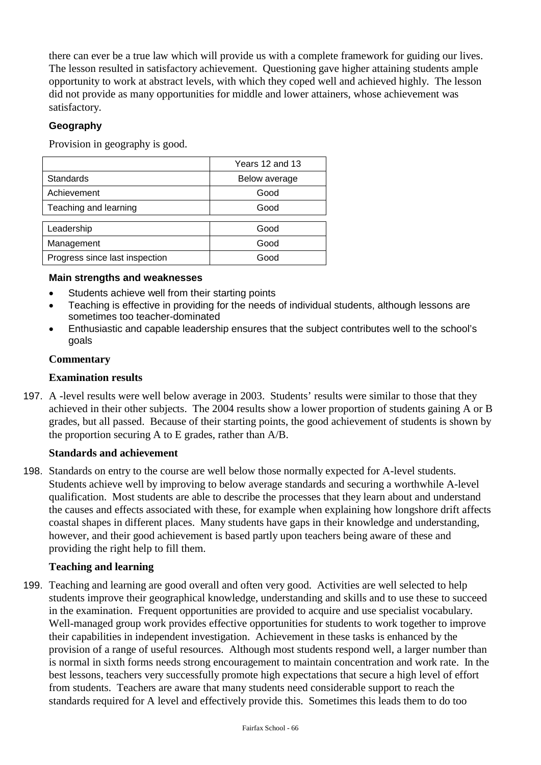there can ever be a true law which will provide us with a complete framework for guiding our lives. The lesson resulted in satisfactory achievement. Questioning gave higher attaining students ample opportunity to work at abstract levels, with which they coped well and achieved highly. The lesson did not provide as many opportunities for middle and lower attainers, whose achievement was satisfactory.

### Geography

Provision in geography is good.

| | Years 12 and 13 |
|---|---|
| Standards | Below average |
| Achievement | Good |
| Teaching and learning | Good |
| Leadership | Good |
| Management | Good |
| Progress since last inspection | Good |

**Main strengths and weaknesses**

- Students achieve well from their starting points
- Teaching is effective in providing for the needs of individual students, although lessons are sometimes too teacher-dominated
- Enthusiastic and capable leadership ensures that the subject contributes well to the school's goals

**Commentary**

**Examination results**

197. A -level results were well below average in 2003. Students' results were similar to those that they achieved in their other subjects. The 2004 results show a lower proportion of students gaining A or B grades, but all passed. Because of their starting points, the good achievement of students is shown by the proportion securing A to E grades, rather than A/B.

**Standards and achievement**

198. Standards on entry to the course are well below those normally expected for A-level students. Students achieve well by improving to below average standards and securing a worthwhile A-level qualification. Most students are able to describe the processes that they learn about and understand the causes and effects associated with these, for example when explaining how longshore drift affects coastal shapes in different places. Many students have gaps in their knowledge and understanding, however, and their good achievement is based partly upon teachers being aware of these and providing the right help to fill them.

**Teaching and learning**

199. Teaching and learning are good overall and often very good. Activities are well selected to help students improve their geographical knowledge, understanding and skills and to use these to succeed in the examination. Frequent opportunities are provided to acquire and use specialist vocabulary. Well-managed group work provides effective opportunities for students to work together to improve their capabilities in independent investigation. Achievement in these tasks is enhanced by the provision of a range of useful resources. Although most students respond well, a larger number than is normal in sixth forms needs strong encouragement to maintain concentration and work rate. In the best lessons, teachers very successfully promote high expectations that secure a high level of effort from students. Teachers are aware that many students need considerable support to reach the standards required for A level and effectively provide this. Sometimes this leads them to do too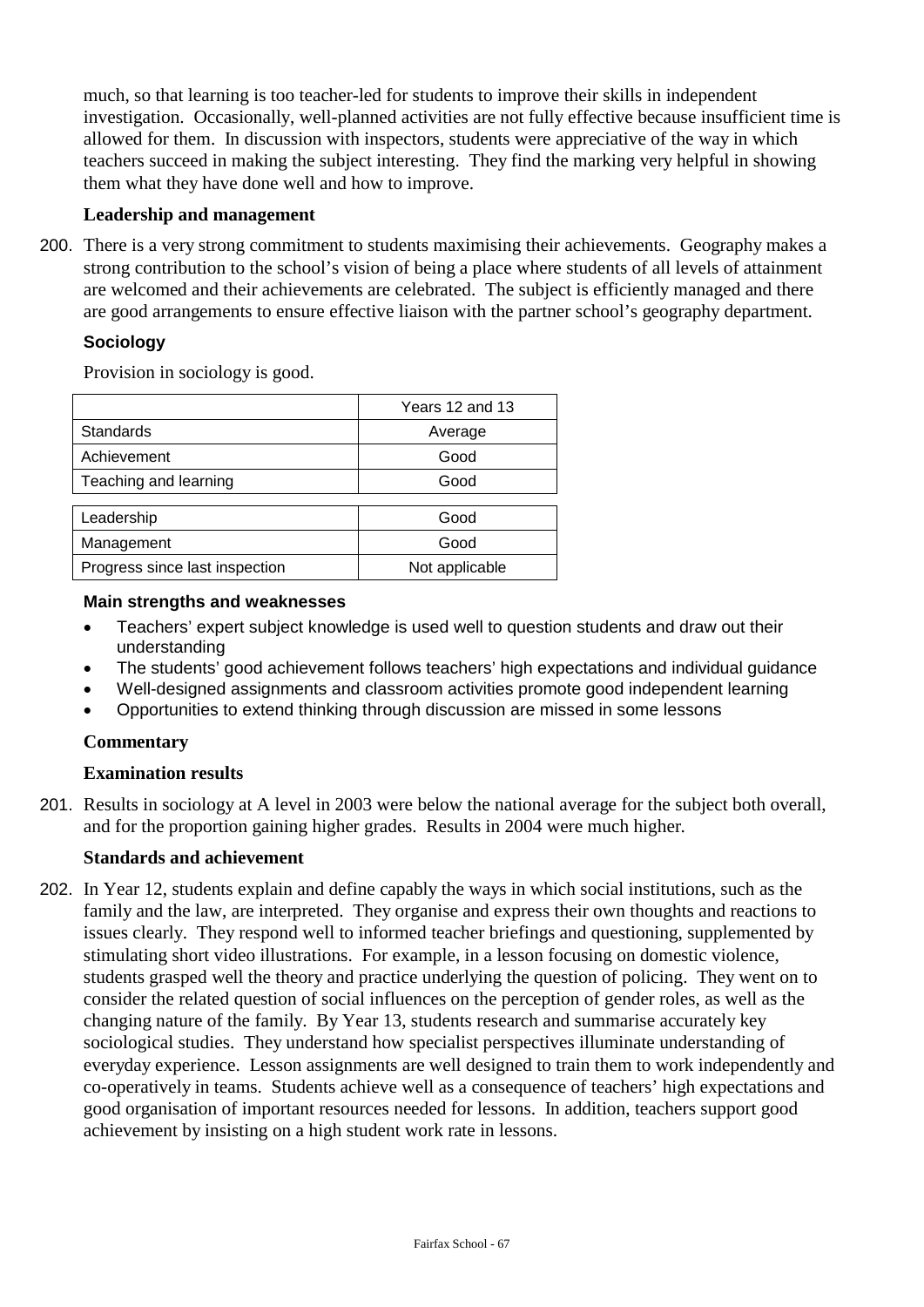much, so that learning is too teacher-led for students to improve their skills in independent investigation. Occasionally, well-planned activities are not fully effective because insufficient time is allowed for them. In discussion with inspectors, students were appreciative of the way in which teachers succeed in making the subject interesting. They find the marking very helpful in showing them what they have done well and how to improve.

**Leadership and management**

200. There is a very strong commitment to students maximising their achievements. Geography makes a strong contribution to the school's vision of being a place where students of all levels of attainment are welcomed and their achievements are celebrated. The subject is efficiently managed and there are good arrangements to ensure effective liaison with the partner school's geography department.

### Sociology

Provision in sociology is good.

| | Years 12 and 13 |
|---|---|
| Standards | Average |
| Achievement | Good |
| Teaching and learning | Good |
| Leadership | Good |
| Management | Good |
| Progress since last inspection | Not applicable |

**Main strengths and weaknesses**

- Teachers' expert subject knowledge is used well to question students and draw out their understanding
- The students' good achievement follows teachers' high expectations and individual guidance
- Well-designed assignments and classroom activities promote good independent learning
- Opportunities to extend thinking through discussion are missed in some lessons

**Commentary**

**Examination results**

201. Results in sociology at A level in 2003 were below the national average for the subject both overall, and for the proportion gaining higher grades. Results in 2004 were much higher.

**Standards and achievement**

202. In Year 12, students explain and define capably the ways in which social institutions, such as the family and the law, are interpreted. They organise and express their own thoughts and reactions to issues clearly. They respond well to informed teacher briefings and questioning, supplemented by stimulating short video illustrations. For example, in a lesson focusing on domestic violence, students grasped well the theory and practice underlying the question of policing. They went on to consider the related question of social influences on the perception of gender roles, as well as the changing nature of the family. By Year 13, students research and summarise accurately key sociological studies. They understand how specialist perspectives illuminate understanding of everyday experience. Lesson assignments are well designed to train them to work independently and co-operatively in teams. Students achieve well as a consequence of teachers' high expectations and good organisation of important resources needed for lessons. In addition, teachers support good achievement by insisting on a high student work rate in lessons.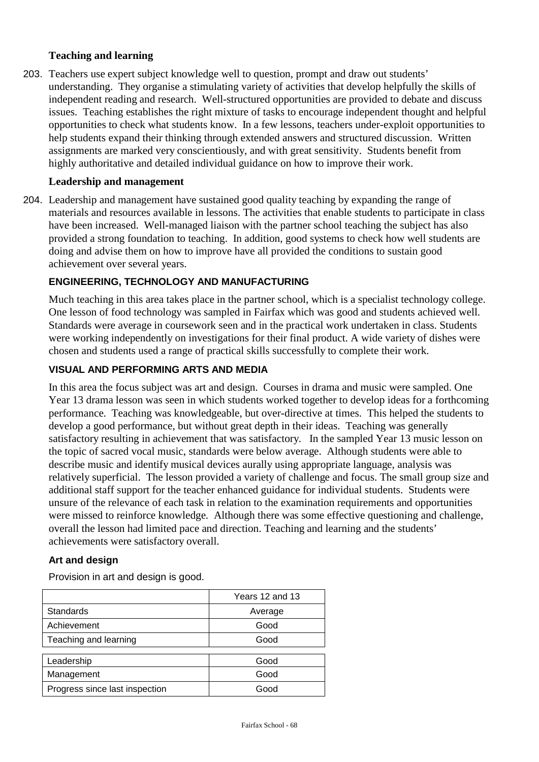### Teaching and learning

203. Teachers use expert subject knowledge well to question, prompt and draw out students' understanding. They organise a stimulating variety of activities that develop helpfully the skills of independent reading and research. Well-structured opportunities are provided to debate and discuss issues. Teaching establishes the right mixture of tasks to encourage independent thought and helpful opportunities to check what students know. In a few lessons, teachers under-exploit opportunities to help students expand their thinking through extended answers and structured discussion. Written assignments are marked very conscientiously, and with great sensitivity. Students benefit from highly authoritative and detailed individual guidance on how to improve their work.

### Leadership and management

204. Leadership and management have sustained good quality teaching by expanding the range of materials and resources available in lessons. The activities that enable students to participate in class have been increased. Well-managed liaison with the partner school teaching the subject has also provided a strong foundation to teaching. In addition, good systems to check how well students are doing and advise them on how to improve have all provided the conditions to sustain good achievement over several years.

## ENGINEERING, TECHNOLOGY AND MANUFACTURING

Much teaching in this area takes place in the partner school, which is a specialist technology college. One lesson of food technology was sampled in Fairfax which was good and students achieved well. Standards were average in coursework seen and in the practical work undertaken in class. Students were working independently on investigations for their final product. A wide variety of dishes were chosen and students used a range of practical skills successfully to complete their work.

## VISUAL AND PERFORMING ARTS AND MEDIA

In this area the focus subject was art and design. Courses in drama and music were sampled. One Year 13 drama lesson was seen in which students worked together to develop ideas for a forthcoming performance. Teaching was knowledgeable, but over-directive at times. This helped the students to develop a good performance, but without great depth in their ideas. Teaching was generally satisfactory resulting in achievement that was satisfactory. In the sampled Year 13 music lesson on the topic of sacred vocal music, standards were below average. Although students were able to describe music and identify musical devices aurally using appropriate language, analysis was relatively superficial. The lesson provided a variety of challenge and focus. The small group size and additional staff support for the teacher enhanced guidance for individual students. Students were unsure of the relevance of each task in relation to the examination requirements and opportunities were missed to reinforce knowledge. Although there was some effective questioning and challenge, overall the lesson had limited pace and direction. Teaching and learning and the students' achievements were satisfactory overall.

### Art and design

Provision in art and design is good.

| | Years 12 and 13 |
|---|---|
| Standards | Average |
| Achievement | Good |
| Teaching and learning | Good |
| Leadership | Good |
| Management | Good |
| Progress since last inspection | Good |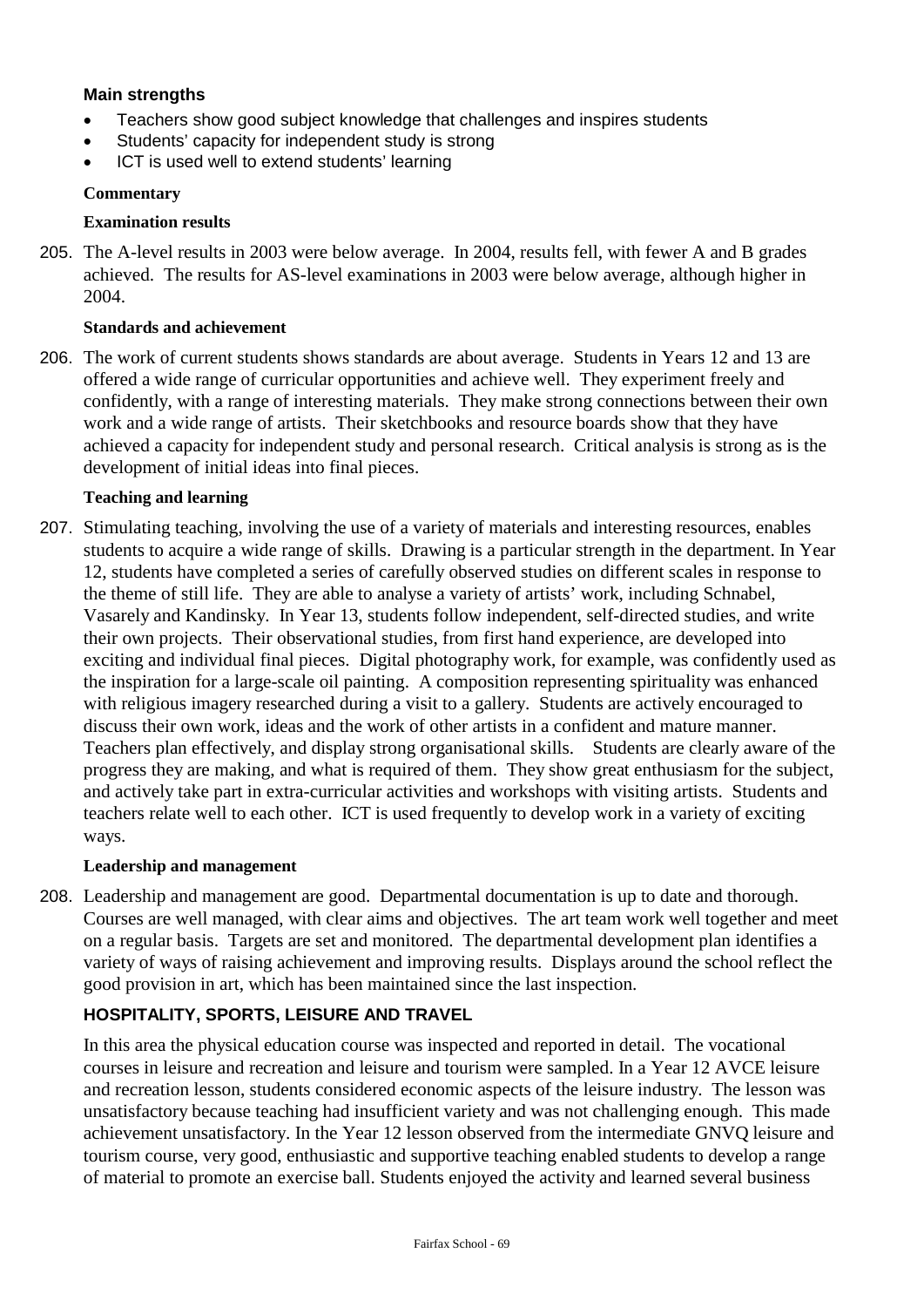**Main strengths**

- Teachers show good subject knowledge that challenges and inspires students
- Students' capacity for independent study is strong
- ICT is used well to extend students' learning

**Commentary**

**Examination results**

205. The A-level results in 2003 were below average. In 2004, results fell, with fewer A and B grades achieved. The results for AS-level examinations in 2003 were below average, although higher in 2004.

**Standards and achievement**

206. The work of current students shows standards are about average. Students in Years 12 and 13 are offered a wide range of curricular opportunities and achieve well. They experiment freely and confidently, with a range of interesting materials. They make strong connections between their own work and a wide range of artists. Their sketchbooks and resource boards show that they have achieved a capacity for independent study and personal research. Critical analysis is strong as is the development of initial ideas into final pieces.

**Teaching and learning**

207. Stimulating teaching, involving the use of a variety of materials and interesting resources, enables students to acquire a wide range of skills. Drawing is a particular strength in the department. In Year 12, students have completed a series of carefully observed studies on different scales in response to the theme of still life. They are able to analyse a variety of artists' work, including Schnabel, Vasarely and Kandinsky. In Year 13, students follow independent, self-directed studies, and write their own projects. Their observational studies, from first hand experience, are developed into exciting and individual final pieces. Digital photography work, for example, was confidently used as the inspiration for a large-scale oil painting. A composition representing spirituality was enhanced with religious imagery researched during a visit to a gallery. Students are actively encouraged to discuss their own work, ideas and the work of other artists in a confident and mature manner. Teachers plan effectively, and display strong organisational skills. Students are clearly aware of the progress they are making, and what is required of them. They show great enthusiasm for the subject, and actively take part in extra-curricular activities and workshops with visiting artists. Students and teachers relate well to each other. ICT is used frequently to develop work in a variety of exciting ways.

**Leadership and management**

208. Leadership and management are good. Departmental documentation is up to date and thorough. Courses are well managed, with clear aims and objectives. The art team work well together and meet on a regular basis. Targets are set and monitored. The departmental development plan identifies a variety of ways of raising achievement and improving results. Displays around the school reflect the good provision in art, which has been maintained since the last inspection.

## HOSPITALITY, SPORTS, LEISURE AND TRAVEL

In this area the physical education course was inspected and reported in detail. The vocational courses in leisure and recreation and leisure and tourism were sampled. In a Year 12 AVCE leisure and recreation lesson, students considered economic aspects of the leisure industry. The lesson was unsatisfactory because teaching had insufficient variety and was not challenging enough. This made achievement unsatisfactory. In the Year 12 lesson observed from the intermediate GNVQ leisure and tourism course, very good, enthusiastic and supportive teaching enabled students to develop a range of material to promote an exercise ball. Students enjoyed the activity and learned several business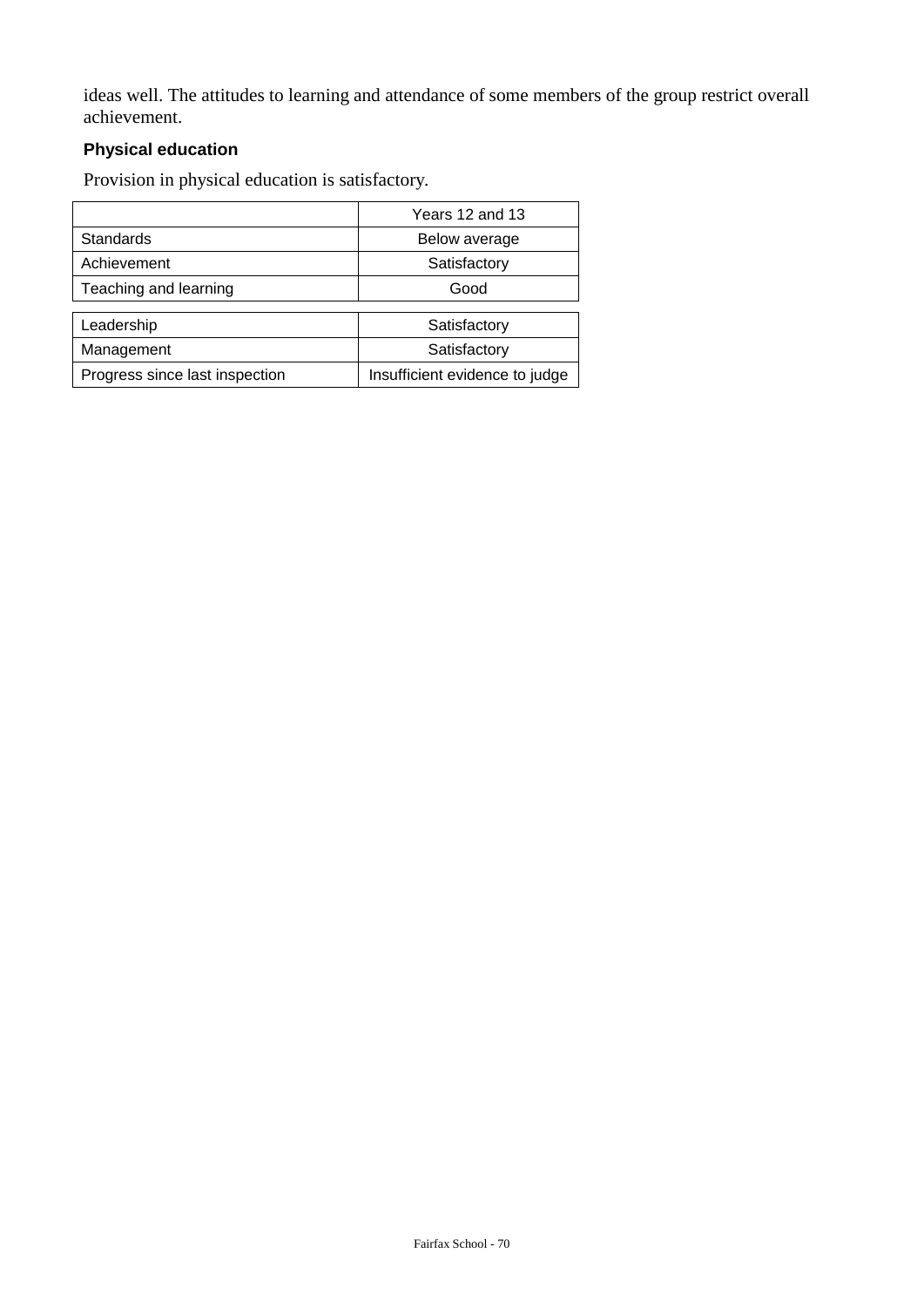ideas well. The attitudes to learning and attendance of some members of the group restrict overall achievement.

### Physical education

Provision in physical education is satisfactory.

| | Years 12 and 13 |
|---|---|
| Standards | Below average |
| Achievement | Satisfactory |
| Teaching and learning | Good |

| | |
|---|---|
| Leadership | Satisfactory |
| Management | Satisfactory |
| Progress since last inspection | Insufficient evidence to judge |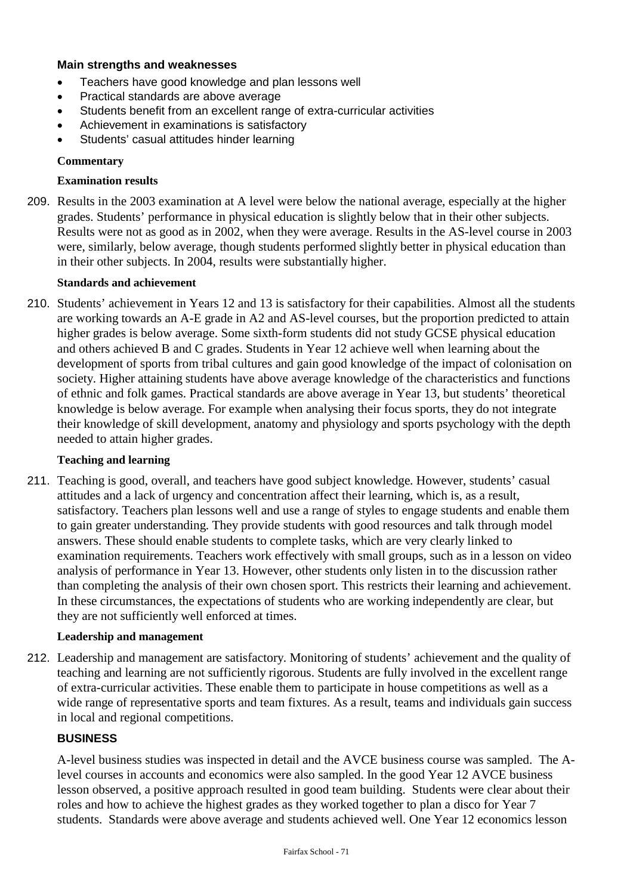**Main strengths and weaknesses**

- Teachers have good knowledge and plan lessons well
- Practical standards are above average
- Students benefit from an excellent range of extra-curricular activities
- Achievement in examinations is satisfactory
- Students' casual attitudes hinder learning

**Commentary**

**Examination results**

209. Results in the 2003 examination at A level were below the national average, especially at the higher grades. Students' performance in physical education is slightly below that in their other subjects. Results were not as good as in 2002, when they were average. Results in the AS-level course in 2003 were, similarly, below average, though students performed slightly better in physical education than in their other subjects. In 2004, results were substantially higher.

**Standards and achievement**

210. Students' achievement in Years 12 and 13 is satisfactory for their capabilities. Almost all the students are working towards an A-E grade in A2 and AS-level courses, but the proportion predicted to attain higher grades is below average. Some sixth-form students did not study GCSE physical education and others achieved B and C grades. Students in Year 12 achieve well when learning about the development of sports from tribal cultures and gain good knowledge of the impact of colonisation on society. Higher attaining students have above average knowledge of the characteristics and functions of ethnic and folk games. Practical standards are above average in Year 13, but students' theoretical knowledge is below average. For example when analysing their focus sports, they do not integrate their knowledge of skill development, anatomy and physiology and sports psychology with the depth needed to attain higher grades.

**Teaching and learning**

211. Teaching is good, overall, and teachers have good subject knowledge. However, students' casual attitudes and a lack of urgency and concentration affect their learning, which is, as a result, satisfactory. Teachers plan lessons well and use a range of styles to engage students and enable them to gain greater understanding. They provide students with good resources and talk through model answers. These should enable students to complete tasks, which are very clearly linked to examination requirements. Teachers work effectively with small groups, such as in a lesson on video analysis of performance in Year 13. However, other students only listen in to the discussion rather than completing the analysis of their own chosen sport. This restricts their learning and achievement. In these circumstances, the expectations of students who are working independently are clear, but they are not sufficiently well enforced at times.

**Leadership and management**

212. Leadership and management are satisfactory. Monitoring of students' achievement and the quality of teaching and learning are not sufficiently rigorous. Students are fully involved in the excellent range of extra-curricular activities. These enable them to participate in house competitions as well as a wide range of representative sports and team fixtures. As a result, teams and individuals gain success in local and regional competitions.

## BUSINESS

A-level business studies was inspected in detail and the AVCE business course was sampled. The A-level courses in accounts and economics were also sampled. In the good Year 12 AVCE business lesson observed, a positive approach resulted in good team building. Students were clear about their roles and how to achieve the highest grades as they worked together to plan a disco for Year 7 students. Standards were above average and students achieved well. One Year 12 economics lesson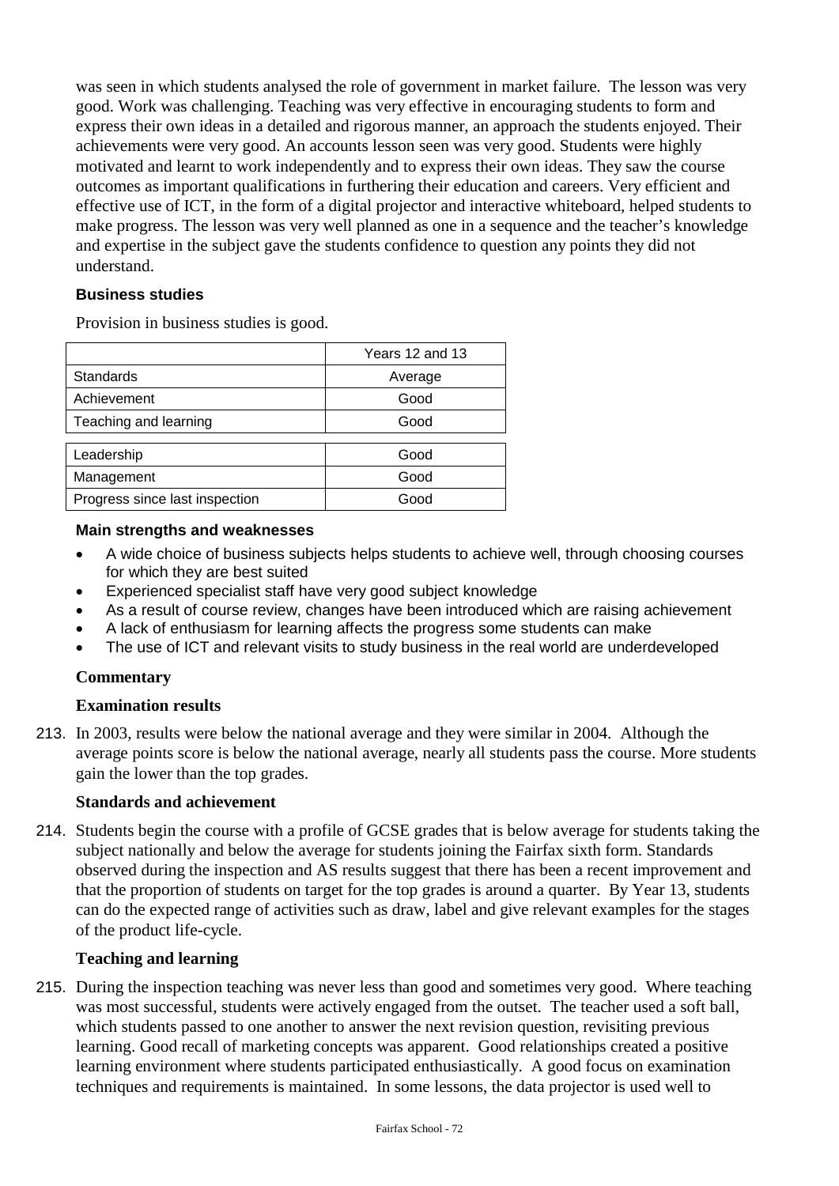was seen in which students analysed the role of government in market failure. The lesson was very good. Work was challenging. Teaching was very effective in encouraging students to form and express their own ideas in a detailed and rigorous manner, an approach the students enjoyed. Their achievements were very good. An accounts lesson seen was very good. Students were highly motivated and learnt to work independently and to express their own ideas. They saw the course outcomes as important qualifications in furthering their education and careers. Very efficient and effective use of ICT, in the form of a digital projector and interactive whiteboard, helped students to make progress. The lesson was very well planned as one in a sequence and the teacher's knowledge and expertise in the subject gave the students confidence to question any points they did not understand.

### Business studies

Provision in business studies is good.

| | Years 12 and 13 |
|---|---|
| Standards | Average |
| Achievement | Good |
| Teaching and learning | Good |
| Leadership | Good |
| Management | Good |
| Progress since last inspection | Good |

#### Main strengths and weaknesses

- A wide choice of business subjects helps students to achieve well, through choosing courses for which they are best suited
- Experienced specialist staff have very good subject knowledge
- As a result of course review, changes have been introduced which are raising achievement
- A lack of enthusiasm for learning affects the progress some students can make
- The use of ICT and relevant visits to study business in the real world are underdeveloped

#### Commentary

#### Examination results

213. In 2003, results were below the national average and they were similar in 2004. Although the average points score is below the national average, nearly all students pass the course. More students gain the lower than the top grades.

#### Standards and achievement

214. Students begin the course with a profile of GCSE grades that is below average for students taking the subject nationally and below the average for students joining the Fairfax sixth form. Standards observed during the inspection and AS results suggest that there has been a recent improvement and that the proportion of students on target for the top grades is around a quarter. By Year 13, students can do the expected range of activities such as draw, label and give relevant examples for the stages of the product life-cycle.

#### Teaching and learning

215. During the inspection teaching was never less than good and sometimes very good. Where teaching was most successful, students were actively engaged from the outset. The teacher used a soft ball, which students passed to one another to answer the next revision question, revisiting previous learning. Good recall of marketing concepts was apparent. Good relationships created a positive learning environment where students participated enthusiastically. A good focus on examination techniques and requirements is maintained. In some lessons, the data projector is used well to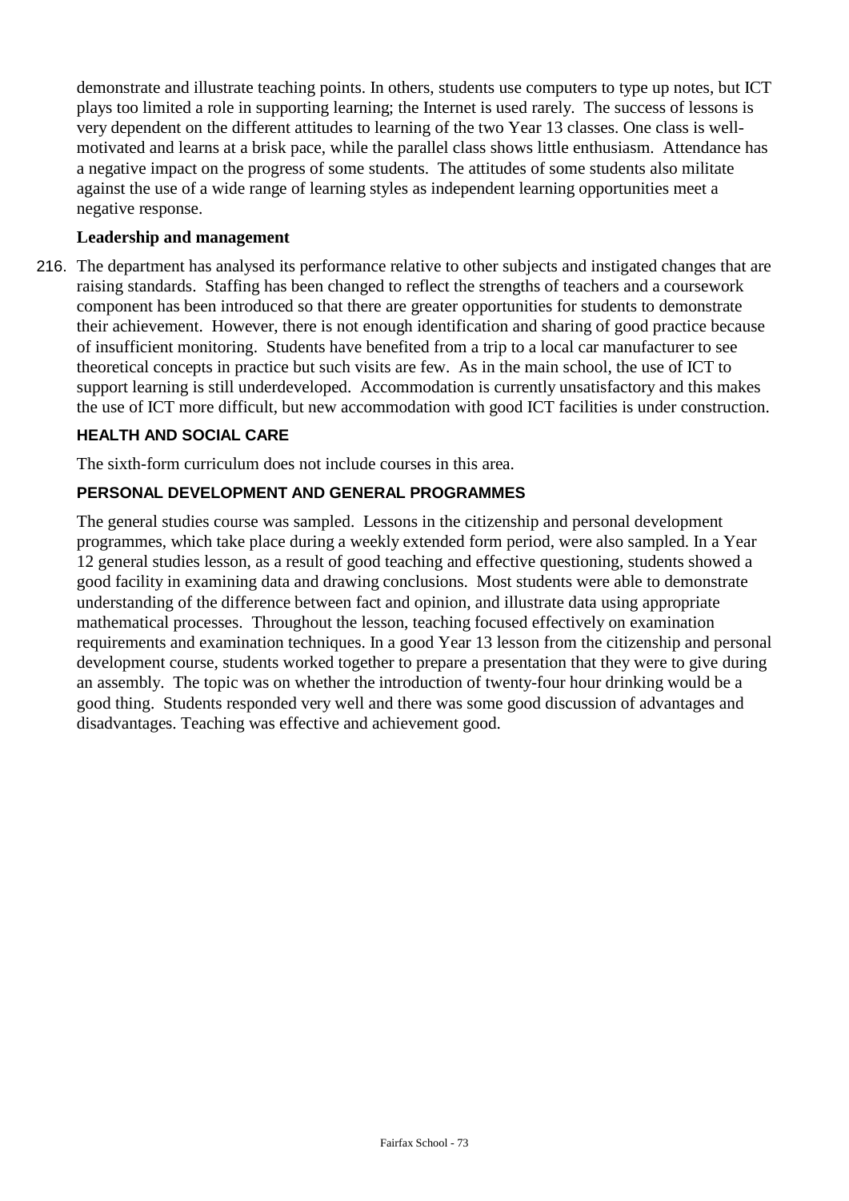demonstrate and illustrate teaching points. In others, students use computers to type up notes, but ICT plays too limited a role in supporting learning; the Internet is used rarely. The success of lessons is very dependent on the different attitudes to learning of the two Year 13 classes. One class is well-motivated and learns at a brisk pace, while the parallel class shows little enthusiasm. Attendance has a negative impact on the progress of some students. The attitudes of some students also militate against the use of a wide range of learning styles as independent learning opportunities meet a negative response.

**Leadership and management**

216. The department has analysed its performance relative to other subjects and instigated changes that are raising standards. Staffing has been changed to reflect the strengths of teachers and a coursework component has been introduced so that there are greater opportunities for students to demonstrate their achievement. However, there is not enough identification and sharing of good practice because of insufficient monitoring. Students have benefited from a trip to a local car manufacturer to see theoretical concepts in practice but such visits are few. As in the main school, the use of ICT to support learning is still underdeveloped. Accommodation is currently unsatisfactory and this makes the use of ICT more difficult, but new accommodation with good ICT facilities is under construction.

### HEALTH AND SOCIAL CARE

The sixth-form curriculum does not include courses in this area.

### PERSONAL DEVELOPMENT AND GENERAL PROGRAMMES

The general studies course was sampled. Lessons in the citizenship and personal development programmes, which take place during a weekly extended form period, were also sampled. In a Year 12 general studies lesson, as a result of good teaching and effective questioning, students showed a good facility in examining data and drawing conclusions. Most students were able to demonstrate understanding of the difference between fact and opinion, and illustrate data using appropriate mathematical processes. Throughout the lesson, teaching focused effectively on examination requirements and examination techniques. In a good Year 13 lesson from the citizenship and personal development course, students worked together to prepare a presentation that they were to give during an assembly. The topic was on whether the introduction of twenty-four hour drinking would be a good thing. Students responded very well and there was some good discussion of advantages and disadvantages. Teaching was effective and achievement good.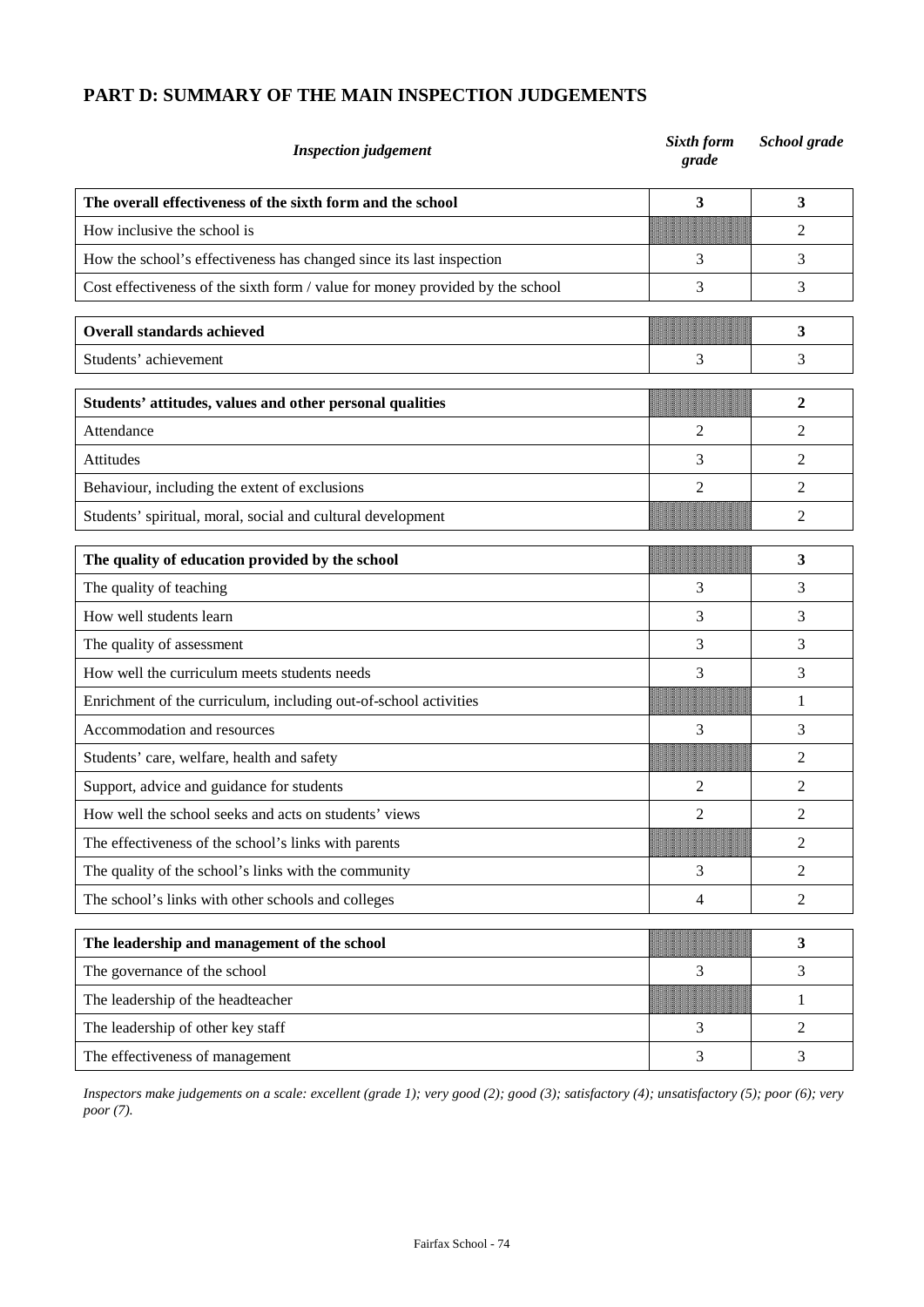## PART D: SUMMARY OF THE MAIN INSPECTION JUDGEMENTS

| *Inspection judgement* | *Sixth form grade* | *School grade* |
|---|---|---|
| **The overall effectiveness of the sixth form and the school** | **3** | **3** |
| How inclusive the school is | | 2 |
| How the school's effectiveness has changed since its last inspection | 3 | 3 |
| Cost effectiveness of the sixth form / value for money provided by the school | 3 | 3 |
| **Overall standards achieved** | | **3** |
| Students' achievement | 3 | 3 |
| **Students' attitudes, values and other personal qualities** | | **2** |
| Attendance | 2 | 2 |
| Attitudes | 3 | 2 |
| Behaviour, including the extent of exclusions | 2 | 2 |
| Students' spiritual, moral, social and cultural development | | 2 |
| **The quality of education provided by the school** | | **3** |
| The quality of teaching | 3 | 3 |
| How well students learn | 3 | 3 |
| The quality of assessment | 3 | 3 |
| How well the curriculum meets students needs | 3 | 3 |
| Enrichment of the curriculum, including out-of-school activities | | 1 |
| Accommodation and resources | 3 | 3 |
| Students' care, welfare, health and safety | | 2 |
| Support, advice and guidance for students | 2 | 2 |
| How well the school seeks and acts on students' views | 2 | 2 |
| The effectiveness of the school's links with parents | | 2 |
| The quality of the school's links with the community | 3 | 2 |
| The school's links with other schools and colleges | 4 | 2 |
| **The leadership and management of the school** | | **3** |
| The governance of the school | 3 | 3 |
| The leadership of the headteacher | | 1 |
| The leadership of other key staff | 3 | 2 |
| The effectiveness of management | 3 | 3 |

*Inspectors make judgements on a scale: excellent (grade 1); very good (2); good (3); satisfactory (4); unsatisfactory (5); poor (6); very poor (7).*